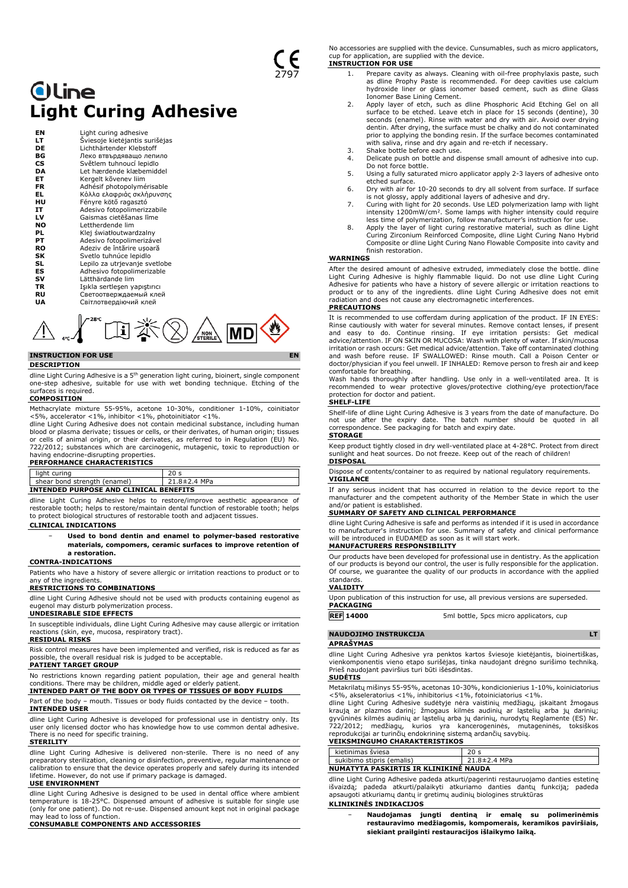CE 2797

# dline
# Light Curing Adhesive

| | |
|---|---|
| **EN** | Light curing adhesive |
| **LT** | Šviesoje kietėjantis surišėjas |
| **DE** | Lichthärtender Klebstoff |
| **BG** | Леко втвърдяващо лепило |
| **CS** | Světlem tuhnoucí lepidlo |
| **DA** | Let hærdende klæbemiddel |
| **ET** | Kergelt kõvenev liim |
| **FR** | Adhésif photopolymérisable |
| **EL** | Κόλλα ελαφριάς σκλήρυνσης |
| **HU** | Fényre kötő ragasztó |
| **IT** | Adesivo fotopolimerizzabile |
| **LV** | Gaismas cietēšanas līme |
| **NO** | Lettherdende lim |
| **PL** | Klej światłoutwardzalny |
| **PT** | Adesivo fotopolimerizável |
| **RO** | Adeziv de întărire ușoară |
| **SK** | Svetlo tuhnúce lepidlo |
| **SL** | Lepilo za utrjevanje svetlobe |
| **ES** | Adhesivo fotopolimerizable |
| **SV** | Lätthärdande lim |
| **TR** | Işıkla sertleşen yapıştırıcı |
| **RU** | Светоотверждаемый клей |
| **UA** | Світлотвердіючий клей |

28°C 4°C NON STERILE MD

## INSTRUCTION FOR USE — EN

### DESCRIPTION

dline Light Curing Adhesive is a 5th generation light curing, bioinert, single component one-step adhesive, suitable for use with wet bonding technique. Etching of the surfaces is required.

### COMPOSITION

Methacrylate mixture 55-95%, acetone 10-30%, conditioner 1-10%, coinitiator <5%, accelerator <1%, inhibitor <1%, photoinitiator <1%.

dline Light Curing Adhesive does not contain medicinal substance, including human blood or plasma derivate; tissues or cells, or their derivates, of human origin; tissues or cells of animal origin, or their derivates, as referred to in Regulation (EU) No. 722/2012; substances which are carcinogenic, mutagenic, toxic to reproduction or having endocrine-disrupting properties.

### PERFORMANCE CHARACTERISTICS

| | |
|---|---|
| light curing | 20 s |
| shear bond strength (enamel) | 21.8±2.4 MPa |

### INTENDED PURPOSE AND CLINICAL BENEFITS

dline Light Curing Adhesive helps to restore/improve aesthetic appearance of restorable tooth; helps to restore/maintain dental function of restorable tooth; helps to protect biological structures of restorable tooth and adjacent tissues.

### CLINICAL INDICATIONS

- **Used to bond dentin and enamel to polymer-based restorative materials, compomers, ceramic surfaces to improve retention of a restoration.**

### CONTRA-INDICATIONS

Patients who have a history of severe allergic or irritation reactions to product or to any of the ingredients.

### RESTRICTIONS TO COMBINATIONS

dline Light Curing Adhesive should not be used with products containing eugenol as eugenol may disturb polymerization process.

### UNDESIRABLE SIDE EFFECTS

In susceptible individuals, dline Light Curing Adhesive may cause allergic or irritation reactions (skin, eye, mucosa, respiratory tract).

### RESIDUAL RISKS

Risk control measures have been implemented and verified, risk is reduced as far as possible, the overall residual risk is judged to be acceptable.

### PATIENT TARGET GROUP

No restrictions known regarding patient population, their age and general health conditions. There may be children, middle aged or elderly patient.

### INTENDED PART OF THE BODY OR TYPES OF TISSUES OF BODY FLUIDS

Part of the body – mouth. Tissues or body fluids contacted by the device – tooth.

### INTENDED USER

dline Light Curing Adhesive is developed for professional use in dentistry only. Its user only licensed doctor who has knowledge how to use common dental adhesive. There is no need for specific training.

### STERILITY

dline Light Curing Adhesive is delivered non-sterile. There is no need of any preparatory sterilization, cleaning or disinfection, preventive, regular maintenance or calibration to ensure that the device operates properly and safely during its intended lifetime. However, do not use if primary package is damaged.

### USE ENVIRONMENT

dline Light Curing Adhesive is designed to be used in dental office where ambient temperature is 18-25°C. Dispensed amount of adhesive is suitable for single use (only for one patient). Do not re-use. Dispensed amount kept not in original package may lead to loss of function.

### CONSUMABLE COMPONENTS AND ACCESSORIES

No accessories are supplied with the device. Cunsumables, such as micro applicators, cup for application, are supplied with the device.

### INSTRUCTION FOR USE

1. Prepare cavity as always. Cleaning with oil-free prophylaxis paste, such as dline Prophy Paste is recommended. For deep cavities use calcium hydroxide liner or glass ionomer based cement, such as dline Glass Ionomer Base Lining Cement.
2. Apply layer of etch, such as dline Phosphoric Acid Etching Gel on all surface to be etched. Leave etch in place for 15 seconds (dentine), 30 seconds (enamel). Rinse with water and dry with air. Avoid over drying dentin. After drying, the surface must be chalky and do not contaminated prior to applying the bonding resin. If the surface becomes contaminated with saliva, rinse and dry again and re-etch if necessary.
3. Shake bottle before each use.
4. Delicate push on bottle and dispense small amount of adhesive into cup. Do not force bottle.
5. Using a fully saturated micro applicator apply 2-3 layers of adhesive onto etched surface.
6. Dry with air for 10-20 seconds to dry all solvent from surface. If surface is not glossy, apply additional layers of adhesive and dry.
7. Curing with light for 20 seconds. Use LED polymerization lamp with light intensity 1200mW/cm². Some lamps with higher intensity could require less time of polymerization, follow manufacturer's instruction for use.
8. Apply the layer of light curing restorative material, such as dline Light Curing Zirconium Reinforced Composite, dline Light Curing Nano Hybrid Composite or dline Light Curing Nano Flowable Composite into cavity and finish restoration.

### WARNINGS

After the desired amount of adhesive extruded, immediately close the bottle. dline Light Curing Adhesive is highly flammable liquid. Do not use dline Light Curing Adhesive for patients who have a history of severe allergic or irritation reactions to product or to any of the ingredients. dline Light Curing Adhesive does not emit radiation and does not cause any electromagnetic interferences.

### PRECAUTIONS

It is recommended to use cofferdam during application of the product. IF IN EYES: Rinse cautiously with water for several minutes. Remove contact lenses, if present and easy to do. Continue rinsing. If eye irritation persists: Get medical advice/attention. IF ON SKIN OR MUCOSA: Wash with plenty of water. If skin/mucosa irritation or rash occurs: Get medical advice/attention. Take off contaminated clothing and wash before reuse. IF SWALLOWED: Rinse mouth. Call a Poison Center or doctor/physician if you feel unwell. IF INHALED: Remove person to fresh air and keep comfortable for breathing.

Wash hands thoroughly after handling. Use only in a well-ventilated area. It is recommended to wear protective gloves/protective clothing/eye protection/face protection for doctor and patient.

### SHELF-LIFE

Shelf-life of dline Light Curing Adhesive is 3 years from the date of manufacture. Do not use after the expiry date. The batch number should be quoted in all correspondence. See packaging for batch and expiry date.

### STORAGE

Keep product tightly closed in dry well-ventilated place at 4-28°C. Protect from direct sunlight and heat sources. Do not freeze. Keep out of the reach of children!

### DISPOSAL

Dispose of contents/container to as required by national regulatory requirements.

### VIGILANCE

If any serious incident that has occurred in relation to the device report to the manufacturer and the competent authority of the Member State in which the user and/or patient is established.

### SUMMARY OF SAFETY AND CLINICAL PERFORMANCE

dline Light Curing Adhesive is safe and performs as intended if it is used in accordance to manufacturer's instruction for use. Summary of safety and clinical performance will be introduced in EUDAMED as soon as it will start work.

### MANUFACTURERS RESPONSIBILITY

Our products have been developed for professional use in dentistry. As the application of our products is beyond our control, the user is fully responsible for the application. Of course, we guarantee the quality of our products in accordance with the applied standards.

### VALIDITY

Upon publication of this instruction for use, all previous versions are superseded.

### PACKAGING

| | |
|---|---|
| **REF 14000** | 5ml bottle, 5pcs micro applicators, cup |

## NAUDOJIMO INSTRUKCIJA — LT

### APRAŠYMAS

dline Light Curing Adhesive yra penktos kartos šviesoje kietėjantis, bioinertiškas, vienkomponentis vieno etapo surišėjas, tinka naudojant drėgno surišimo techniką. Prieš naudojant paviršius turi būti išėsdintas.

### SUDĖTIS

Metakrilatų mišinys 55-95%, acetonas 10-30%, kondicionierius 1-10%, koiniciatorius <5%, akseleratorius <1%, inhibitorius <1%, fotoiniciatorius <1%.

dline Light Curing Adhesive sudėtyje nėra vaistinių medžiagų, įskaitant žmogaus kraują ar plazmos darinį; žmogaus kilmės audinių ar ląstelių arba jų darinių; gyvūninės kilmės audinių ar ląstelių arba jų darinių, nurodytų Reglamente (ES) Nr. 722/2012; medžiagų, kurios yra kancerogeninės, mutageninės, toksiškos reprodukcijai ar turinčių endokrininę sistemą ardančių savybių.

### VEIKSMINGUMO CHARAKTERISTIKOS

| | |
|---|---|
| kietinimas šviesa | 20 s |
| sukibimo stipris (emalis) | 21.8±2.4 MPa |

### NUMATYTA PASKIRTIS IR KLINIKINĖ NAUDA

dline Light Curing Adhesive padeda atkurti/pagerinti restauruojamo danties estetinę išvaizdą; padeda atkurti/palaikyti atkuriamo danties dantų funkciją; padeda apsaugoti atkuriamų dantų ir gretimų audinių biologines struktūras

### KLINIKINĖS INDIKACIJOS

- **Naudojamas jungti dentiną ir emalę su polimerinėmis restauravimo medžiagomis, kompomerais, keramikos paviršiais, siekiant prailginti restauracijos išlaikymo laiką.**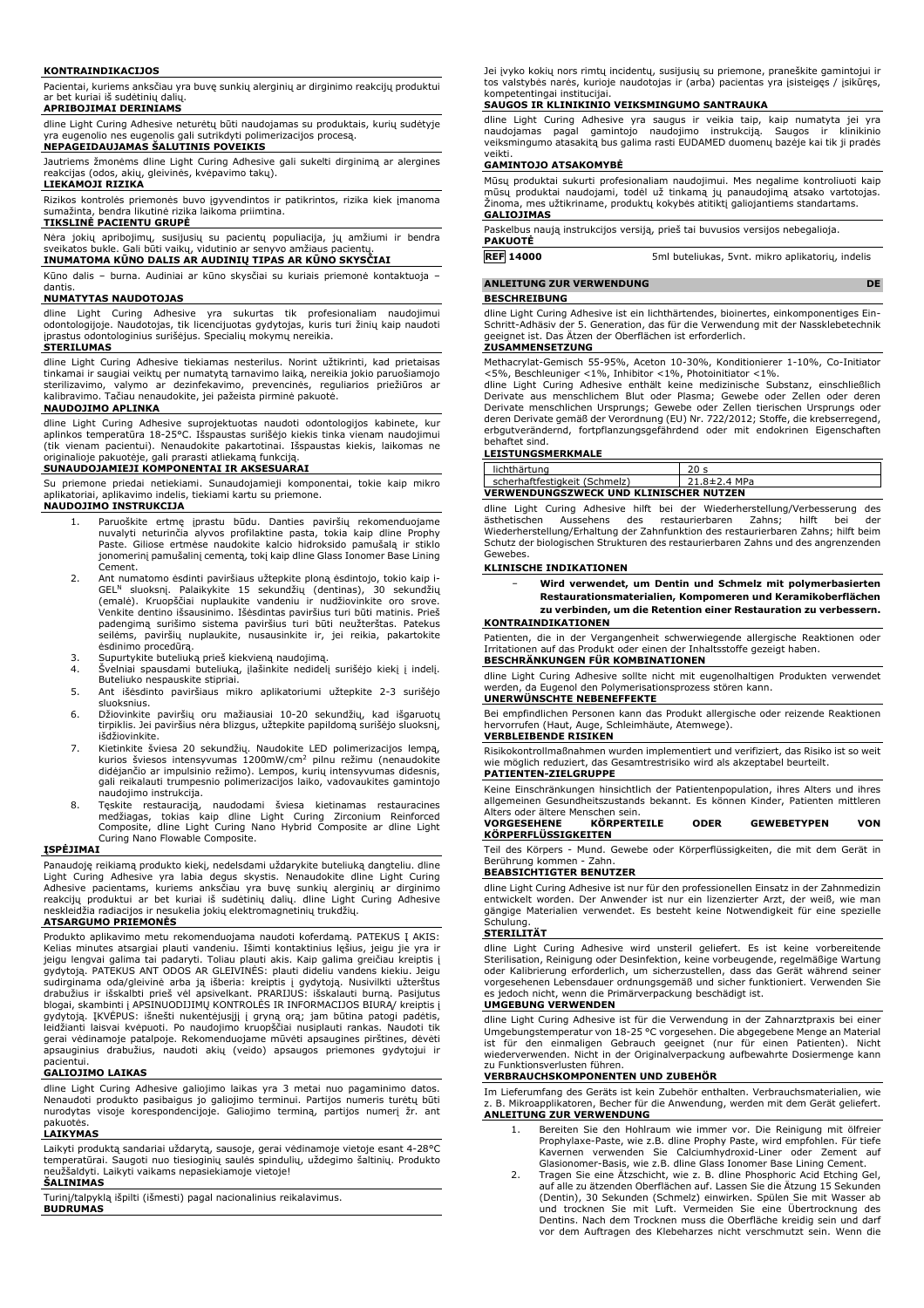**KONTRAINDIKACIJOS**

Pacientai, kuriems anksčiau yra buvę sunkių alerginių ar dirginimo reakcijų produktui ar bet kuriai iš sudėtinių dalių.

**APRIBOJIMAI DERINIAMS**

dline Light Curing Adhesive neturėtų būti naudojamas su produktais, kurių sudėtyje yra eugenolio nes eugenolis gali sutrikdyti polimerizacijos procesą.

**NEPAGEIDAUJAMAS ŠALUTINIS POVEIKIS**

Jautriems žmonėms dline Light Curing Adhesive gali sukelti dirginimą ar alergines reakcijas (odos, akių, gleivinės, kvėpavimo takų).

**LIEKAMOJI RIZIKA**

Rizikos kontrolės priemonės buvo įgyvendintos ir patikrintos, rizika kiek įmanoma sumažinta, bendra likutinė rizika laikoma priimtina.

**TIKSLINĖ PACIENTŲ GRUPĖ**

Nėra jokių apribojimų, susijusių su pacientų populiacija, jų amžiumi ir bendra sveikatos būkle. Gali būti vaikų, vidutinio ar senyvo amžiaus pacientų.

**INUMATOMA KŪNO DALIS AR AUDINIŲ TIPAS AR KŪNO SKYSČIAI**

Kūno dalis – burna. Audiniai ar kūno skysčiai su kuriais priemonė kontaktuoja – dantis.

**NUMATYTAS NAUDOTOJAS**

dline Light Curing Adhesive yra sukurtas tik profesionaliam naudojimui odontologijoje. Naudotojas, tik licencijuotas gydytojas, kuris turi žinių kaip naudoti įprastus odontologinius surišėjus. Specialių mokymų nereikia.

**STERILUMAS**

dline Light Curing Adhesive tiekiamas nesterilus. Norint užtikrinti, kad prietaisas tinkamai ir saugiai veiktų per numatytą tarnavimo laiką, nereikia jokio paruošiamojo sterilizavimo, valymo ar dezinfekavimo, prevencinės, reguliarios priežiūros ar kalibravimo. Tačiau nenaudokite, jei pažeista pirminė pakuotė.

**NAUDOJIMO APLINKA**

dline Light Curing Adhesive suprojektuotas naudoti odontologijos kabinete, kur aplinkos temperatūra 18-25°C. Išspaustas surišėjo kiekis tinka vienam naudojimui (tik vienam pacientui). Nenaudokite pakartotinai. Išspaustas kiekis, laikomas ne originalioje pakuotėje, gali prarasti atliekamą funkciją.

**SUNAUDOJAMIEJI KOMPONENTAI IR AKSESUARAI**

Su priemone priedai netiekiami. Sunaudojamieji komponentai, tokie kaip mikro aplikatoriai, aplikavimo indelis, tiekiami kartu su priemone.

**NAUDOJIMO INSTRUKCIJA**

1. Paruoškite ertmę įprastu būdu. Danties paviršių rekomenduojame nuvalyti neturinčia alyvos profilaktine pasta, tokia kaip dline Prophy Paste. Giliose ertmėse naudokite kalcio hidroksido pamušalą ir stiklo jonomerinį pamušalinį cementą, tokį kaip dline Glass Ionomer Base Lining Cement.
2. Ant numatomo ėsdinti paviršiaus užtepkite ploną ėsdintojo, tokio kaip i-GEL[N] sluoksnį. Palaikykite 15 sekundžių (dentinas), 30 sekundžių (emalė). Kruopščiai nuplaukite vandeniu ir nudžiovinkite oro srove. Venkite dentino išsausinimo. Išėsdintas paviršius turi būti matinis. Prieš padengimą surišimo sistema paviršius turi būti neužterštas. Patekus seilėms, paviršių nuplaukite, nusausinkite ir, jei reikia, pakartokite ėsdinimo procedūrą.
3. Supurtykite buteliuką prieš kiekvieną naudojimą.
4. Švelniai spausdami buteliuką, įlašinkite nedidelį surišėjo kiekį į indelį. Buteliuko nespauskite stipriai.
5. Ant išėsdinto paviršiaus mikro aplikatoriumi užtepkite 2-3 surišėjo sluoksnius.
6. Džiovinkite paviršių oru mažiausiai 10-20 sekundžių, kad išgaruotų tirpiklis. Jei paviršius nėra blizgus, užtepkite papildomą surišėjo sluoksnį, išdžiovinkite.
7. Kietinkite šviesa 20 sekundžių. Naudokite LED polimerizacijos lempą, kurios šviesos intensyvumas 1200mW/cm$^2$ pilnu režimu (nenaudokite didėjančio ar impulsinio režimo). Lempos, kurių intensyvumas didesnis, gali reikalauti trumpesnio polimerizacijos laiko, vadovaukitės gamintojo naudojimo instrukcija.
8. Tęskite restauraciją, naudodami šviesa kietinamas restauracines medžiagas, tokias kaip dline Light Curing Zirconium Reinforced Composite, dline Light Curing Nano Hybrid Composite ar dline Light Curing Nano Flowable Composite.

**ĮSPĖJIMAI**

Panaudoję reikiamą produkto kiekį, nedelsdami uždarykite buteliuką dangteliu. dline Light Curing Adhesive yra labia degus skystis. Nenaudokite dline Light Curing Adhesive pacientams, kuriems anksčiau yra buvę sunkių alerginių ar dirginimo reakcijų produktui ar bet kuriai iš sudėtinių dalių. dline Light Curing Adhesive neskleidžia radiacijos ir nesukelia jokių elektromagnetinių trukdžių.

**ATSARGUMO PRIEMONĖS**

Produkto aplikavimo metu rekomenduojama naudoti koferdamą. PATEKUS Į AKIS: Kelias minutes atsargiai plauti vandeniu. Išimti kontaktinius lęšius, jeigu jie yra ir jeigu lengvai galima tai padaryti. Toliau plauti akis. Kaip galima greičiau kreiptis į gydytoją. PATEKUS ANT ODOS AR GLEIVINĖS: plauti dideliu vandens kiekiu. Jeigu sudirginama oda/gleivinė arba ją išberia: kreiptis į gydytoją. Nusivilkti užterštus drabužius ir išskalbti prieš vėl apsivelkant. PRARIJUS: išskalauti burną. Pasijutus blogai, skambinti į APSINUODIJIMŲ KONTROLĖS IR INFORMACIJOS BIURĄ/ kreiptis į gydytoją. ĮKVĖPUS: išnešti nukentėjusįjį į gryną orą; jam būtina patogi padėtis, leidžianti laisvai kvėpuoti. Po naudojimo kruopščiai nusiplauti rankas. Naudoti tik gerai vėdinamoje patalpoje. Rekomenduojame mūvėti apsaugines pirštines, dėvėti apsauginius drabužius, naudoti akių (veido) apsaugos priemones gydytojui ir pacientui.

**GALIOJIMO LAIKAS**

dline Light Curing Adhesive galiojimo laikas yra 3 metai nuo pagaminimo datos. Nenaudoti produkto pasibaigus jo galiojimo terminui. Partijos numeris turėtų būti nurodytas visoje korespondencijoje. Galiojimo terminą, partijos numerį žr. ant pakuotės.

**LAIKYMAS**

Laikyti produktą sandariai uždarytą, sausoje, gerai vėdinamoje vietoje esant 4-28°C temperatūrai. Saugoti nuo tiesioginių saulės spindulių, uždegimo šaltinių. Produkto neužšaldyti. Laikyti vaikams nepasiekiamoje vietoje!

**ŠALINIMAS**

Turinį/talpyklą išpilti (išmesti) pagal nacionalinius reikalavimus.

**BUDRUMAS**

Jei įvyko kokių nors rimtų incidentų, susijusių su priemone, praneškite gamintojui ir tos valstybės narės, kurioje naudojatės ir (arba) pacientas yra įsisteigęs / įsikūręs, kompetentingai institucijai.

**SAUGOS IR KLINIKINIO VEIKSMINGUMO SANTRAUKA**

dline Light Curing Adhesive yra saugus ir veikia taip, kaip numatyta jei yra naudojamas pagal gamintojo naudojimo instrukciją. Saugos ir klinikinio veiksmingumo atsakaitą bus galima rasti EUDAMED duomenų bazėje kai tik ji pradės veikti.

**GAMINTOJO ATSAKOMYBĖ**

Mūsų produktai sukurti profesionaliam naudojimui. Mes negalime kontroliuoti kaip mūsų produktai naudojami, todėl už tinkamą jų panaudojimą atsako vartotojas. Žinoma, mes užtikriname, produktų kokybės atitiktį galiojantiems standartams.

**GALIOJIMAS**

Paskelbus naują instrukcijos versiją, prieš tai buvusios versijos nebegalioja.

**PAKUOTĖ**

| | |
|---|---|
| REF 14000 | 5ml buteliukas, 5vnt. mikro aplikatorių, indelis |

## ANLEITUNG ZUR VERWENDUNG — DE

**BESCHREIBUNG**

dline Light Curing Adhesive ist ein lichthärtendes, bioinertes, einkomponentiges Ein-Schritt-Adhäsiv der 5. Generation, das für die Verwendung mit der Nassklebetechnik geeignet ist. Das Ätzen der Oberflächen ist erforderlich.

**ZUSAMMENSETZUNG**

Methacrylat-Gemisch 55-95%, Aceton 10-30%, Konditionierer 1-10%, Co-Initiator <5%, Beschleuniger <1%, Inhibitor <1%, Photoinitiator <1%.

dline Light Curing Adhesive enthält keine medizinische Substanz, einschließlich Derivate aus menschlichem Blut oder Plasma; Gewebe oder Zellen oder deren Derivate menschlichen Ursprungs; Gewebe oder Zellen tierischen Ursprungs oder deren Derivate gemäß der Verordnung (EU) Nr. 722/2012; Stoffe, die krebserregend, erbgutverändernd, fortpflanzungsgefährdend oder mit endokrinen Eigenschaften behaftet sind.

**LEISTUNGSMERKMALE**

| | |
|---|---|
| lichthärtung | 20 s |
| scherhaftfestigkeit (Schmelz) | 21.8±2.4 MPa |

**VERWENDUNGSZWECK UND KLINISCHER NUTZEN**

dline Light Curing Adhesive hilft bei der Wiederherstellung/Verbesserung des ästhetischen Aussehens des restaurierbaren Zahns; hilft bei der Wiederherstellung/Erhaltung der Zahnfunktion des restaurierbaren Zahns; hilft beim Schutz der biologischen Strukturen des restaurierbaren Zahns und des angrenzenden Gewebes.

**KLINISCHE INDIKATIONEN**

- **Wird verwendet, um Dentin und Schmelz mit polymerbasierten Restaurationsmaterialien, Kompomeren und Keramikoberflächen zu verbinden, um die Retention einer Restauration zu verbessern.**

**KONTRAINDIKATIONEN**

Patienten, die in der Vergangenheit schwerwiegende allergische Reaktionen oder Irritationen auf das Produkt oder einen der Inhaltsstoffe gezeigt haben.

**BESCHRÄNKUNGEN FÜR KOMBINATIONEN**

dline Light Curing Adhesive sollte nicht mit eugenolhaltigen Produkten verwendet werden, da Eugenol den Polymerisationsprozess stören kann.

**UNERWÜNSCHTE NEBENEFFEKTE**

Bei empfindlichen Personen kann das Produkt allergische oder reizende Reaktionen hervorrufen (Haut, Auge, Schleimhäute, Atemwege).

**VERBLEIBENDE RISIKEN**

Risikokontrollmaßnahmen wurden implementiert und verifiziert, das Risiko ist so weit wie möglich reduziert, das Gesamtrestrisiko wird als akzeptabel beurteilt.

**PATIENTEN-ZIELGRUPPE**

Keine Einschränkungen hinsichtlich der Patientenpopulation, ihres Alters und ihres allgemeinen Gesundheitszustands bekannt. Es können Kinder, Patienten mittleren Alters oder ältere Menschen sein.

**VORGESEHENE KÖRPERTEILE ODER GEWEBETYPEN VON KÖRPERFLÜSSIGKEITEN**

Teil des Körpers - Mund. Gewebe oder Körperflüssigkeiten, die mit dem Gerät in Berührung kommen - Zahn.

**BEABSICHTIGTER BENUTZER**

dline Light Curing Adhesive ist nur für den professionellen Einsatz in der Zahnmedizin entwickelt worden. Der Anwender ist nur ein lizenzierter Arzt, der weiß, wie man gängige Materialien verwendet. Es besteht keine Notwendigkeit für eine spezielle Schulung.

**STERILITÄT**

dline Light Curing Adhesive wird unsteril geliefert. Es ist keine vorbereitende Sterilisation, Reinigung oder Desinfektion, keine vorbeugende, regelmäßige Wartung oder Kalibrierung erforderlich, um sicherzustellen, dass das Gerät während seiner vorgesehenen Lebensdauer ordnungsgemäß und sicher funktioniert. Verwenden Sie es jedoch nicht, wenn die Primärverpackung beschädigt ist.

**UMGEBUNG VERWENDEN**

dline Light Curing Adhesive ist für die Verwendung in der Zahnarztpraxis bei einer Umgebungstemperatur von 18-25 °C vorgesehen. Die abgegebene Menge an Material ist für den einmaligen Gebrauch geeignet (nur für einen Patienten). Nicht wiederverwenden. Nicht in der Originalverpackung aufbewahrte Dosiermenge kann zu Funktionsverlusten führen.

**VERBRAUCHSKOMPONENTEN UND ZUBEHÖR**

Im Lieferumfang des Geräts ist kein Zubehör enthalten. Verbrauchsmaterialien, wie z. B. Mikroapplikatoren, Becher für die Anwendung, werden mit dem Gerät geliefert.

**ANLEITUNG ZUR VERWENDUNG**

1. Bereiten Sie den Hohlraum wie immer vor. Die Reinigung mit ölfreier Prophylaxe-Paste, wie z.B. dline Prophy Paste, wird empfohlen. Für tiefe Kavernen verwenden Sie Calciumhydroxid-Liner oder Zement auf Glasionomer-Basis, wie z.B. dline Glass Ionomer Base Lining Cement.
2. Tragen Sie eine Ätzschicht, wie z. B. dline Phosphoric Acid Etching Gel, auf alle zu ätzenden Oberflächen auf. Lassen Sie die Ätzung 15 Sekunden (Dentin), 30 Sekunden (Schmelz) einwirken. Spülen Sie mit Wasser ab und trocknen Sie mit Luft. Vermeiden Sie eine Übertrocknung des Dentins. Nach dem Trocknen muss die Oberfläche kreidig sein und darf vor dem Auftragen des Kleberharzes nicht verschmutzt sein. Wenn die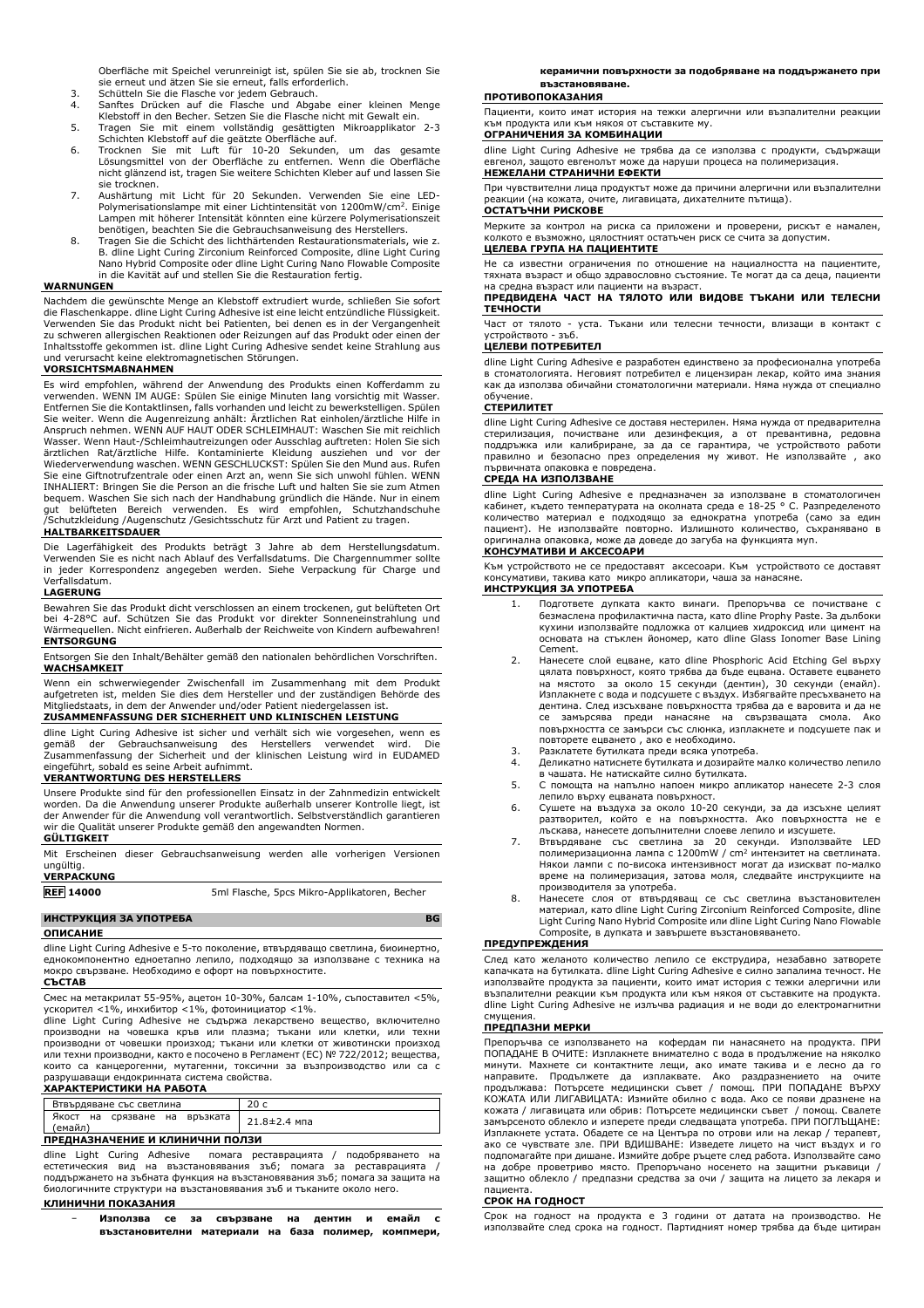Oberfläche mit Speichel verunreinigt ist, spülen Sie sie ab, trocknen Sie sie erneut und ätzen Sie sie erneut, falls erforderlich.

3. Schütteln Sie die Flasche vor jedem Gebrauch.
4. Sanftes Drücken auf die Flasche und Abgabe einer kleinen Menge Klebstoff in den Becher. Setzen Sie die Flasche nicht mit Gewalt ein.
5. Tragen Sie mit einem vollständig gesättigten Mikroapplikator 2-3 Schichten Klebstoff auf die geätzte Oberfläche auf.
6. Trocknen Sie mit Luft für 10-20 Sekunden, um das gesamte Lösungsmittel von der Oberfläche zu entfernen. Wenn die Oberfläche nicht glänzend ist, tragen Sie weitere Schichten Kleber auf und lassen Sie sie trocknen.
7. Aushärtung mit Licht für 20 Sekunden. Verwenden Sie eine LED-Polymerisationslampe mit einer Lichtintensität von 1200mW/cm$^2$. Einige Lampen mit höherer Intensität könnten eine kürzere Polymerisationszeit benötigen, beachten Sie die Gebrauchsanweisung des Herstellers.
8. Tragen Sie die Schicht des lichthärtenden Restaurationsmaterials, wie z. B. dline Light Curing Zirconium Reinforced Composite, dline Light Curing Nano Hybrid Composite oder dline Light Curing Nano Flowable Composite in die Kavität auf und stellen Sie die Restauration fertig.

**WARNUNGEN**

Nachdem die gewünschte Menge an Klebstoff extrudiert wurde, schließen Sie sofort die Flaschenkappe. dline Light Curing Adhesive ist eine leicht entzündliche Flüssigkeit. Verwenden Sie das Produkt nicht bei Patienten, bei denen es in der Vergangenheit zu schweren allergischen Reaktionen oder Reizungen auf das Produkt oder einen der Inhaltsstoffe gekommen ist. dline Light Curing Adhesive sendet keine Strahlung aus und verursacht keine elektromagnetischen Störungen.

**VORSICHTSMAßNAHMEN**

Es wird empfohlen, während der Anwendung des Produkts einen Kofferdamm zu verwenden. WENN IM AUGE: Spülen Sie einige Minuten lang vorsichtig mit Wasser. Entfernen Sie die Kontaktlinsen, falls vorhanden und leicht zu bewerkstelligen. Spülen Sie weiter. Wenn die Augenreizung anhält: Ärztlichen Rat einholen/ärztliche Hilfe in Anspruch nehmen. WENN AUF HAUT ODER SCHLEIMHAUT: Waschen Sie mit reichlich Wasser. Wenn Haut-/Schleimhautreizungen oder Ausschlag auftreten: Holen Sie sich ärztlichen Rat/ärztliche Hilfe. Kontaminierte Kleidung ausziehen und vor der Wiederverwendung waschen. WENN GESCHLUCKST: Spülen Sie den Mund aus. Rufen Sie eine Giftnotrufzentrale oder einen Arzt an, wenn Sie sich unwohl fühlen. WENN INHALIERT: Bringen Sie die Person an die frische Luft und halten Sie sie zum Atmen bequem. Waschen Sie sich nach der Handhabung gründlich die Hände. Nur in einem gut belüfteten Bereich verwenden. Es wird empfohlen, Schutzhandschuhe /Schutzkleidung /Augenschutz /Gesichtsschutz für Arzt und Patient zu tragen.

**HALTBARKEITSDAUER**

Die Lagerfähigkeit des Produkts beträgt 3 Jahre ab dem Herstellungsdatum. Verwenden Sie es nicht nach Ablauf des Verfallsdatums. Die Chargennummer sollte in jeder Korrespondenz angegeben werden. Siehe Verpackung für Charge und Verfallsdatum.

**LAGERUNG**

Bewahren Sie das Produkt dicht verschlossen an einem trockenen, gut belüfteten Ort bei 4-28°C auf. Schützen Sie das Produkt vor direkter Sonneneinstrahlung und Wärmequellen. Nicht einfrieren. Außerhalb der Reichweite von Kindern aufbewahren!

**ENTSORGUNG**

Entsorgen Sie den Inhalt/Behälter gemäß den nationalen behördlichen Vorschriften.

**WACHSAMKEIT**

Wenn ein schwerwiegender Zwischenfall im Zusammenhang mit dem Produkt aufgetreten ist, melden Sie dies dem Hersteller und der zuständigen Behörde des Mitgliedstaats, in dem der Anwender und/oder Patient niedergelassen ist.

**ZUSAMMENFASSUNG DER SICHERHEIT UND KLINISCHEN LEISTUNG**

dline Light Curing Adhesive ist sicher und verhält sich wie vorgesehen, wenn es gemäß der Gebrauchsanweisung des Herstellers verwendet wird. Die Zusammenfassung der Sicherheit und der klinischen Leistung wird in EUDAMED eingeführt, sobald es seine Arbeit aufnimmt.

**VERANTWORTUNG DES HERSTELLERS**

Unsere Produkte sind für den professionellen Einsatz in der Zahnmedizin entwickelt worden. Da die Anwendung unserer Produkte außerhalb unserer Kontrolle liegt, ist der Anwender für die Anwendung voll verantwortlich. Selbstverständlich garantieren wir die Qualität unserer Produkte gemäß den angewandten Normen.

**GÜLTIGKEIT**

Mit Erscheinen dieser Gebrauchsanweisung werden alle vorherigen Versionen ungültig.

**VERPACKUNG**

| | |
|---|---|
| REF 14000 | 5ml Flasche, 5pcs Mikro-Applikatoren, Becher |

## ИНСТРУКЦИЯ ЗА УПОТРЕБА BG

**ОПИСАНИЕ**

dline Light Curing Adhesive е 5-то поколение, втвърдяващо светлина, биоинертно, еднокомпонентно едноетапно лепило, подходящо за използване с техника на мокро свързване. Необходимо е офорт на повърхностите.

**СЪСТАВ**

Смес на метакрилат 55-95%, ацетон 10-30%, балсам 1-10%, съпоставител <5%, ускорител <1%, инхибитор <1%, фотоинициатор <1%.

dline Light Curing Adhesive не съдържа лекарствено вещество, включително производни на човешка кръв или плазма; тъкани или клетки, или техни производни от човешки произход; тъкани или клетки от животински произход или техни производни, както е посочено в Регламент (ЕС) № 722/2012; вещества, които са канцерогенни, мутагенни, токсични за възпроизводство или са с разрушаващи ендокринната система свойства.

**ХАРАКТЕРИСТИКИ НА РАБОТА**

| | |
|---|---|
| Втвърдяване със светлина | 20 с |
| Якост на срязване на връзката (емайл) | 21.8±2.4 мпа |

**ПРЕДНАЗНАЧЕНИЕ И КЛИНИЧНИ ПОЛЗИ**

dline Light Curing Adhesive помага реставрацията / подобряването на естетическия вид на възстановявания зъб; помага за реставрацията / поддържането на зъбната функция на възстановявания зъб; помага за защита на биологичните структури на възстановявания зъб и тъканите около него.

**КЛИНИЧНИ ПОКАЗАНИЯ**

- **Използва се за свързване на дентин и емайл с възстановителни материали на база полимер, компмери, керамични повърхности за подобряване на поддържането при възстановяване.**

**ПРОТИВОПОКАЗАНИЯ**

Пациенти, които имат история на тежки алергични или възпалителни реакции към продукта или към някоя от съставките му.

**ОГРАНИЧЕНИЯ ЗА КОМБИНАЦИИ**

dline Light Curing Adhesive не трябва да се използва с продукти, съдържащи евгенол, защото евгенолът може да наруши процеса на полимеризация.

**НЕЖЕЛАНИ СТРАНИЧНИ ЕФЕКТИ**

При чувствителни лица продуктът може да причини алергични или възпалителни реакции (на кожата, очите, лигавицата, дихателните пътища).

**ОСТАТЪЧНИ РИСКОВЕ**

Мерките за контрол на риска са приложени и проверени, рискът е намален, колкото е възможно, цялостният остатъчен риск се счита за допустим.

**ЦЕЛЕВА ГРУПА НА ПАЦИЕНТИТЕ**

Не са известни ограничения по отношение на нациалността на пациентите, тяхната възраст и общо здравословно състояние. Те могат да са деца, пациенти на средна възраст или пациенти на възраст.

**ПРЕДВИДЕНА ЧАСТ НА ТЯЛОТО ИЛИ ВИДОВЕ ТЪКАНИ ИЛИ ТЕЛЕСНИ ТЕЧНОСТИ**

Част от тялото - уста. Тъкани или телесни течности, влизащи в контакт с устройството - зъб.

**ЦЕЛЕВИ ПОТРЕБИТЕЛ**

dline Light Curing Adhesive е разработен единствено за професионална употреба в стоматологията. Неговият потребител е лицензиран лекар, който има знания как да използва обичайни стоматологични материали. Няма нужда от специално обучение.

**СТЕРИЛИТЕТ**

dline Light Curing Adhesive се доставя нестерилен. Няма нужда от предварителна стерилизация, почистване или дезинфекция, а от превантивна, редовна поддръжка или калибриране, за да се гарантира, че устройството работи правилно и безопасно през определения му живот. Не използвайте , ако първичната опаковка е повредена.

**СРЕДА НА ИЗПОЛЗВАНЕ**

dline Light Curing Adhesive е предназначен за използване в стоматологичен кабинет, където температурата на околната среда е 18-25 ° C. Разпределеното количество материал е подходящо за еднократна употреба (само за един пациент). Не използвайте повторно. Излишното количество, съхранявано в оригиналната опаковка, може да доведе до загуба на функцията муп.

**КОНСУМАТИВИ И АКСЕСОАРИ**

Към устройството не се предоставят аксесоари. Към устройството се доставят консумативи, такива като микро апликатори, чаша за нанасяне.

**ИНСТРУКЦИЯ ЗА УПОТРЕБА**

1. Подгответе дупката както винаги. Препоръчва се почистване с безмаслена профилактична паста, като dline Prophy Paste. За дълбоки кухини използвайте подложка от калциев хидроксид или цимент на основата на стъклен йономер, като dline Glass Ionomer Base Lining Cement.
2. Нанесете слой ецване, като dline Phosphoric Acid Etching Gel върху цялата повърхност, която трябва да бъде ецвана. Оставете ецването на мястото за около 15 секунди (дентин), 30 секунди (емайл). Изплакнете с вода и подсушете с въздух. Избягвайте пресъхването на дентина. След изсъхване повърхността трябва да е варовита и да не се замърсява преди нанасяне на свързващата смола. Ако повърхността се замърси със слюнка, изплакнете и подсушете пак и повторете ецването , ако е необходимо.
3. Разклатете бутилката преди всяка употреба.
4. Деликатно натиснете бутилката и дозирайте малко количество лепило в чашата. Не натискайте силно бутилката.
5. С помощта на напълно напоен микро апликатор нанесете 2-3 слоя лепило върху ецваната повърхност.
6. Сушете на въздуха за около 10-20 секунди, за да изсъхне целият разтворител, който е на повърхността. Ако повърхността не е лъскава, нанесете допълнителни слоеве лепило и изсушете.
7. Втвърдяване със светлина за 20 секунди. Използвайте LED полимеризационна лампа с 1200mW / cm$^2$ интензитет на светлината. Някои лампи с по-висока интензивност могат да изискват по-малко време на полимеризация, затова моля, следвайте инструкциите на производителя за употреба.
8. Нанесете слоя от втвърдяващ се със светлина възстановителен материал, като dline Light Curing Zirconium Reinforced Composite, dline Light Curing Nano Hybrid Composite или dline Light Curing Nano Flowable Composite, в дупката и завършете възстановяването.

**ПРЕДУПРЕЖДЕНИЯ**

След като желаното количество лепило се екструдира, незабавно затворете капачката на бутилката. dline Light Curing Adhesive е силно запалима течност. Не използвайте продукта за пациенти, които имат история с тежки алергични или възпалителни реакции към продукта или към някоя от съставките на продукта. dline Light Curing Adhesive не излъчва радиация и не води до електромагнитни смущения.

**ПРЕДПАЗНИ МЕРКИ**

Препоръчва се използването на кофердам пи нанасянето на продукта. ПРИ ПОПАДАНЕ В ОЧИТЕ: Изплакнете внимателно с вода в продължение на няколко минути. Махнете си контактните лещи, ако имате такива и е лесно да го направите. Продължете да изплаквате. Ако раздразнението на очите продължава: Потърсете медицински съвет / помощ. ПРИ ПОПАДАНЕ ВЪРХУ КОЖАТА ИЛИ ЛИГАВИЦАТА: Измийте обилно с вода. Ако се появи дразнене на кожата / лигавицата или обрив: Потърсете медицински съвет / помощ. Свалете замърсеното облекло и изперете преди следващата употреба. ПРИ ПОГЛЪЩАНЕ: Изплакнете устата. Обадете се на Центъра по отрови или на лекар / терапевт, ако се чувствате зле. ПРИ ВДИШВАНЕ: Изведете лицето на чист въздух и го подпомагайте при дишане. Измийте добре ръцете след работа. Използвайте само на добре проветриво място. Препоръчано носенето на защитни ръкавици / защитно облекло / предпазни средства за очи / защита на лицето за лекаря и пациента.

**СРОК НА ГОДНОСТ**

Срок на годност на продукта е 3 години от датата на производство. Не използвайте след срока на годност. Партидният номер трябва да бъде цитиран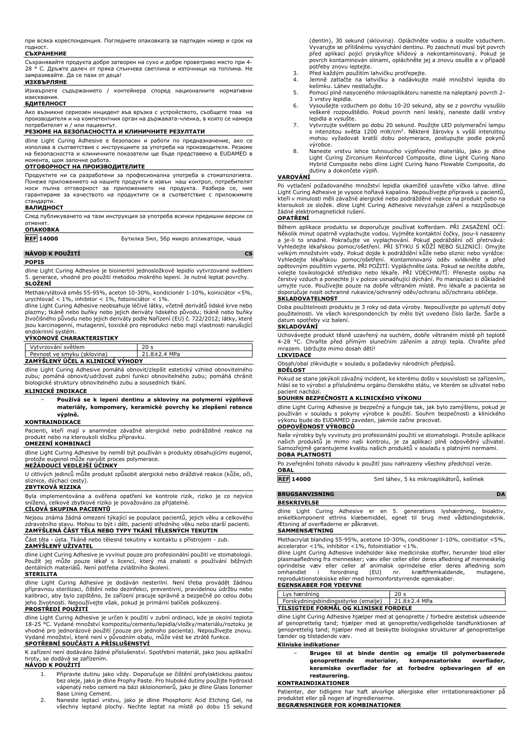при всяка кореспонденция. Погледнете опаковката за партиден номер и срок на годност.

**СЪХРАНЕНИЕ**

Съхранявайте продукта добре затворен на сухо и добре проветриво място при 4-28 ° C. Дръжте далеч от пряка слънчева светлина и източници на топлина. Не замразявайте. Да се пази от деца!

**ИЗХВЪРЛЯНЕ**

Изхвърлете съдържанието / контейнера според националните нормативни изисквания.

**БДИТЕЛНОСТ**

Ако възникне сериозен инцидент във връзка с устройството, съобщете това на производителя и на компетентния орган на държавата-членка, в която се намира потребителят и / или пациентът.

**РЕЗЮМЕ НА БЕЗОПАСНОСТТА И КЛИНИЧНИТЕ РЕЗУЛТАТИ**

dline Light Curing Adhesive е безопасен и работи по предназначение, ако се използва в съответствие с инструкциите за употреба на производителя. Резюме на безопасността и клиничните показатели ще бъде представено в EUDAMED в момента, щом започне работа.

**ОТГОВОРНОСТ НА ПРОИЗВОДИТЕЛИТЕ**

Продуктите ни са разработени за професионална употреба в стоматологията. Понеже приложението на нашите продукти е извън наш контрол, потребителят носи пълна отговорност за приложението на продукта. Разбира се, ние гарантираме за качеството на продуктите си в съответствие с приложимите стандарти.

**ВАЛИДНОСТ**

След публикуването на тази инструкция за употреба всички предишни версии се отменят.

**ОПАКОВКА**

| | |
|---|---|
| REF 14000 | Бутилка 5мл, 56р микро апликатори, чаша |

## NÁVOD K POUŽITÍ CS

**POPIS**

dline Light Curing Adhesive je bioinertní jednosložkové lepidlo vytvrzované světlem 5. generace, vhodné pro použití metodou mokrého lepení. Je nutné leptat povrchy.

**SLOŽENÍ**

Methakrylátová směs 55-95%, aceton 10-30%, kondicionér 1-10%, koiniciátor <5%, urychlovač < 1%, inhibitor < 1%, fotoiniciátor < 1%.

dline Light Curing Adhesive neobsahuje léčivé látky, včetně derivátů lidské krve nebo plazmy; tkáně nebo buňky nebo jejich deriváty lidského původu; tkáně nebo buňky živočišného původu nebo jejich deriváty podle Nařízení (EU) č. 722/2012; látky, které jsou karcinogenní, mutagenní, toxické pro reprodukci nebo mají vlastnosti narušující endokrinní systém.

**VÝKONOVÉ CHARAKTERISTIKY**

| | |
|---|---|
| Vytvrzování světlem | 20 s |
| Pevnost ve smyku (sklovina) | 21.8±2.4 MPa |

**ZAMÝŠLENÝ ÚČEL A KLINICKÉ VÝHODY**

dline Light Curing Adhesive pomáhá obnovit/zlepšit estetický vzhled obnovitelného zubu; pomáhá obnovit/udržovat zubní funkci obnovitelného zubu; pomáhá chránit biologické struktury obnovitelného zubu a sousedních tkání.

**KLINICKÉ INDIKACE**

- **Používá se k lepení dentinu a skloviny na polymerní výplňové materiály, kompomery, keramické povrchy ke zlepšení retence výplně.**

**KONTRAINDIKACE**

Pacienti, kteří mají v anamnéze závažné alergické nebo podrážděné reakce na produkt nebo na kteroukoli složku přípravku.

**OMEZENÍ KOMBINACÍ**

dline Light Curing Adhesive by neměl být používán s produkty obsahujícími eugenol, protože eugenol může narušit proces polymerace.

**NEŽÁDOUCÍ VEDLEJŠÍ ÚČINKY**

U citlivých jedinců může produkt způsobit alergické nebo dráždivé reakce (kůže, oči, sliznice, dýchací cesty).

**ZBYTKOVÁ RIZIKA**

Byla implementována a ověřena opatření ke kontrole rizik, riziko je co nejvíce sníženo, celkové zbytkové riziko je považováno za přijatelné.

**CÍLOVÁ SKUPINA PACIENTŮ**

Nejsou známa žádná omezení týkající se populace pacientů, jejich věku a celkového zdravotního stavu. Mohou to být i děti, pacienti středního věku nebo starší pacienti.

**ZAMÝŠLENÁ ČÁST TĚLA NEBO TYPY TKÁNÍ TĚLESNÝCH TEKUTIN**

Část těla - ústa. Tkáně nebo tělesné tekutiny v kontaktu s přístrojem - zub.

**ZAMÝŠLENÝ UŽIVATEL**

dline Light Curing Adhesive je vyvinut pouze pro profesionální použití ve stomatologii. Použít jej může pouze lékař s licencí, který má znalosti o používání běžných dentálních materiálů. Není potřeba zvláštního školení.

**STERILITA**

dline Light Curing Adhesive je dodáván nesterilní. Není třeba provádět žádnou přípravnou sterilizaci, čištění nebo dezinfekci, preventivní, pravidelnou údržbu nebo kalibraci, aby bylo zajištěno, že zařízení pracuje správně a bezpečně po celou dobu jeho životnosti. Nepoužívejte však, pokud je primární balíček poškozený.

**PROSTŘEDÍ POUŽITÍ**

dline Light Curing Adhesive je určen k použití v zubní ordinaci, kde je okolní teplota 18-25 °C. Vydané množství kompozitu/cementu/lepidla/vložky/materiálu/roztoku je vhodné pro jednorázové použití (pouze pro jednoho pacienta). Nepoužívejte znovu. Vydané množství, které není v původním obalu, může vést ke ztrátě funkce.

**SPOTŘEBNÍ SOUČÁSTI A PŘÍSLUŠENSTVÍ**

K zařízení není dodáváno žádné příslušenství. Spotřební materiál, jako jsou aplikační hroty, se dodává se zařízením.

**NÁVOD K POUŽITÍ**

1. Připravte dutinu jako vždy. Doporučuje se čištění profylaktickou pastou bez oleje, jako je dline Prophy Paste. Pro hluboké dutiny použijte hydroxid vápenatý nebo cement na bázi skloionomerů, jako je dline Glass Ionomer Base Lining Cement.
2. Naneste leptací vrstvu, jako je dline Phosphoric Acid Etching Gel, na všechny leptané plochy. Nechte leptat na místě po dobu 15 sekund (dentin), 30 sekund (sklovina). Opláchněte vodou a osušte vzduchem. Vyvarujte se přílišnému vysychání dentinu. Po zaschnutí musí být povrch před aplikací pojicí pryskyřice křídový a nekontaminovaný. Pokud je povrch kontaminován slinami, opláchněte jej a znovu osušte a v případě potřeby znovu leptejte.
3. Před každým použitím lahvičku protřepejte.
4. Jemně zatlačte na lahvičku a nadávkujte malé množství lepidla do kelímku. Láhev nestlačujte.
5. Pomocí plně nasyceného mikroaplikátoru naneste na naleptaný povrch 2-3 vrstvy lepidla.
6. Vysoušejte vzduchem po dobu 10-20 sekund, aby se z povrchu vysušilo veškeré rozpouštědlo. Pokud povrch není lesklý, naneste další vrstvy lepidla a vysušte.
7. Vytvrzujte světlem po dobu 20 sekund. Použijte LED polymerační lampu s intenzitou světla 1200 mW/cm$^2$. Některé žárovky s vyšší intenzitou mohou vyžadovat kratší dobu polymerace, postupujte podle pokynů výrobce.
8. Naneste vrstvu lehce tuhnoucího výplňového materiálu, jako je dline Light Curing Zirconium Reinforced Composite, dline Light Curing Nano Hybrid Composite nebo dline Light Curing Nano Flowable Composite, do dutiny a dokončete výplň.

**VAROVÁNÍ**

Po vytlačení požadovaného množství lepidla okamžitě uzavřete víčko lahve. dline Light Curing Adhesive je vysoce hořlavá kapalina. Nepoužívejte přípravek u pacientů, kteří v minulosti měli závažné alergické nebo podrážděné reakce na produkt nebo na kteroukoli ze složek. dline Light Curing Adhesive nevyzařuje záření a nezpůsobuje žádné elektromagnetické rušení.

**OPATŘENÍ**

Během aplikace produktu se doporučuje používat kofferdam. PŘI ZASAŽENÍ OČÍ: Několik minut opatrně vyplachujte vodou. Vyjměte kontaktní čočky, jsou-li nasazeny a je-li to snadné. Pokračujte ve vyplachování. Pokud podráždění očí přetrvává: Vyhledejte lékařskou pomoc/ošetření. PŘI STYKU S KŮŽÍ NEBO SLIZNICÍ: Omyjte velkým množstvím vody. Pokud dojde k podráždění kůže nebo sliznic nebo vyrážce: Vyhledejte lékařskou pomoc/ošetření. Kontaminovaný oděv svlékněte a před opětovným použitím vyperte. PŘI POŽITÍ: Vypláchněte ústa. Pokud se necítíte dobře, volejte toxikologické středisko nebo lékaře. PŘI VDECHNUTÍ: Přeneste osobu na čerstvý vzduch a ponechte ji v poloze usnadňující dýchání. Po manipulaci si důkladně umyjte ruce. Používejte pouze na dobře větraném místě. Pro lékaře a pacienta se doporučuje nosit ochranné rukavice/ochranný oděv/ochranu očí/ochranu obličeje.

**SKLADOVATELNOST**

Doba použitelnosti produktu je 3 roky od data výroby. Nepoužívejte po uplynutí doby použitelnosti. Ve všech korespondencích by mělo být uvedeno číslo šarže. Šarže a datum spotřeby viz balení.

**SKLADOVÁNÍ**

Uchovávejte produkt těsně uzavřený na suchém, dobře větraném místě při teplotě 4-28 °C. Chraňte před přímým slunečním zářením a zdroji tepla. Chraňte před mrazem. Udržujte mimo dosah dětí!

**LIKVIDACE**

Obsah/obal zlikvidujte v souladu s požadavky národních předpisů.

**BDĚLOST**

Pokud se stane jakýkoli závažný incident, ke kterému došlo v souvislosti se zařízením, hlásí se to výrobci a příslušnému orgánu členského státu, ve kterém se uživatel nebo pacient nachází.

**SOUHRN BEZPEČNOSTI A KLINICKÉHO VÝKONU**

dline Light Curing Adhesive je bezpečný a funguje tak, jak bylo zamýšleno, pokud je používán v souladu s pokyny výrobce k použití. Souhrn bezpečnosti a klinického výkonu bude do EUDAMED zaveden, jakmile začne pracovat.

**ODPOVĚDNOST VÝROBCŮ**

Naše výrobky byly vyvinuty pro profesionální použití ve stomatologii. Protože aplikace našich produktů je mimo naši kontrolu, je za aplikaci plně odpovědný uživatel. Samozřejmě garantujeme kvalitu našich produktů v souladu s platnými normami.

**DOBA PLATNOSTI**

Po zveřejnění tohoto návodu k použití jsou nahrazeny všechny předchozí verze.

**OBAL**

| | |
|---|---|
| REF 14000 | 5ml láhev, 5 ks mikroaplikátorů, kelímek |

## BRUGSANVISNING DA

**BESKRIVELSE**

dline Light Curing Adhesive er en 5. generations lyshærdning, bioaktiv, enkeltkomponent ettrins klæbemiddel, egnet til brug med vådbindingsteknik. Ætsning af overfladerne er påkrævet.

**SAMMENSÆTNING**

Methacrylat blanding 55-95%, acetone 10-30%, conditioner 1-10%, coinitiator <5%, accelerator <1%, inhibitor <1%, fotoinitiator <1%.

dline Light Curing Adhesive indeholder ikke medicinske stoffer, herunder blod eller plasmaafledning fra mennesker; væv eller celler eller deres afledning af menneskelig oprindelse væv eller celler af animalsk oprindelse eller deres afledning som omhandlet i forordning (EU) nr. kræftfremkaldende, mutagene, reproduktionstoksiske eller med hormonforstyrrende egenskaber.

**EGENSKABER FOR YDEEVNE**

| | |
|---|---|
| Lys hærdning | 20 s |
| Forskydningsbindingsstyrke (emalje) | 21.8±2.4 MPa |

**TILSIGTEDE FORMÅL OG KLINISKE FORDELE**

dline Light Curing Adhesive hjælper med at genoprette / forbedre æstetisk udseende af genoprettelig tand; hjælper med at genoprette/vedligeholde tandfunktionen af genoprettelig tand; hjælper med at beskytte biologiske strukturer af genoprettelige tænder og tilstødende væv.

**Kliniske indikationer**

- **Bruges til at binde dentin og emalje til polymerbaserede genoprettende materialer, kompensatoriske overflader, keramiske overflader for at forbedre opbevaringen af en restaurering.**

**KONTRAINDIKATIONER**

Patienter, der tidligere har haft alvorlige allergiske eller irritationsreaktioner på produktet eller på nogen af ingredienserne.

**BEGRÆNSNINGER FOR KOMBINATIONER**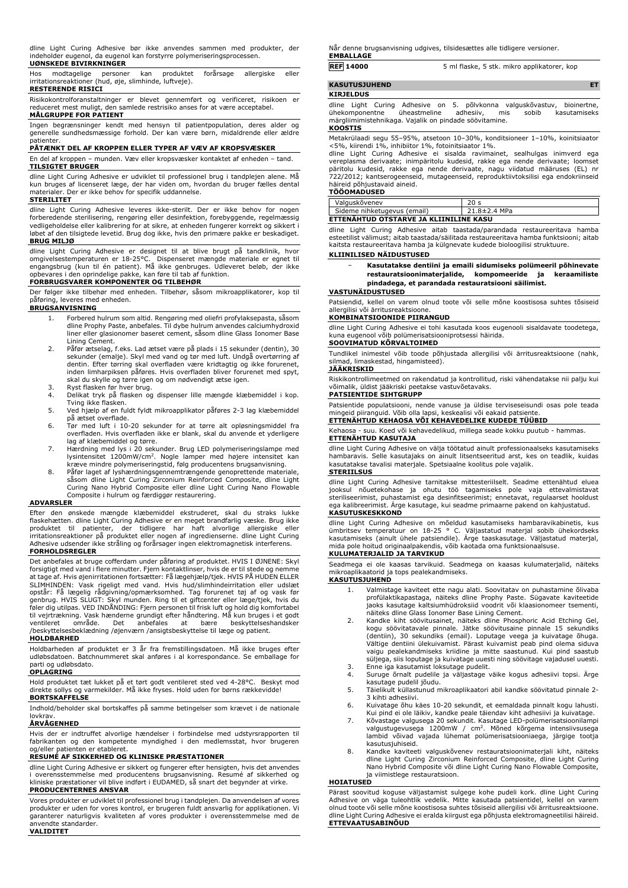dline Light Curing Adhesive bør ikke anvendes sammen med produkter, der indeholder eugenol, da eugenol kan forstyrre polymeriseringsprocessen.

**UØNSKEDE BIVIRKNINGER**

Hos modtagelige personer kan produktet forårsage allergiske eller irritationsreaktioner (hud, øje, slimhinde, luftveje).

**RESTERENDE RISICI**

Risikokontrolforanstaltninger er blevet gennemført og verificeret, risikoen er reduceret mest muligt, den samlede restrisiko anses for at være acceptabel.

**MÅLGRUPPE FOR PATIENT**

Ingen begrænsninger kendt med hensyn til patientpopulation, deres alder og generelle sundhedsmæssige forhold. Der kan være børn, midaldrende eller ældre patienter.

**PÅTÆNKT DEL AF KROPPEN ELLER TYPER AF VÆV AF KROPSVÆSKER**

En del af kroppen – munden. Væv eller kropsvæsker kontaktet af enheden – tand.

**TILSIGTET BRUGER**

dline Light Curing Adhesive er udviklet til professionel brug i tandplejen alene. Må kun bruges af licenseret læge, der har viden om, hvordan du bruger fælles dental materialer. Der er ikke behov for specifik uddannelse.

**STERILITET**

dline Light Curing Adhesive leveres ikke-sterilt. Der er ikke behov for nogen forberedende sterilisering, rengøring eller desinfektion, forebyggende, regelmæssig vedligeholdelse eller kalibrering for at sikre, at enheden fungerer korrekt og sikkert i løbet af den tilsigtede levetid. Brug dog ikke, hvis den primære pakke er beskadiget.

**BRUG MILJØ**

dline Light Curing Adhesive er designet til at blive brugt på tandklinik, hvor omgivelsestemperaturen er 18-25°C. Dispenseret mængde materiale er egnet til engangsbrug (kun til én patient). Må ikke genbruges. Udleveret beløb, der ikke opbevares i den oprindelige pakke, kan føre til tab af funktion.

**FORBRUGSVARER KOMPONENTER OG TILBEHØR**

Der følger ikke tilbehør med enheden. Tilbehør, såsom mikroapplikatorer, kop til påføring, leveres med enheden.

**BRUGSANVISNING**

1. Forbered hulrum som altid. Rengøring med oliefri profylaksepasta, såsom dline Prophy Paste, anbefales. Til dybe hulrum anvendes calciumhydroxid liner eller glasionomer baseret cement, såsom dline Glass Ionomer Base Lining Cement.
2. Påfør ætselag, f.eks. Lad ætset være på plads i 15 sekunder (dentin), 30 sekunder (emalje). Skyl med vand og tør med luft. Undgå overtørring af dentin. Efter tørring skal overfladen være kridtagtig og ikke forurenet, inden limharpiksen påføres. Hvis overfladen bliver forurenet med spyt, skal du skylle og tørre igen og om nødvendigt ætse igen.
3. Ryst flasken før hver brug.
4. Delikat tryk på flasken og dispenser lille mængde klæbemiddel i kop. Tving ikke flasken.
5. Ved hjælp af en fuldt fyldt mikroapplikator påføres 2-3 lag klæbemiddel på ætset overflade.
6. Tør med luft i 10-20 sekunder for at tørre alt opløsningsmiddel fra overfladen. Hvis overfladen ikke er blank, skal du anvende et yderligere lag af klæbemiddel og tørre.
7. Hærdning med lys i 20 sekunder. Brug LED polymeriseringslampe med lysintensitet 1200mW/cm². Nogle lamper med højere intensitet kan kræve mindre polymeriseringstid, følg producentens brugsanvisning.
8. Påfør laget af lyshærdningsgennemtrængende genoprettende materiale, såsom dline Light Curing Zirconium Reinforced Composite, dline Light Curing Nano Hybrid Composite eller dline Light Curing Nano Flowable Composite i hulrum og færdiggør restaurering.

**ADVARSLER**

Efter den ønskede mængde klæbemiddel ekstruderet, skal du straks lukke flaskehætten. dline Light Curing Adhesive er en meget brandfarlig væske. Brug ikke produktet til patienter, der tidligere har haft alvorlige allergiske eller irritationsreaktioner på produktet eller nogen af ingredienserne. dline Light Curing Adhesive udsender ikke stråling og forårsager ingen elektromagnetisk interferens.

**FORHOLDSREGLER**

Det anbefales at bruge cofferdam under påføring af produktet. HVIS I ØJNENE: Skyl forsigtigt med vand i flere minutter. Fjern kontaktlinser, hvis de er til stede og nemme at tage af. Hvis øjenirritationen fortsætter: Få lægehjælp/tjek. HVIS PÅ HUDEN ELLER SLIMHINDEN: Vask rigeligt med vand. Hvis hud/slimhindeirritation eller udslæt opstår: Få lægelig rådgivning/opmærksomhed. Tag forurenet tøj af og vask før genbrug. HVIS SLUGT: Skyl munden. Ring til et giftcenter eller læge/tjek, hvis du føler dig utilpas. VED INDÅNDING: Fjern personen til frisk luft og hold dig komfortabel til vejrtrækning. Vask hænderne grundigt efter håndtering. Må kun bruges i et godt ventileret område. Det anbefales at bære beskyttelseshandsker /beskyttelsesbeklædning /øjenværn /ansigtsbeskyttelse til læge og patient.

**HOLDBARHED**

Holdbarheden af produktet er 3 år fra fremstillingsdatoen. Må ikke bruges efter udløbsdatoen. Batchnummeret skal anføres i al korrespondance. Se emballage for parti og udløbsdato.

**OPLAGRING**

Hold produktet tæt lukket på et tørt godt ventileret sted ved 4-28°C. Beskyt mod direkte sollys og varmekilder. Må ikke fryses. Hold uden for børns rækkevidde!

**BORTSKAFFELSE**

Indhold/beholder skal bortskaffes på samme betingelser som krævet i de nationale lovkrav.

**ÅRVÅGENHED**

Hvis der er indtruffet alvorlige hændelser i forbindelse med udstyrsrapporten til fabrikanten og den kompetente myndighed i den medlemsstat, hvor brugeren og/eller patienten er etableret.

**RESUMÉ AF SIKKERHED OG KLINISKE PRÆSTATIONER**

dline Light Curing Adhesive er sikkert og fungerer efter hensigten, hvis det anvendes i overensstemmelse med producentens brugsanvisning. Resumé af sikkerhed og kliniske præstationer vil blive indført i EUDAMED, så snart det begynder at virke.

**PRODUCENTERNES ANSVAR**

Vores produkter er udviklet til professionel brug i tandplejen. Da anvendelsen af vores produkter er uden for vores kontrol, er brugeren fuldt ansvarlig for applikationen. Vi garanterer naturligvis kvaliteten af vores produkter i overensstemmelse med de anvendte standarder.

**VALIDITET**

Når denne brugsanvisning udgives, tilsidesættes alle tidligere versioner.

**EMBALLAGE**

| REF 14000 | 5 ml flaske, 5 stk. mikro applikatorer, kop |
|---|---|

## KASUTUSJUHEND — ET

**KIRJELDUS**

dline Light Curing Adhesive on 5. põlvkonna valguskõvastuv, bioinerte, ühekomponentne üheastmeline adhesiiv, mis sobib kasutamiseks märgliimimistehnikaga. Vajalik on pindade söövitamine.

**KOOSTIS**

Metakrülaadi segu 55–95%, atsetoon 10–30%, konditsioneer 1–10%, koinitsiaator <5%, kiirendi 1%, inhibiitor 1%, fotoinitsiaator 1%.

dline Light Curing Adhesive ei sisalda ravimainet, sealhulgas inimverd ega vereplasma derivaate; inimpäritolu kudesid, rakke ega nende derivaate; loomset päritolu kudesid, rakke ega nende derivaate, nagu viidatud määruses (EL) nr 722/2012; kantserogeenseid, mutageenseid, reproduktiivtoksilisi ega endokriinseid häireid põhjustavaid aineid.

**TÖÖOMADUSED**

| Valguskõvenev | 20 s |
|---|---|
| Sideme nihketugevus (email) | 21.8±2.4 MPa |

**ETTENÄHTUD OTSTARVE JA KLIINILINE KASU**

dline Light Curing Adhesive aitab taastada/parandada restaureeritava hamba esteetilist välimust; aitab taastada/säilitada restaureeritava hamba funktsiooni; aitab kaitsta restaureeritava hamba ja külgnevate kudede bioloogilist struktuuri.

**KLIINILISED NÄIDUSTUSED**

- **Kasutatakse dentiini ja emaili sidumiseks polümeeril põhinevate restauratsioonimaterjalide, kompomeeride ja keraamiliste pindadega, et parandada restauratsiooni säilimist.**

**VASTUNÄIDUSTUSED**

Patsiendid, kellel on varem olnud toote või selle mõne koostisosa suhtes tõsiseid allergilisi või ärritusreaktsioone.

**KOMBINATSIOONIDE PIIRANGUD**

dline Light Curing Adhesive ei tohi kasutada koos eugenooli sisaldavate toodetega, kuna eugenool võib polümerisatsiooniprotsessi häirida.

**SOOVIMATUD KÕRVALTOIMED**

Tundlikel inimestel võib toode põhjustada allergilisi või ärritusreaktsioone (nahk, silmad, limaskestad, hingamisteed).

**JÄÄKRISKID**

Riskikontrollimeetmed on rakendatud ja kontrollitud, riski vähendatakse nii palju kui võimalik, üldist jääkriski peetakse vastuvõetavaks.

**PATSIENTIDE SIHTGRUPP**

Patsientide populatsiooni, nende vanuse ja üldise terviseseisundi osas pole teada mingeid piiranguid. Võib olla lapsi, keskealisi või eakaid patsiente.

**ETTENÄHTUD KEHAOSA VÕI KEHAVEDELIKE KUDEDE TÜÜBID**

Kehaosa - suu. Koed või kehavedelikud, millega seade kokku puutub - hammas.

**ETTENÄHTUD KASUTAJA**

dline Light Curing Adhesive on välja töötatud ainult professionaalseks kasutamiseks hambaravis. Selle kasutajaks on ainult litsentseeritud arst, kes on teadlik, kuidas kasutatakse tavalisi materjale. Spetsiaalne koolitus pole vajalik.

**STERIILSUS**

dline Light Curing Adhesive tarnitakse mittesteriilselt. Seadme ettenähtud eluea jooksul nõuetekohase ja ohutu töö tagamiseks pole vaja ettevalmistavat steriliseerimist, puhastamist ega desinfitseerimist; ennetavat, regulaarset hooldust ega kalibreerimist. Ärge kasutage, kui seadme primaarne pakend on kahjustatud.

**KASUTUSKESKKOND**

dline Light Curing Adhesive on mõeldud kasutamiseks hambaravikabinetis, kus ümbritsev temperatuur on 18-25 ° C. Väljastatud materjal sobib ühekordseks kasutamiseks (ainult ühele patsiendile). Ärge taaskasutage. Väljastatud materjal, mida pole hoitud originaalpakendis, võib kaotada oma funktsionaalsuse.

**KULUMATERJALID JA TARVIKUD**

Seadmega ei ole kaasas tarvikuid. Seadmega on kaasas kulumaterjalid, näiteks mikroaplikaatorid ja tops pealekandmiseks.

**KASUTUSJUHEND**

1. Valmistage kaviteet ette nagu alati. Soovitatav on puhastamine õlivaba profülaktikapastaga, näiteks dline Prophy Paste. Sügavate kaviteetide jaoks kasutage kaltsiumhüdroksiid voodrit või klaasionomeer tsementi, näiteks dline Glass Ionomer Base Lining Cement.
2. Kandke kiht söövitusainet, näiteks dline Phosphoric Acid Etching Gel, kogu söövitatavale pinnale. Jätke söövitusaine pinnale 15 sekundiks (dentiin), 30 sekundiks (email). Loputage veega ja kuivatage õhuga. Vältige dentiini ülekuivamist. Pärast kuivamist peab pind olema siduva vaigu pealekandmiseks kriidine ja mitte saastunud. Kui pind saastub süljega, siis loputage ja kuivatage uuesti ning söövitage vajadusel uuesti.
3. Enne iga kasutamist loksutage pudelit.
4. Suruge õrnalt pudelile ja väljastage väike kogus adhesiivi topsi. Ärge kasutage pudelil jõudu.
5. Täielikult küllastunud mikroaplikaatori abil kandke söövitatud pinnale 2-3 kihti adhesiivi.
6. Kuivatage õhu käes 10-20 sekundit, et eemaldada pinnalt kogu lahusti. Kui pind ei ole läikiv, kandke peale täiendav kiht adhesiivi ja kuivatage.
7. Kõvastage valgusega 20 sekundit. Kasutage LED-polümerisatsioonilampi valgustugevusega 1200mW / cm². Mõned kõrgema intensiivsusega lambid võivad vajada lühemat polümerisatsiooniaega, järgige tootja kasutusjuhiseid.
8. Kandke kaviteeti valguskõvenev restauratsioonimaterjali kiht, näiteks dline Light Curing Zirconium Reinforced Composite, dline Light Curing Nano Hybrid Composite või dline Light Curing Nano Flowable Composite, ja viimistlege restauratsioon.

**HOIATUSED**

Pärast soovitud koguse väljastamist sulgege kohe pudeli kork. dline Light Curing Adhesive on väga tuleohtlik vedelik. Mitte kasutada patsientidel, kellel on varem olnud toote või selle mõne koostisosa suhtes tõsiseid allergilisi või ärritusreaktsioone. dline Light Curing Adhesive ei eralda kiirgust ega põhjusta elektromagneetilisi häireid.

**ETTEVAATUSABINÕUD**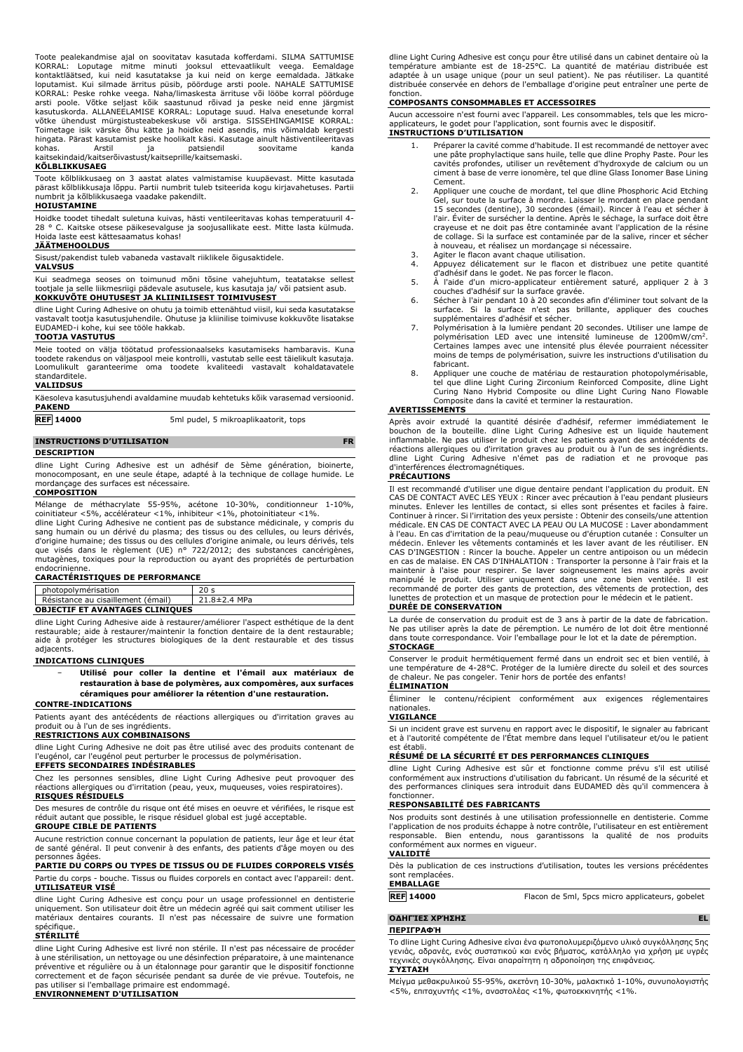Toote pealekandmise ajal on soovitatav kasutada kofferdami. SILMA SATTUMISE KORRAL: Loputage mitme minuti jooksul ettevaatlikult veega. Eemaldage kontaktläätsed, kui neid kasutatakse ja kui neid on kerge eemaldada. Jätkake loputamist. Kui silmade ärritus püsib, pöörduge arsti poole. NAHALE SATTUMISE KORRAL: Peske rohke veega. Naha/limaskesta ärrituse või lööbe korral pöörduge arsti poole. Võtke seljast kõik saastunud rõivad ja peske neid enne järgmist kasutuskorda. ALLANEELAMISE KORRAL: Loputage suud. Halva enesetunde korral võtke ühendust mürgistusteabekeskuse või arstiga. SISSEHINGAMISE KORRAL: Toimetage isik värske õhu kätte ja hoidke neid asendis, mis võimaldab kergesti hingata. Pärast kasutamist peske hoolikalt käsi. Kasutage ainult hästiventileeritavas kohas. Arstil ja patsiendil soovitame kanda kaitsekindaid/kaitserõivastust/kaitseprille/kaitsemaski.

**KÕLBLIKKUSAEG**

Toote kõlblikkusaeg on 3 aastat alates valmistamise kuupäevast. Mitte kasutada pärast kõlblikkusaja lõppu. Partii numbrit tuleb tsiteerida kogu kirjavahetuses. Partii numbrit ja kõlblikkusaega vaadake pakendilt.

**HOIUSTAMINE**

Hoidke toodet tihedalt suletuna kuivas, hästi ventileeritavas kohas temperatuuril 4-28 ° C. Kaitske otsese päikesevalguse ja soojusallikate eest. Mitte lasta külmuda. Hoida laste eest kättesaamatus kohas!

**JÄÄTMEHOOLDUS**

Sisust/pakendist tuleb vabaneda vastavalt riiklikele õigusaktidele.

**VALVSUS**

Kui seadmega seoses on toimunud mõni tõsine vahejuhtum, teatatakse sellest tootjale ja selle liikmesriigi pädevale asutusele, kus kasutaja ja/ või patsient asub.

**KOKKUVÕTE OHUTUSEST JA KLIINILISEST TOIMIVUSEST**

dline Light Curing Adhesive on ohutu ja toimib ettenähtud viisil, kui seda kasutatakse vastavalt tootja kasutusjuhendile. Ohutuse ja kliinilise toimivuse kokkuvõte lisatakse EUDAMED-i kohe, kui see tööle hakkab.

**TOOTJA VASTUTUS**

Meie tooted on välja töötatud professionaalseks kasutamiseks hambaravis. Kuna toodete rakendus on väljaspool meie kontrolli, vastutab selle eest täielikult kasutaja. Loomulikult garanteerime oma toodete kvaliteedi vastavalt kohaldatavatele standarditele.

**VALIIDSUS**

Käesoleva kasutusjuhendi avaldamine muudab kehtetuks kõik varasemad versioonid.

**PAKEND**

| | |
|---|---|
| **REF 14000** | 5ml pudel, 5 mikroaplikaatorit, tops |

## INSTRUCTIONS D'UTILISATION — FR

**DESCRIPTION**

dline Light Curing Adhesive est un adhésif de 5ème génération, bioinerte, monocomposant, en une seule étape, adapté à la technique de collage humide. Le mordançage des surfaces est nécessaire.

**COMPOSITION**

Mélange de méthacrylate 55-95%, acétone 10-30%, conditionneur 1-10%, coinitiateur <5%, accélérateur <1%, inhibiteur <1%, photoinitiateur <1%.

dline Light Curing Adhesive ne contient pas de substance médicinale, y compris du sang humain ou un dérivé du plasma; des tissus ou des cellules, ou leurs dérivés, d'origine humaine; des tissus ou des cellules d'origine animale, ou leurs dérivés, tels que visés dans le règlement (UE) n° 722/2012; des substances cancérigènes, mutagènes, toxiques pour la reproduction ou ayant des propriétés de perturbation endocrinienne.

**CARACTÉRISTIQUES DE PERFORMANCE**

| | |
|---|---|
| photopolymérisation | 20 s |
| Résistance au cisaillement (émail) | 21.8±2.4 MPa |

**OBJECTIF ET AVANTAGES CLINIQUES**

dline Light Curing Adhesive aide à restaurer/améliorer l'aspect esthétique de la dent restaurable; aide à restaurer/maintenir la fonction dentaire de la dent restaurable; aide à protéger les structures biologiques de la dent restaurable et des tissus adjacents.

**INDICATIONS CLINIQUES**

- **Utilisé pour coller la dentine et l'émail aux matériaux de restauration à base de polymères, aux compomères, aux surfaces céramiques pour améliorer la rétention d'une restauration.**

**CONTRE-INDICATIONS**

Patients ayant des antécédents de réactions allergiques ou d'irritation graves au produit ou à l'un de ses ingrédients.

**RESTRICTIONS AUX COMBINAISONS**

dline Light Curing Adhesive ne doit pas être utilisé avec des produits contenant de l'eugénol, car l'eugénol peut perturber le processus de polymérisation.

**EFFETS SECONDAIRES INDÉSIRABLES**

Chez les personnes sensibles, dline Light Curing Adhesive peut provoquer des réactions allergiques ou d'irritation (peau, yeux, muqueuses, voies respiratoires).

**RISQUES RÉSIDUELS**

Des mesures de contrôle du risque ont été mises en oeuvre et vérifiées, le risque est réduit autant que possible, le risque résiduel global est jugé acceptable.

**GROUPE CIBLE DE PATIENTS**

Aucune restriction connue concernant la population de patients, leur âge et leur état de santé général. Il peut convenir à des enfants, des patients d'âge moyen ou des personnes âgées.

**PARTIE DU CORPS OU TYPES DE TISSUS OU DE FLUIDES CORPORELS VISÉS**

Partie du corps - bouche. Tissus ou fluides corporels en contact avec l'appareil: dent.

**UTILISATEUR VISÉ**

dline Light Curing Adhesive est conçu pour un usage professionnel en dentisterie uniquement. Son utilisateur doit être un médecin agréé qui sait comment utiliser les matériaux dentaires courants. Il n'est pas nécessaire de suivre une formation spécifique.

**STÉRILITÉ**

dline Light Curing Adhesive est livré non stérile. Il n'est pas nécessaire de procéder à une stérilisation, un nettoyage ou une désinfection préparatoire, à une maintenance préventive et régulière ou à un étalonnage pour garantir que le dispositif fonctionne correctement et de façon sécurisée pendant sa durée de vie prévue. Toutefois, ne pas utiliser si l'emballage primaire est endommagé.

**ENVIRONNEMENT D'UTILISATION**

dline Light Curing Adhesive est conçu pour être utilisé dans un cabinet dentaire où la température ambiante est de 18-25°C. La quantité de matériau distribuée est adaptée à un usage unique (pour un seul patient). Ne pas réutiliser. La quantité distribuée conservée en dehors de l'emballage d'origine peut entraîner une perte de fonction.

**COMPOSANTS CONSOMMABLES ET ACCESSOIRES**

Aucun accessoire n'est fourni avec l'appareil. Les consommables, tels que les micro-applicateurs, le godet pour l'application, sont fournis avec le dispositif.

**INSTRUCTIONS D'UTILISATION**

1. Préparer la cavité comme d'habitude. Il est recommandé de nettoyer avec une pâte prophylactique sans huile, telle que dline Prophy Paste. Pour les cavités profondes, utiliser un revêtement d'hydroxyde de calcium ou un ciment à base de verre ionomère, tel que dline Glass Ionomer Base Lining Cement.
2. Appliquer une couche de mordant, tel que dline Phosphoric Acid Etching Gel, sur toute la surface à mordre. Laisser le mordant en place pendant 15 secondes (dentine), 30 secondes (émail). Rincer à l'eau et sécher à l'air. Éviter de surssécher la dentine. Après le séchage, la surface doit être crayeuse et ne doit pas être contaminée avant l'application de la résine de collage. Si la surface est contaminée par de la salive, rincer et sécher à nouveau, et réalisez un mordançage si nécessaire.
3. Agiter le flacon avant chaque utilisation.
4. Appuyez délicatement sur le flacon et distribuez une petite quantité d'adhésif dans le godet. Ne pas forcer le flacon.
5. À l'aide d'un micro-applicateur entièrement saturé, appliquer 2 à 3 couches d'adhésif sur la surface gravée.
6. Sécher à l'air pendant 10 à 20 secondes afin d'éliminer tout solvant de la surface. Si la surface n'est pas brillante, appliquer des couches supplémentaires d'adhésif et sécher.
7. Polymérisation à la lumière pendant 20 secondes. Utiliser une lampe de polymérisation LED avec une intensité lumineuse de 1200mW/cm². Certaines lampes avec une intensité plus élevée pourraient nécessiter moins de temps de polymérisation, suivre les instructions d'utilisation du fabricant.
8. Appliquer une couche de matériau de restauration photopolymérisable, tel que dline Light Curing Zirconium Reinforced Composite, dline Light Curing Nano Hybrid Composite ou dline Light Curing Nano Flowable Composite dans la cavité et terminer la restauration.

**AVERTISSEMENTS**

Après avoir extrudé la quantité désirée d'adhésif, refermer immédiatement le bouchon de la bouteille. dline Light Curing Adhesive est un liquide hautement inflammable. Ne pas utiliser le produit chez les patients ayant des antécédents de réactions allergiques ou d'irritation graves au produit ou à l'un de ses ingrédients. dline Light Curing Adhesive n'émet pas de radiation et ne provoque pas d'interférences électromagnétiques.

**PRÉCAUTIONS**

Il est recommandé d'utiliser une digue dentaire pendant l'application du produit. EN CAS DE CONTACT AVEC LES YEUX : Rincer avec précaution à l'eau pendant plusieurs minutes. Enlever les lentilles de contact, si elles sont présentes et faciles à faire. Continuer à rincer. Si l'irritation des yeux persiste : Obtenir des conseils/une attention médicale. EN CAS DE CONTACT AVEC LA PEAU OU LA MUCOSE : Laver abondamment à l'eau. En cas d'irritation de la peau/muqueuse ou d'éruption cutanée : Consulter un médecin. Enlever les vêtements contaminés et les laver avant de les réutiliser. EN CAS D'INGESTION : Rincer la bouche. Appeler un centre antipoison ou un médecin en cas de malaise. EN CAS D'INHALATION : Transporter la personne à l'air frais et la maintenir à l'aise pour respirer. Se laver soigneusement les mains après avoir manipulé le produit. Utiliser uniquement dans une zone bien ventilée. Il est recommandé de porter des gants de protection, des vêtements de protection, des lunettes de protection et un masque de protection pour le médecin et le patient.

**DURÉE DE CONSERVATION**

La durée de conservation du produit est de 3 ans à partir de la date de fabrication. Ne pas utiliser après la date de péremption. Le numéro de lot doit être mentionné dans toute correspondance. Voir l'emballage pour le lot et la date de péremption.

**STOCKAGE**

Conserver le produit hermétiquement fermé dans un endroit sec et bien ventilé, à une température de 4-28°C. Protéger de la lumière directe du soleil et des sources de chaleur. Ne pas congeler. Tenir hors de portée des enfants!

**ÉLIMINATION**

Éliminer le contenu/récipient conformément aux exigences réglementaires nationales.

**VIGILANCE**

Si un incident grave est survenu en rapport avec le dispositif, le signaler au fabricant et à l'autorité compétente de l'État membre dans lequel l'utilisateur et/ou le patient est établi.

**RÉSUMÉ DE LA SÉCURITÉ ET DES PERFORMANCES CLINIQUES**

dline Light Curing Adhesive est sûr et fonctionne comme prévu s'il est utilisé conformément aux instructions d'utilisation du fabricant. Un résumé de la sécurité et des performances cliniques sera introduit dans EUDAMED dès qu'il commencera à fonctionner.

**RESPONSABILITÉ DES FABRICANTS**

Nos produits sont destinés à une utilisation professionnelle en dentisterie. Comme l'application de nos produits échappe à notre contrôle, l'utilisateur en est entièrement responsable. Bien entendu, nous garantissons la qualité de nos produits conformément aux normes en vigueur.

**VALIDITÉ**

Dès la publication de ces instructions d'utilisation, toutes les versions précédentes sont remplacées.

**EMBALLAGE**

| | |
|---|---|
| **REF 14000** | Flacon de 5ml, 5pcs micro applicateurs, gobelet |

## ΟΔΗΓΊΕΣ ΧΡΉΣΗΣ — EL

**ΠΕΡΙΓΡΑΦΉ**

Το dline Light Curing Adhesive είναι ένα φωτοπολυμεριζόμενο υλικό συγκόλλησης 5ης γενιάς, αδρανές, ενός συστατικού και ενός βήματος, κατάλληλο για χρήση με υγρές τεχνικές συγκόλλησης. Είναι απαραίτητη η αδροποίηση της επιφάνειας.

**ΣΎΣΤΑΣΗ**

Μείγμα μεθακρυλικού 55-95%, ακετόνη 10-30%, μαλακτικό 1-10%, συνυπολογιστής <5%, επιταχυντής <1%, αναστολέας <1%, φωτοεκκινητής <1%.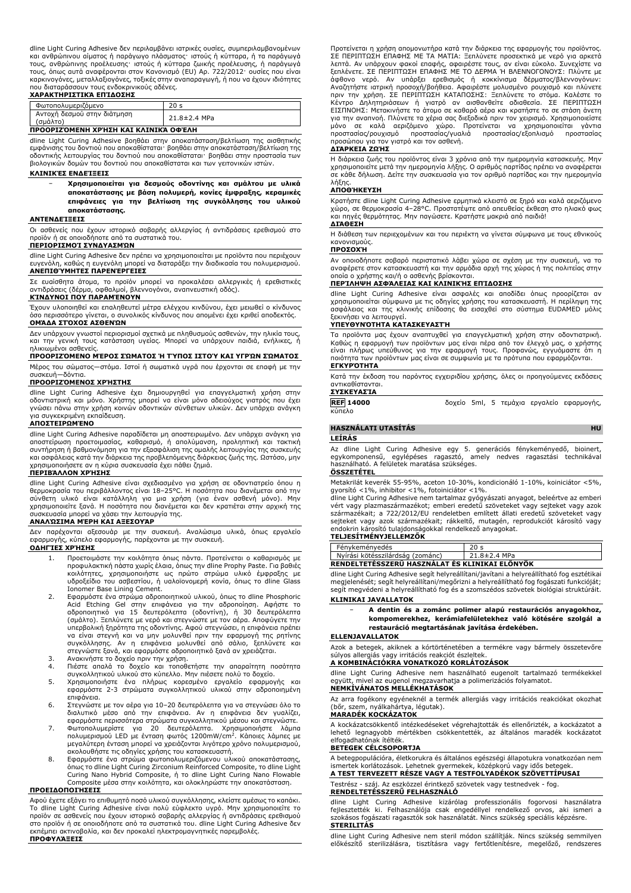dline Light Curing Adhesive δεν περιλαμβάνει ιατρικές ουσίες, συμπεριλαμβανομένων και ανθρώπινου αίματος ή παράγωγο πλάσματος· ιστούς ή κύτταρα, ή τα παράγωγά τους, ανθρώπινης προέλευσης· ιστούς ή κύτταρα ζωικής προέλευσης, ή παράγωγά τους, όπως αυτά αναφέρονται στον Κανονισμό (EU) Αρ. 722/2012· ουσίες που είναι καρκινογόνες, μεταλλαξιογόνες, τοξικές στην αναπαραγωγή, ή που να έχουν ιδιότητες που διαταράσσουν τους ενδοκρινικούς αδένες.

**ΧΑΡΑΚΤΗΡΙΣΤΙΚΆ ΕΠΊΔΟΣΗΣ**

| | |
|---|---|
| Φωτοπολυμεριζόμενο | 20 s |
| Αντοχή δεσμού στην διάτμηση (σμάλτο) | 21.8±2.4 MPa |

**ΠΡΟΟΡΙΖΌΜΕΝΗ ΧΡΉΣΗ ΚΑΙ ΚΛΙΝΙΚΆ ΟΦΈΛΗ**

dline Light Curing Adhesive βοηθάει στην αποκατάσταση/βελτίωση της αισθητικής εμφάνισης του δοντιού που αποκαθίσταται· βοηθάει στην αποκατάσταση/βελτίωση της οδοντικής λειτουργίας του δοντιού που αποκαθίσταται· βοηθάει στην προστασία των βιολογικών δομών του δοντιού που αποκαθίσταται και των γειτονικών ιστών.

**ΚΛΙΝΙΚΈΣ ΕΝΔΕΊΞΕΙΣ**

- **Χρησιμοποιείται για δεσμούς οδοντίνης και σμάλτου με υλικά αποκατάστασης με βάση πολυμερή, κονίες έμφραξης, κεραμικές επιφάνειες για την βελτίωση της συγκόλλησης του υλικού αποκατάστασης.**

**ΑΝΤΕΝΔΕΊΞΕΙΣ**

Οι ασθενείς που έχουν ιστορικό σοβαρής αλλεργίας ή αντιδράσεις ερεθισμού στο προϊόν ή σε οποιοδήποτε από τα συστατικά του.

**ΠΕΡΙΟΡΙΣΜΟΊ ΣΥΝΔΥΑΣΜΏΝ**

dline Light Curing Adhesive δεν πρέπει να χρησιμοποιείται με προϊόντα που περιέχουν ευγενόλη, καθώς η ευγενόλη μπορεί να διαταράξει την διαδικασία του πολυμερισμού.

**ΑΝΕΠΙΘΎΜΗΤΕΣ ΠΑΡΕΝΈΡΓΕΙΕΣ**

Σε ευαίσθητα άτομα, το προϊόν μπορεί να προκαλέσει αλλεργικές ή ερεθιστικές αντιδράσεις (δέρμα, οφθαλμοί, βλεννογόνοι, αναπνευστική οδός).

**ΚΊΝΔΥΝΟΙ ΠΟΥ ΠΑΡΑΜΈΝΟΥΝ**

Έχουν υλοποιηθεί και επαληθευτεί μέτρα ελέγχου κινδύνου, έχει μειωθεί ο κίνδυνος όσο περισσότερο γίνεται, ο συνολικός κίνδυνος που απομένει έχει κριθεί αποδεκτός.

**ΟΜΆΔΑ ΣΤΌΧΟΣ ΑΣΘΕΝΏΝ**

Δεν υπάρχουν γνωστοί περιορισμοί σχετικά με πληθυσμούς ασθενών, την ηλικία τους, και την γενική τους κατάσταση υγείας. Μπορεί να υπάρχουν παιδιά, ενήλικες, ή ηλικιωμένοι ασθενείς.

**ΠΡΟΟΡΙΖΌΜΕΝΟ ΜΈΡΟΣ ΣΏΜΑΤΟΣ Ή ΤΎΠΟΣ ΙΣΤΟΎ ΚΑΙ ΥΓΡΏΝ ΣΏΜΑΤΟΣ**

Μέρος του σώματος—στόμα. Ιστοί ή σωματικά υγρά που έρχονται σε επαφή με την συσκευή—δόντια.

**ΠΡΟΟΡΙΖΌΜΕΝΟΣ ΧΡΉΣΤΗΣ**

dline Light Curing Adhesive έχει δημιουργηθεί για επαγγελματική χρήση στην οδοντιατρική και μόνο. Χρήστης μπορεί να είναι μόνο αδειούχος γιατρός που έχει γνώσει πάνω στην χρήση κοινών οδοντικών σύνθετων υλικών. Δεν υπάρχει ανάγκη για συγκεκριμένη εκπαίδευση.

**ΑΠΟΣΤΕΙΡΩΜΈΝΟ**

dline Light Curing Adhesive παραδίδεται μη αποστειρωμένο. Δεν υπάρχει ανάγκη για αποστείρωση προετοιμασίας, καθαρισμό, ή απολύμανση, προληπτική και τακτική συντήρηση ή βαθμονόμηση για την εξασφάλιση της ομαλής λειτουργίας της συσκευής και ασφάλειας κατά την διάρκεια της προβλεπόμενης διάρκειας ζωής της. Ωστόσο, μην χρησιμοποιήσετε αν η κύρια συσκευασία έχει πάθει ζημιά.

**ΠΕΡΙΒΆΛΛΟΝ ΧΡΉΣΗΣ**

dline Light Curing Adhesive είναι σχεδιασμένο για χρήση σε οδοντιατρείο όπου η θερμοκρασία του περιβάλλοντος είναι 18–25°C. Η ποσότητα που διανέμεται από την σύνθετη υλικό είναι κατάλληλη για μια χρήση (για έναν ασθενή μόνο). Μην χρησιμοποιείτε ξανά. Η ποσότητα που διανέμεται και δεν κρατιέται στην αρχική της συσκευασία μπορεί να χάσει την λειτουργία της.

**ΑΝΑΛΏΣΙΜΑ ΜΈΡΗ ΚΑΙ ΑΞΕΣΟΥΆΡ**

Δεν παρέχονται αξεσουάρ με την συσκευή. Αναλώσιμα υλικά, όπως εργαλείο εφαρμογής, κύπελο εφαρμογής, παρέχονται με την συσκευή.

**ΟΔΗΓΊΕΣ ΧΡΉΣΗΣ**

1. Προετοιμάστε την κοιλότητα όπως πάντα. Προτείνεται ο καθαρισμός με προφυλακτική πάστα χωρίς έλαια, όπως την dline Prophy Paste. Για βαθιές κοιλότητες, χρησιμοποιήστε ως πρώτο στρώμα υλικό έμφραξης με υδροξείδιο του ασβεστίου, ή υαλοϊονομερή κονία, όπως το dline Glass Ionomer Base Lining Cement.
2. Εφαρμόστε ένα στρώμα αδροποιητικού υλικού, όπως το dline Phosphoric Acid Etching Gel στην επιφάνεια για την αδροποίηση. Αφήστε το αδροποιητικό για 15 δευτερόλεπτα (οδοντίνη), ή 30 δευτερόλεπτα (σμάλτο). Ξεπλύνετε με νερό και στεγνώστε με τον αέρα. Αποφύγετε την υπερβολική ξηρότητα της οδοντίνης. Αφού στεγνώσει, η επιφάνεια πρέπει να είναι στεγνή και να μην μολυνθεί πριν την εφαρμογή της ρητίνης συγκόλλησης. Αν η επιφάνεια μολυνθεί από σάλιο, ξεπλύνετε και στεγνώστε ξανά, και εφαρμόστε αδροποιητικό ξανά αν χρειάζεται.
3. Ανακινήστε το δοχείο πριν την χρήση.
4. Πιέστε απαλά το δοχείο και τοποθετήστε την απαραίτητη ποσότητα συγκολλητικού υλικού στο κύπελλο. Μην πιέσετε πολύ το δοχείο.
5. Χρησιμοποιήστε ένα πλήρως κορεσμένο εργαλείο εφαρμογής και εφαρμόστε 2-3 στρώματα συγκολλητικού υλικού στην αδροποιημένη επιφάνεια.
6. Στεγνώστε με τον αέρα για 10–20 δευτερόλεπτα για να στεγνώσει όλο το διαλυτικό μέσο από την επιφάνεια. Αν η επιφάνεια δεν γυαλίζει, εφαρμόστε περισσότερα στρώματα συγκολλητικού μέσου και στεγνώστε.
7. Φωτοπολυμερίστε για 20 δευτερόλεπτα. Χρησιμοποιήστε λάμπα πολυμερισμού LED με ένταση φωτός 1200mW/cm$^2$. Κάποιες λάμπες με μεγαλύτερη ένταση μπορεί να χρειάζονται λιγότερο χρόνο πολυμερισμού, ακολουθήστε τις οδηγίες χρήσης του κατασκευαστή.
8. Εφαρμόστε ένα στρώμα φωτοπολυμεριζόμενου υλικού αποκατάστασης, όπως το dline Light Curing Zirconium Reinforced Composite, το dline Light Curing Nano Hybrid Composite, ή το dline Light Curing Nano Flowable Composite μέσα στην κοιλότητα, και ολοκληρώστε την αποκατάσταση.

**ΠΡΟΕΙΔΟΠΟΙΉΣΕΙΣ**

Αφού έχετε εξάγει το επιθυμητό ποσό υλικού συγκόλλησης, κλείστε αμέσως το καπάκι. Το dline Light Curing Adhesive είναι πολύ εύφλεκτο υγρό. Μην χρησιμοποιείτε το προϊόν σε ασθενείς που έχουν ιστορικό σοβαρής αλλεργίας ή αντιδράσεις ερεθισμού στο προϊόν ή σε οποιοδήποτε από τα συστατικά του. dline Light Curing Adhesive δεν εκπέμπει ακτινοβολία, και δεν προκαλεί ηλεκτρομαγνητικές παρεμβολές.

**ΠΡΟΦΥΛΆΞΕΙΣ**

Προτείνεται η χρήση απομονωτήρα κατά την διάρκεια της εφαρμογής του προϊόντος. ΣΕ ΠΕΡΙΠΤΩΣΗ ΕΠΑΦΗΣ ΜΕ ΤΑ ΜΑΤΙΑ: Ξεπλύνετε προσεκτικά με νερό για αρκετά λεπτά. Αν υπάρχουν φακοί επαφής, αφαιρέστε τους, αν είναι εύκολο. Συνεχίστε να ξεπλένετε. ΣΕ ΠΕΡΙΠΤΩΣΗ ΕΠΑΦΗΣ ΜΕ ΤΟ ΔΕΡΜΑ Ή ΒΛΕΝΝΟΓΟΝΟΥΣ: Πλύντε με άφθονο νερό. Αν υπάρξει ερεθισμός ή κοκκίνισμα δέρματος/βλεννογόνων: Αναζητήστε ιατρική προσοχή/βοήθεια. Αφαιρέστε μολυσμένο ρουχισμό και πλύνετε πριν την χρήση. ΣΕ ΠΕΡΙΠΤΩΣΗ ΚΑΤΑΠΟΣΗΣ: Ξεπλύνετε το στόμα. Καλέστε το Κέντρο Δηλητηριάσεων ή γιατρό αν αισθανθείτε αδιαθεσία. ΣΕ ΠΕΡΙΠΤΩΣΗ ΕΙΣΠΝΟΗΣ: Μετακινήστε το άτομο σε καθαρό αέρα και κρατήστε το σε στάση άνετη για την αναπνοή. Πλύνετε τα χέρια σας διεξοδικά πριν τον χειρισμό. Χρησιμοποιείστε μόνο σε καλά αεριζόμενο χώρο. Προτείνεται να χρησιμοποιείται γάντια προστασίας/ρουχισμό προστασίας/γυαλιά προστασίας/εξοπλισμό προστασίας προσώπου για τον γιατρό και τον ασθενή.

**ΔΙΆΡΚΕΙΑ ΖΩΉΣ**

Η διάρκεια ζωής του προϊόντος είναι 3 χρόνια από την ημερομηνία κατασκευής. Μην χρησιμοποιείτε μετά την ημερομηνία λήξης. Ο αριθμός παρτίδας πρέπει να αναφέρεται σε κάθε δήλωση. Δείτε την συσκευασία για τον αριθμό παρτίδας και την ημερομηνία λήξης.

**ΑΠΟΘΉΚΕΥΣΗ**

Κρατήστε dline Light Curing Adhesive ερμητικά κλειστό σε ξηρό και καλά αεριζόμενο χώρο, σε θερμοκρασία 4–28°C. Προστατέψτε από απευθείας έκθεση στο ηλιακό φως και πηγές θερμότητας. Μην παγώσετε. Κρατήστε μακριά από παιδιά!

**ΔΙΆΘΕΣΗ**

Η διάθεση των περιεχομένων και του περιέκτη να γίνεται σύμφωνα με τους εθνικούς κανονισμούς.

**ΠΡΟΣΟΧΉ**

Αν οποιοδήποτε σοβαρό περιστατικό λάβει χώρα σε σχέση με την συσκευή, να το αναφέρετε στον κατασκευαστή και την αρμόδια αρχή της χώρας ή της πολιτείας στην οποία ο χρήστης και/ή ο ασθενής βρίσκονται.

**ΠΕΡΊΛΗΨΗ ΑΣΦΆΛΕΙΑΣ ΚΑΙ ΚΛΙΝΙΚΉΣ ΕΠΊΔΟΣΗΣ**

dline Light Curing Adhesive είναι ασφαλές και αποδίδει όπως προορίζεται αν χρησιμοποιείται σύμφωνα με τις οδηγίες χρήσης του κατασκευαστή. Η περίληψη της ασφάλειας και της κλινικής επίδοσης θα εισαχθεί στο σύστημα EUDAMED μόλις ξεκινήσει να λειτουργεί.

**ΥΠΕΥΘΥΝΌΤΗΤΑ ΚΑΤΑΣΚΕΥΑΣΤΉ**

Τα προϊόντα μας έχουν αναπτυχθεί για επαγγελματική χρήση στην οδοντιατρική. Καθώς η εφαρμογή των προϊόντων μας είναι πέρα από τον έλεγχό μας, ο χρήστης είναι πλήρως υπεύθυνος για την εφαρμογή τους. Προφανώς, εγγυώμαστε ότι η ποιότητα των προϊόντων μας είναι σε συμφωνία με τα πρότυπα που εφαρμόζονται.

**ΕΓΚΥΡΌΤΗΤΑ**

Κατά την έκδοση του παρόντος εγχειριδίου χρήσης, όλες οι προηγούμενες εκδόσεις αντικαθίστανται.

**ΣΥΣΚΕΥΑΣΊΑ**

**REF 14000** δοχείο 5ml, 5 τεμάχια εργαλείο εφαρμογής, κύπελο

## HASZNÁLATI UTASÍTÁS HU

**LEÍRÁS**

Az dline Light Curing Adhesive egy 5. generációs fénykeményedő, bioinert, egykomponensű, egylépéses ragasztó, amely nedves ragasztási technikával használható. A felületek maratása szükséges.

**ÖSSZETÉTEL**

Metakrilát keverék 55-95%, aceton 10-30%, kondicionáló 1-10%, koiniciátor <5%, gyorsító <1%, inhibitor <1%, fotoiniciátor <1%.

dline Light Curing Adhesive nem tartalmaz gyógyászati anyagot, beleértve az emberi vért vagy plazmaszármazékot; emberi eredetű szöveteket vagy sejteket vagy azok származékait; a 722/2012/EU rendeletben említett állati eredetű szöveteket vagy sejteket vagy azok származékait; rákkeltő, mutagén, reprodukciót károsító vagy endokrin károsító tulajdonságokkal rendelkező anyagokat.

**TELJESÍTMÉNYJELLEMZŐK**

| | |
|---|---|
| Fénykeményedés | 20 s |
| Nyírási kötésszilárdság (zománc) | 21.8±2.4 MPa |

**RENDELTETÉSSZERŰ HASZNÁLAT ÉS KLINIKAI ELŐNYÖK**

dline Light Curing Adhesive segít helyreállítani/javítani a helyreállítható fog esztétikai megjelenését; segít helyreállítani/megőrizni a helyreállítható fog fogászati funkcióját; segít megvédeni a helyreállítható fog és a szomszédos szövetek biológiai struktúráit.

**KLINIKAI JAVALLATOK**

- **A dentin és a zománc polimer alapú restaurációs anyagokhoz, kompomerekhez, kerámiafelületekhez való kötésére szolgál a restauráció megtartásának javítása érdekében.**

**ELLENJAVALLATOK**

Azok a betegek, akiknek a kórtörténetében a termékre vagy bármely összetevőre súlyos allergiás vagy irritációs reakciót észleltek.

**A KOMBINÁCIÓKRA VONATKOZÓ KORLÁTOZÁSOK**

dline Light Curing Adhesive nem használható eugenolt tartalmazó termékekkel együtt, mivel az eugenol megzavarhatja a polimerizációs folyamatot.

**NEMKÍVÁNATOS MELLÉKHATÁSOK**

Az arra fogékony egyéneknél a termék allergiás vagy irritációs reakciókat okozhat (bőr, szem, nyálkahártya, légutak).

**MARADÉK KOCKÁZATOK**

A kockázatcsökkentő intézkedéseket végrehajtották és ellenőrizték, a kockázatot a lehető legnagyobb mértékben csökkentették, az általános maradék kockázatot elfogadhatónak ítélték.

**BETEGEK CÉLCSOPORTJA**

A betegpopulációra, életkorukra és általános egészségi állapotukra vonatkozóan nem ismertek korlátozások. Lehetnek gyermekek, középkorú vagy idős betegek.

**A TEST TERVEZETT RÉSZE VAGY A TESTFOLYADÉKOK SZÖVETTÍPUSAI**

Testrész - száj. Az eszközzel érintkező szövetek vagy testnedvek - fog.

**RENDELTETÉSSZERŰ FELHASZNÁLÓ**

dline Light Curing Adhesive kizárólag professzionális fogorvosi használatra fejlesztették ki. Felhasználója csak engedéllyel rendelkező orvos, aki ismeri a szokásos fogászati ragasztók sok használatát. Nincs szükség speciális képzésre.

**STERILITÁS**

dline Light Curing Adhesive nem steril módon szállítják. Nincs szükség semmilyen előkészítő sterilizálásra, tisztításra vagy fertőtlenítésre, megelőző, rendszeres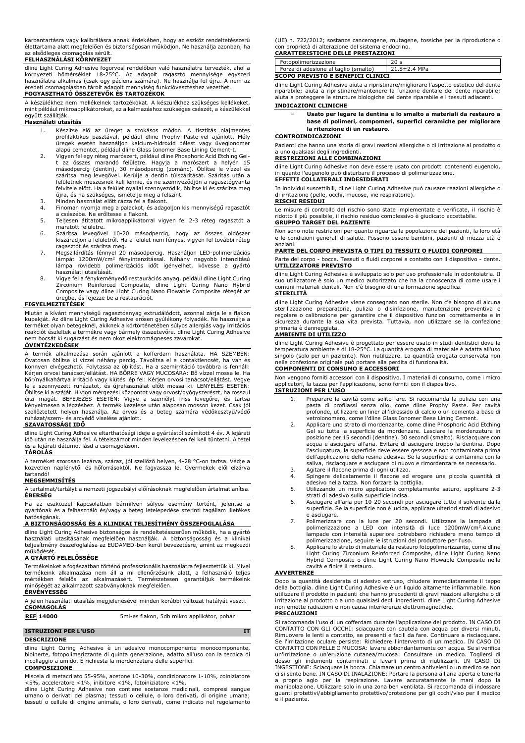karbantartásra vagy kalibrálásra annak érdekében, hogy az eszköz rendeltetésszerű élettartama alatt megfelelően és biztonságosan működjön. Ne használja azonban, ha az elsődleges csomagolás sérült.

**FELHASZNÁLÁSI KÖRNYEZET**

dline Light Curing Adhesive fogorvosi rendelőben való használatra tervezték, ahol a környezeti hőmérséklet 18-25°C. Az adagolt ragasztó mennyisége egyszeri használatra alkalmas (csak egy páciens számára). Ne használja fel újra. A nem az eredeti csomagolásban tárolt adagolt mennyiség funkcióvesztéshez vezethet.

**FOGYASZTHATÓ ÖSSZETEVŐK ÉS TARTOZÉKOK**

A készülékhez nem mellékelnek tartozékokat. A készülékhez szükséges kellékeket, mint például mikroapplikátorokat, az alkalmazáshoz szükséges csészét, a készülékkel együtt szállítják.

**Használati utasítás**

1. Készítse elő az üreget a szokásos módon. A tisztítás olajmentes profilaktikus pasztával, például dline Prophy Paste-vel ajánlott. Mély üregek esetén használjon kalcium-hidroxid bélést vagy üvegionomer alapú cementet, például dline Glass Ionomer Base Lining Cement-t.
2. Vigyen fel egy réteg marószert, például dline Phosphoric Acid Etching Gel-t az összes marandó felületre. Hagyja a marószert a helyén 15 másodpercig (dentin), 30 másodpercig (zománc). Öblítse le vízzel és szárítsa meg levegővel. Kerülje a dentin túlszárítását. Szárítás után a felületnek meszesnek kell lennie, és ne szennyeződjön a ragasztógyanta felvitele előtt. Ha a felület nyállal szennyeződik, öblítse ki és szárítsa meg újra, és ha szükséges, ismételje meg a felszínt.
3. Minden használat előtt rázza fel a flakont.
4. Finoman nyomja meg a palackot, és adagoljon kis mennyiségű ragasztót a csészébe. Ne erőltesse a flakont.
5. Teljesen átitatott mikroapplikátorral vigyen fel 2-3 réteg ragasztót a maratott felületre.
6. Szárítsa levegővel 10-20 másodpercig, hogy az összes oldószer kiszáradjon a felületről. Ha a felület nem fényes, vigyen fel további réteg ragasztót és szárítsa meg.
7. Megszilárdítás fénnyel 20 másodpercig. Használjon LED-polimerizációs lámpát 1200mW/cm² fényintenzitással. Néhány nagyobb intenzitású lámpa rövidebb polimerizációs időt igényelhet, kövesse a gyártó használati utasítását.
8. Vigye fel a fénykeményedő restaurációs anyag, például dline Light Curing Zirconium Reinforced Composite, dline Light Curing Nano Hybrid Composite vagy dline Light Curing Nano Flowable Composite rétegét az üregbe, és fejezze be a restaurációt.

**FIGYELMEZTETÉSEK**

Miután a kívánt mennyiségű ragasztóanyag extrudálódott, azonnal zárja le a flakon kupakját. Az dline Light Curing Adhesive erősen gyúlékony folyadék. Ne használja a terméket olyan betegeknél, akiknek a kórtörténetében súlyos allergiás vagy irritációs reakciót észleltek a termékre vagy bármely összetevőre. dline Light Curing Adhesive nem bocsát ki sugárzást és nem okoz elektromágneses zavarokat.

**ÓVINTÉZKEDÉSEK**

A termék alkalmazása során ajánlott a kofferdam használata. HA SZEMBEN: Óvatosan öblítse ki vízzel néhány percig. Távolítsa el a kontaktlencsét, ha van és könnyen elvégezhető. Folytassa az öblítést. Ha a szemirritáció továbbra is fennáll: Kérjen orvosi tanácsot/ellátást. HA BŐRRE VAGY MUCOSÁRA: Bő vízzel mossa le. Ha bőr/nyálkahártya irritáció vagy kiütés lép fel: Kérjen orvosi tanácsot/ellátást. Vegye le a szennyezett ruházatot, és újrahasználat előtt mossa ki. LENYELÉS ESETÉN: Öblítse ki a száját. Hívjon mérgezési központot vagy orvost/gyógyszerészt, ha rosszul érzi magát. BEFEJEZÉS ESETÉN: Vigye a személyt friss levegőre, és tartsa kényelmesen a légzéshez. A termék kezelése után alaposan mosson kezet. Csak jól szellőztetett helyen használja. Az orvos és a beteg számára védőkesztyű/védő ruházat/szem- és arcvédő viselése ajánlott.

**SZAVATOSSÁGI IDŐ**

dline Light Curing Adhesive eltarthatósági ideje a gyártástól számított 4 év. A lejárati idő után ne használja fel. A tételszámot minden levelezésben fel kell tüntetni. A tétel és a lejárati dátumot lásd a csomagoláson.

**TÁROLÁS**

A terméket szorosan lezárva, száraz, jól szellőző helyen, 4-28 °C-on tartsa. Védje a közvetlen napfénytől és hőforrásoktól. Ne fagyassza le. Gyermekek elől elzárva tartandó!

**MEGSEMMISÍTÉS**

A tartalmat/tartályt a nemzeti jogszabályi előírásoknak megfelelően ártalmatlanítsa.

**ÉBERSÉG**

Ha az eszközzel kapcsolatban bármilyen súlyos esemény történt, jelentse a gyártónak és a felhasználó és/vagy a beteg letelepedése szerinti tagállam illetékes hatóságának.

**A BIZTONSÁGOSSÁG ÉS A KLINIKAI TELJESÍTMÉNY ÖSSZEFOGLALÁSA**

dline Light Curing Adhesive biztonságos és rendeltetésszerűen működik, ha a gyártó használati utasításának megfelelően használják. A biztonságosság és a klinikai teljesítmény összefoglalása az EUDAMED-ben kerül bevezetésre, amint az megkezdi működését.

**A GYÁRTÓ FELELŐSSÉGE**

Termékeinket a fogászatban történő professzionális használatra fejlesztettük ki. Mivel termékeink alkalmazása nem áll a mi ellenőrzésünk alatt, a felhasználó teljes mértékben felelős az alkalmazásért. Természetesen garantáljuk termékeink minőségét az alkalmazott szabványoknak megfelelően.

**ÉRVÉNYESSÉG**

A jelen használati utasítás megjelenésével minden korábbi változat hatályát veszti.

**CSOMAGOLÁS**

| | |
|---|---|
| **REF 14000** | 5ml-es flakon, 5db mikro applikátor, pohár |

## ISTRUZIONI PER L'USO — IT

**DESCRIZIONE**

dline Light Curing Adhesive è un adesivo monocomponente monocomponente, bioinerte, fotopolimerizzante di quinta generazione, adatto all'uso con la tecnica di incollaggio a umido. È richiesta la mordenzatura delle superfici.

**COMPOSIZIONE**

Miscela di metacrilato 55-95%, acetone 10-30%, condizionatore 1-10%, coiniziatore <5%, acceleratore <1%, inibitore <1%, fotoiniziatore <1%.

dline Light Curing Adhesive non contiene sostanze medicinali, compresi sangue umano o derivati del plasma; tessuti o cellule, o loro derivati, di origine umana; tessuti o cellule di origine animale, o loro derivati, come indicato nel regolamento (UE) n. 722/2012; sostanze cancerogene, mutagene, tossiche per la riproduzione o con proprietà di alterazione del sistema endocrino.

**CARATTERISTICHE DELLE PRESTAZIONI**

| | |
|---|---|
| Fotopolimerizzazione | 20 s |
| Forza di adesione al taglio (smalto) | 21.8±2.4 MPa |

**SCOPO PREVISTO E BENEFICI CLINICI**

dline Light Curing Adhesive aiuta a ripristinare/migliorare l'aspetto estetico del dente riparabile; aiuta a ripristinare/mantenere la funzione dentale del dente riparabile; aiuta a proteggere le strutture biologiche del dente riparabile e i tessuti adiacenti.

**INDICAZIONI CLINICHE**

- **Usato per legare la dentina e lo smalto a materiali da restauro a base di polimeri, compomeri, superfici ceramiche per migliorare la ritenzione di un restauro.**

**CONTROINDICAZIONI**

Pazienti che hanno una storia di gravi reazioni allergiche o di irritazione al prodotto o a uno qualsiasi degli ingredienti.

**RESTRIZIONI ALLE COMBINAZIONI**

dline Light Curing Adhesive non deve essere usato con prodotti contenenti eugenolo, in quanto l'eugenolo può disturbare il processo di polimerizzazione.

**EFFETTI COLLATERALI INDESIDERATI**

In individui suscettibili, dline Light Curing Adhesive può causare reazioni allergiche o di irritazione (pelle, occhi, mucose, vie respiratorie).

**RISCHI RESIDUI**

Le misure di controllo del rischio sono state implementate e verificate, il rischio è ridotto il più possibile, il rischio residuo complessivo è giudicato accettabile.

**GRUPPO TARGET DEL PAZIENTE**

Non sono note restrizioni per quanto riguarda la popolazione dei pazienti, la loro età e le condizioni generali di salute. Possono essere bambini, pazienti di mezza età o anziani.

**PARTE DEL CORPO PREVISTA O TIPI DI TESSUTI O FLUIDI CORPOREI**

Parte del corpo - bocca. Tessuti o fluidi corporei a contatto con il dispositivo - dente.

**UTILIZZATORE PREVISTO**

dline Light Curing Adhesive è sviluppato solo per uso professionale in odontoiatria. Il suo utilizzatore è solo un medico autorizzato che ha la conoscenza di come usare i comuni materiali dentali. Non c'è bisogno di una formazione specifica.

**STERILITÀ**

dline Light Curing Adhesive viene consegnato non sterile. Non c'è bisogno di alcuna sterilizzazione preparatoria, pulizia o disinfezione, manutenzione preventiva e regolare o calibrazione per garantire che il dispositivo funzioni correttamente e in sicurezza durante la sua vita prevista. Tuttavia, non utilizzare se la confezione primaria è danneggiata.

**AMBIENTE DI UTILIZZO**

dline Light Curing Adhesive è progettato per essere usato in studi dentistici dove la temperatura ambiente è di 18-25°C. La quantità erogata di materiale è adatta all'uso singolo (solo per un paziente). Non riutilizzare. La quantità erogata conservata non nella confezione originale può portare alla perdita di funzionalità.

**COMPONENTI DI CONSUMO E ACCESSORI**

Non vengono forniti accessori con il dispositivo. I materiali di consumo, come i micro applicatori, la tazza per l'applicazione, sono forniti con il dispositivo.

**ISTRUZIONI PER L'USO**

1. Preparare la cavità come solito fare. Si raccomanda la pulizia con una pasta di profilassi senza olio, come dline Prophy Paste. Per cavità profonde, utilizzare un liner all'idrossido di calcio o un cemento a base di vetroionomero, come l'dline Glass Ionomer Base Lining Cement.
2. Applicare uno strato di mordenzante, come dline Phosphoric Acid Etching Gel su tutta la superficie da mordenzare. Lasciare la mordenzatura in posizione per 15 secondi (dentina), 30 secondi (smalto). Risciacquare con acqua e asciugare all'aria. Evitare di asciugare troppo la dentina. Dopo l'asciugatura, la superficie deve essere gessosa e non contaminata prima dell'applicazione della resina adesiva. Se la superficie si contamina con la saliva, risciacquare e asciugare di nuovo e rimordenzare se necessario.
3. Agitare il flacone prima di ogni utilizzo.
4. Spingere delicatamente il flacone ed erogare una piccola quantità di adesivo nella tazza. Non forzare la bottiglia.
5. Utilizzando un micro applicatore completamente saturo, applicare 2-3 strati di adesivo sulla superficie incisa.
6. Asciugare all'aria per 10-20 secondi per asciugare tutto il solvente dalla superficie. Se la superficie non è lucida, applicare ulteriori strati di adesivo e asciugare.
7. Polimerizzare con la luce per 20 secondi. Utilizzare la lampada di polimerizzazione a LED con intensità di luce 1200mW/cm².Alcune lampade con intensità superiore potrebbero richiedere meno tempo di polimerizzazione, seguire le istruzioni del produttore per l'uso.
8. Applicare lo strato di materiale da restauro fotopolimerizzante, come dline Light Curing Zirconium Reinforced Composite, dline Light Curing Nano Hybrid Composite o dline Light Curing Nano Flowable Composite nella cavità e finire il restauro.

**AVVERTENZE**

Dopo la quantità desiderata di adesivo estruso, chiudere immediatamente il tappo della bottiglia. dline Light Curing Adhesive è un liquido altamente infiammabile. Non utilizzare il prodotto in pazienti che hanno precedenti di gravi reazioni allergiche o di irritazione al prodotto o a uno qualsiasi degli ingredienti. dline Light Curing Adhesive non emette radiazioni e non causa interferenze elettromagnetiche.

**PRECAUZIONI**

Si raccomanda l'uso di un cofferdam durante l'applicazione del prodotto. IN CASO DI CONTATTO CON GLI OCCHI: sciacquare con cautela con acqua per diversi minuti. Rimuovere le lenti a contatto, se presenti e facili da fare. Continuare a risciacquare. Se l'irritazione oculare persiste: Richiedere l'intervento di un medico. IN CASO DI CONTATTO CON PELLE O MUCOSA: lavare abbondantemente con acqua. Se si verifica un'irritazione o un'eruzione cutanea/mucosa: Consultare un medico. Togliersi di dosso gli indumenti contaminati e lavarli prima di riutilizzarli. IN CASO DI INGESTIONE: Sciacquare la bocca. Chiamare un centro antiveleni o un medico se non ci si sente bene. IN CASO DI INALAZIONE: Portare la persona all'aria aperta e tenerla a proprio agio per la respirazione. Lavare accuratamente le mani dopo la manipolazione. Utilizzare solo in una zona ben ventilata. Si raccomanda di indossare guanti protettivi/abbigliamento protettivo/protezione per gli occhi/viso per il medico e il paziente.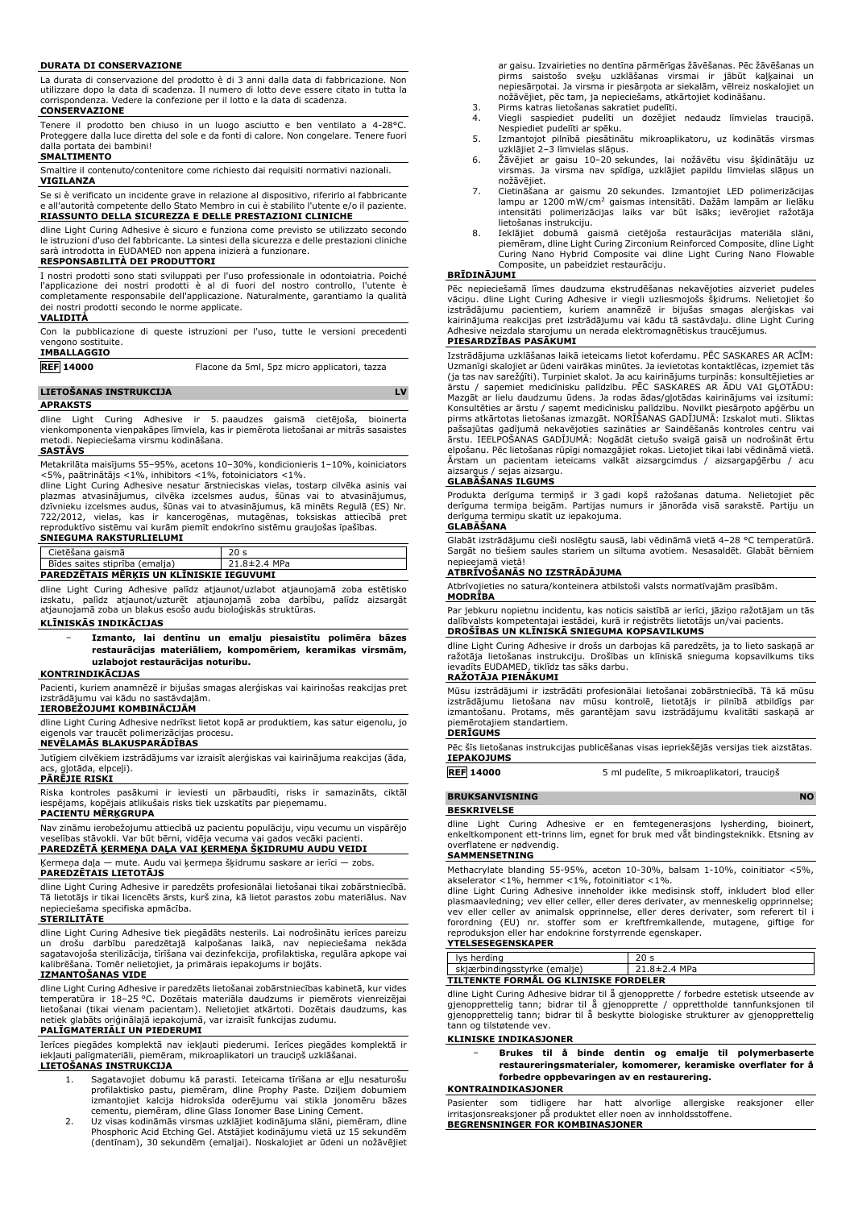**DURATA DI CONSERVAZIONE**

La durata di conservazione del prodotto è di 3 anni dalla data di fabbricazione. Non utilizzare dopo la data di scadenza. Il numero di lotto deve essere citato in tutta la corrispondenza. Vedere la confezione per il lotto e la data di scadenza.

**CONSERVAZIONE**

Tenere il prodotto ben chiuso in un luogo asciutto e ben ventilato a 4-28°C. Proteggere dalla luce diretta del sole e da fonti di calore. Non congelare. Tenere fuori dalla portata dei bambini!

**SMALTIMENTO**

Smaltire il contenuto/contenitore come richiesto dai requisiti normativi nazionali.

**VIGILANZA**

Se si è verificato un incidente grave in relazione al dispositivo, riferirlo al fabbricante e all'autorità competente dello Stato Membro in cui è stabilito l'utente e/o il paziente.

**RIASSUNTO DELLA SICUREZZA E DELLE PRESTAZIONI CLINICHE**

dline Light Curing Adhesive è sicuro e funziona come previsto se utilizzato secondo le istruzioni d'uso del fabbricante. La sintesi della sicurezza e delle prestazioni cliniche sarà introdotta in EUDAMED non appena inizierà a funzionare.

**RESPONSABILITÀ DEI PRODUTTORI**

I nostri prodotti sono stati sviluppati per l'uso professionale in odontoiatria. Poiché l'applicazione dei nostri prodotti è al di fuori del nostro controllo, l'utente è completamente responsabile dell'applicazione. Naturalmente, garantiamo la qualità dei nostri prodotti secondo le norme applicate.

**VALIDITÀ**

Con la pubblicazione di queste istruzioni per l'uso, tutte le versioni precedenti vengono sostituite.

**IMBALLAGGIO**

| | |
|---|---|
| **REF** **14000** | Flacone da 5ml, 5pz micro applicatori, tazza |

## LIETOŠANAS INSTRUKCIJA LV

**APRAKSTS**

dline Light Curing Adhesive ir 5. paaudzes gaismā cietējoša, bioinerta vienkomponenta vienpakāpes līmviela, kas ir piemērota lietošanai ar mitrās saistes metodi. Nepieciešama virsmu kodināšana.

**SASTĀVS**

Metakrilāta maisījums 55–95%, acetons 10–30%, kondicionieris 1–10%, koiniciators <5%, paātrinātājs <1%, inhibitors <1%, fotoiniciators <1%.

dline Light Curing Adhesive nesatur ārstnieciskas vielas, tostarp cilvēka asinis vai plazmas atvasinājumus, cilvēka izcelsmes audus, šūnas vai to atvasinājumus, dzīvnieku izcelsmes audus, šūnas vai to atvasinājumus, kā minēts Regulā (ES) Nr. 722/2012, vielas, kas ir kancerogēnas, mutagēnas, toksiskas attiecībā pret reproduktīvo sistēmu vai kurām piemīt endokrīno sistēmu graujošas īpašības.

**SNIEGUMA RAKSTURLIELUMI**

| | |
|---|---|
| Cietēšana gaismā | 20 s |
| Bīdes saites stiprība (emalja) | 21.8±2.4 MPa |

**PAREDZĒTAIS MĒRĶIS UN KLĪNISKIE IEGUVUMI**

dline Light Curing Adhesive palīdz atjaunot/uzlabot atjaunojamā zoba estētisko izskatu, palīdz atjaunot/uzturēt atjaunojamā zoba darbību, palīdz aizsargāt atjaunojamā zoba un blakus esošo audu bioloģiskās struktūras.

**KLĪNISKĀS INDIKĀCIJAS**

- **Izmanto, lai dentīnu un emalju piesaistītu polimēra bāzes restaurācijas materiāliem, kompomēriem, keramikas virsmām, uzlabojot restaurācijas noturību.**

**KONTRINDIKĀCIJAS**

Pacienti, kuriem anamnēzē ir bijušas smagas alerģiskas vai kairinošas reakcijas pret izstrādājumu vai kādu no sastāvdaļām.

**IEROBEŽOJUMI KOMBINĀCIJĀM**

dline Light Curing Adhesive nedrīkst lietot kopā ar produktiem, kas satur eigenolu, jo eigenols var traucēt polimerizācijas procesu.

**NEVĒLAMĀS BLAKUSPARĀDĪBAS**

Jutīgiem cilvēkiem izstrādājums var izraisīt alerģiskas vai kairinājuma reakcijas (āda, acs, gļotāda, elpceļi).

**PĀRĒJIE RISKI**

Riska kontroles pasākumi ir ieviesti un pārbaudīti, risks ir samazināts, ciktāl iespējams, kopējais atlikušais risks tiek uzskatīts par pieņemamu.

**PACIENTU MĒRĶGRUPA**

Nav zināmu ierobežojumu attiecībā uz pacientu populāciju, viņu vecumu un vispārējo veselības stāvokli. Var būt bērni, vidēja vecuma vai gados vecāki pacienti.

**PAREDZĒTĀ ĶERMEŅA DAĻA VAI ĶERMEŅA ŠĶIDRUMU AUDU VEIDI**

Ķermeņa daļa — mute. Audu vai ķermeņa šķidrumu saskare ar ierīci — zobs.

**PAREDZĒTAIS LIETOTĀJS**

dline Light Curing Adhesive ir paredzēts profesionālai lietošanai tikai zobārstniecībā. Tā lietotājs ir tikai licencēts ārsts, kurš zina, kā lietot parastos zobu materiālus. Nav nepieciešama specifiska apmācība.

**STERILITĀTE**

dline Light Curing Adhesive tiek piegādāts nesterils. Lai nodrošinātu ierīces pareizu un drošu darbību paredzētajā kalpošanas laikā, nav nepieciešama nekāda sagatavojoša sterilizācija, tīrīšana vai dezinfekcija, profilaktiska, regulāra apkope vai kalibrēšana. Tomēr nelietojiet, ja primārais iepakojums ir bojāts.

**IZMANTOŠANAS VIDE**

dline Light Curing Adhesive ir paredzēts lietošanai zobārstniecības kabinetā, kur vides temperatūra ir 18–25 °C. Dozētais materiāla daudzums ir piemērots vienreizējai lietošanai (tikai vienam pacientam). Nelietojiet atkārtoti. Dozētais daudzums, kas netiek glabāts oriģinālajā iepakojumā, var izraisīt funkcijas zudumu.

**PALĪGMATERIĀLI UN PIEDERUMI**

Ierīces piegādes komplektā nav iekļauti piederumi. Ierīces piegādes komplektā ir iekļauti palīgmateriāli, piemēram, mikroaplikatori un trauciņš uzklāšanai.

**LIETOŠANAS INSTRUKCIJA**

1. Sagatavojiet dobumu kā parasti. Ieteicama tīrīšana ar eļļu nesaturošu profilaktisko pastu, piemēram, dline Prophy Paste. Dziļiem dobumiem izmantojiet kalcija hidroksīda oderējumu vai stikla jonomēru bāzes cementu, piemēram, dline Glass Ionomer Base Lining Cement.
2. Uz visas kodināmās virsmas uzklājiet kodinājuma slāni, piemēram, dline Phosphoric Acid Etching Gel. Atstājiet kodinājumu vietā uz 15 sekundēm (dentīnam), 30 sekundēm (emaljai). Noskalojiet ar ūdeni un nožāvējiet ar gaisu. Izvairieties no dentīna pārmērīgas žāvēšanas. Pēc žāvēšanas un pirms saistošo sveķu uzklāšanas virsmai ir jābūt kaļķainai un nepiesārņotai. Ja virsma ir piesārņota ar siekalām, vēlreiz noskalojiet un nožāvējiet, pēc tam, ja nepieciešams, atkārtojiet kodināšanu.
3. Pirms katras lietošanas sakratiet pudelīti.
4. Viegli saspiediet pudelīti un dozējiet nedaudz līmvielas trauciņā. Nespiediet pudelīti ar spēku.
5. Izmantojot pilnībā piesātinātu mikroaplikatoru, uz kodinātās virsmas uzklājiet 2–3 līmvielas slāņus.
6. Žāvējiet ar gaisu 10–20 sekundes, lai nožāvētu visu šķīdinātāju uz virsmas. Ja virsma nav spīdīga, uzklājiet papildu līmvielas slāņus un nožāvējiet.
7. Cietināšana ar gaismu 20 sekundes. Izmantojiet LED polimerizācijas lampu ar 1200 mW/cm² gaismas intensitāti. Dažām lampām ar lielāku intensitāti polimerizācijas laiks var būt īsāks; ievērojiet ražotāja lietošanas instrukciju.
8. Ieklājiet dobumā gaismā cietējoša restaurācijas materiāla slāni, piemēram, dline Light Curing Zirconium Reinforced Composite, dline Light Curing Nano Hybrid Composite vai dline Light Curing Nano Flowable Composite, un pabeidziet restaurāciju.

**BRĪDINĀJUMI**

Pēc nepieciešamā līmes daudzuma ekstrudēšanas nekavējoties aizveriet pudeles vāciņu. dline Light Curing Adhesive ir viegli uzliesmojošs šķidrums. Nelietojiet šo izstrādājumu pacientiem, kuriem anamnēzē ir bijušas smagas alerģiskas vai kairinājuma reakcijas pret izstrādājumu vai kādu tā sastāvdaļu. dline Light Curing Adhesive neizdala starojumu un nerada elektromagnētiskus traucējumus.

**PIESARDZĪBAS PASĀKUMI**

Izstrādājuma uzklāšanas laikā ieteicams lietot koferdamu. PĒC SASKARES AR ACĪM: Uzmanīgi skalojiet ar ūdeni vairākas minūtes. Ja ievietotas kontaktlēcas, izņemiet tās (ja tas nav sarežģīti). Turpiniet skalot. Ja acu kairinājums turpinās: konsultējieties ar ārstu / saņemiet medicīnisku palīdzību. PĒC SASKARES AR ĀDU VAI GĻOTĀDU: Mazgāt ar lielu daudzumu ūdens. Ja rodas ādas/gļotādas kairinājums vai izsitumi: Konsultēties ar ārstu / saņemt medicīnisku palīdzību. Novilkt piesārņoto apģērbu un pirms atkārtotas lietošanas izmazgāt. NORĪŠANAS GADĪJUMĀ: Izskalot muti. Sliktas pašsajūtas gadījumā nekavējoties sazināties ar Saindēšanās kontroles centru vai ārstu. IEELPOŠANAS GADĪJUMĀ: Nogādāt cietušo svaigā gaisā un nodrošināt ērtu elpošanu. Pēc lietošanas rūpīgi nomazgājiet rokas. Lietojiet tikai labi vēdināmā vietā. Ārstam un pacientam ieteicams valkāt aizsargcimdus / aizsargapģērbu / acu aizsargus / sejas aizsargu.

**GLABĀŠANAS ILGUMS**

Produkta derīguma termiņš ir 3 gadi kopš ražošanas datuma. Nelietojiet pēc derīguma termiņa beigām. Partijas numurs ir jānorāda visā sarakstē. Partiju un derīguma termiņu skatīt uz iepakojuma.

**GLABĀŠANA**

Glabāt izstrādājumu cieši noslēgtu sausā, labi vēdināmā vietā 4–28 °C temperatūrā. Sargāt no tiešiem saules stariem un siltuma avotiem. Nesasaldēt. Glabāt bērniem nepieejamā vietā!

**ATBRĪVOŠANĀS NO IZSTRĀDĀJUMA**

Atbrīvojieties no satura/konteinera atbilstoši valsts normatīvajām prasībām.

**MODRĪBA**

Par jebkuru nopietnu incidentu, kas noticis saistībā ar ierīci, jāziņo ražotājam un tās dalībvalsts kompetentajai iestādei, kurā ir reģistrēts lietotājs un/vai pacients.

**DROŠĪBAS UN KLĪNISKĀ SNIEGUMA KOPSAVILKUMS**

dline Light Curing Adhesive ir drošs un darbojas kā paredzēts, ja to lieto saskaņā ar ražotāja lietošanas instrukciju. Drošības un klīniskā snieguma kopsavilkums tiks ievadīts EUDAMED, tiklīdz tas sāks darbu.

**RAŽOTĀJA PIENĀKUMI**

Mūsu izstrādājumi ir izstrādāti profesionālai lietošanai zobārstniecībā. Tā kā mūsu izstrādājumu lietošana nav mūsu kontrolē, lietotājs ir pilnībā atbildīgs par izmantošanu. Protams, mēs garantējam savu izstrādājumu kvalitāti saskaņā ar piemērotajiem standartiem.

**DERĪGUMS**

Pēc šīs lietošanas instrukcijas publicēšanas visas iepriekšējās versijas tiek aizstātas.

**IEPAKOJUMS**

| | |
|---|---|
| **REF** **14000** | 5 ml pudelīte, 5 mikroaplikatori, trauciņš |

## BRUKSANVISNING NO

**BESKRIVELSE**

dline Light Curing Adhesive er en femtegenerasjons lysherding, bioinert, enkeltkomponent ett-trinns lim, egnet for bruk med våt bindingsteknikk. Etsning av overflatene er nødvendig.

**SAMMENSETNING**

Methacrylate blanding 55-95%, aceton 10-30%, balsam 1-10%, coinitiator <5%, akselerator <1%, hemmer <1%, fotoinitiator <1%.

dline Light Curing Adhesive inneholder ikke medisinsk stoff, inkludert blod eller plasmaavledning; vev eller celler, eller deres derivater, av menneskelig opprinnelse; vev eller celler av animalsk opprinnelse, eller deres derivater, som referert til i forordning (EU) nr. stoffer som er kreftfremkallende, mutagene, giftige for reproduksjon eller har endokrine forstyrrende egenskaper.

**YTELSESEGENSKAPER**

| | |
|---|---|
| lys herding | 20 s |
| skjærbindingsstyrke (emalje) | 21.8±2.4 MPa |

**TILTENKTE FORMÅL OG KLINISKE FORDELER**

dline Light Curing Adhesive bidrar til å gjenopprette / forbedre estetisk utseende av gjenopprettelig tann; bidrar til å gjenopprette / opprettholde tannfunksjonen til gjenopprettelig tann; bidrar til å beskytte biologiske strukturer av gjenopprettelig tann og tilstøtende vev.

**KLINISKE INDIKASJONER**

- **Brukes til å binde dentin og emalje til polymerbaserte restaureringsmaterialer, komomerer, keramiske overflater for å forbedre oppbevaringen av en restaurering.**

**KONTRAINDIKASJONER**

Pasienter som tidligere har hatt alvorlige allergiske reaksjoner eller irritasjonsreaksjoner på produktet eller noen av innholdsstoffene.

**BEGRENSNINGER FOR KOMBINASJONER**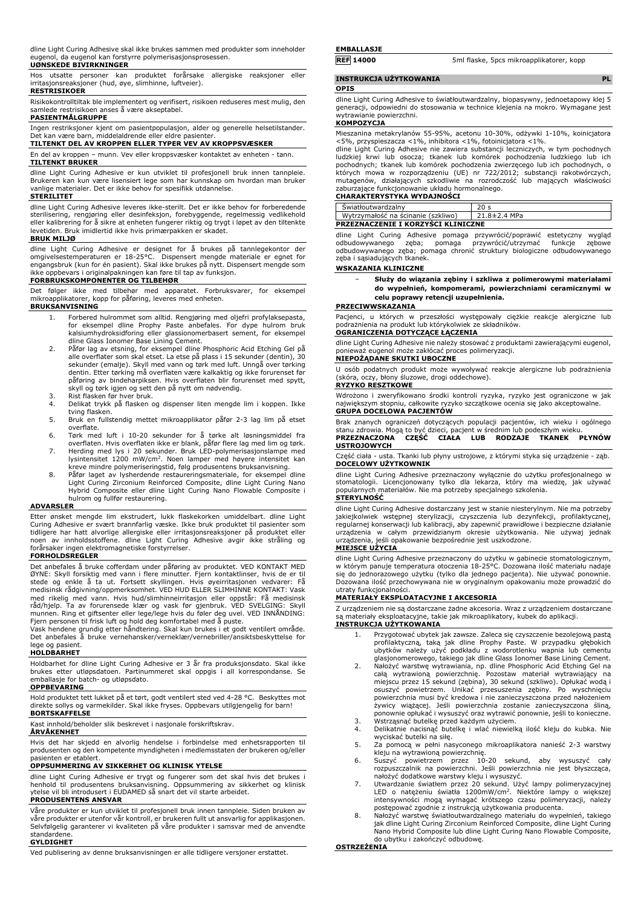dline Light Curing Adhesive skal ikke brukes sammen med produkter som inneholder eugenol, da eugenol kan forstyrre polymerisasjonsprosessen.

**UØNSKEDE BIVIRKNINGER**

Hos utsatte personer kan produktet forårsake allergiske reaksjoner eller irritasjonsreaksjoner (hud, øye, slimhinne, luftveier).

**RESTRISIKOER**

Risikokontrolltiltak ble implementert og verifisert, risikoen reduseres mest mulig, den samlede restrisikoen anses å være akseptabel.

**PASIENTMÅLGRUPPE**

Ingen restriksjoner kjent om pasientpopulasjon, alder og generelle helsetilstander. Det kan være barn, middelaldrende eller eldre pasienter.

**TILTENKT DEL AV KROPPEN ELLER TYPER VEV AV KROPPSVÆSKER**

En del av kroppen – munn. Vev eller kroppsvæsker kontaktet av enheten - tann.

**TILTENKT BRUKER**

dline Light Curing Adhesive er kun utviklet til profesjonell bruk innen tannpleie. Brukeren kan kun være lisensiert lege som har kunnskap om hvordan man bruker vanlige materialer. Det er ikke behov for spesifikk utdannelse.

**STERILITET**

dline Light Curing Adhesive leveres ikke-sterilt. Det er ikke behov for forberedende sterilisering, rengjøring eller desinfeksjon, forebyggende, regelmessig vedlikehold eller kalibrering for å sikre at enheten fungerer riktig og trygt i løpet av den tiltenkte levetiden. Bruk imidlertid ikke hvis primærpakken er skadet.

**BRUK MILJØ**

dline Light Curing Adhesive er designet for å brukes på tannlegekontor der omgivelsestemperaturen er 18-25°C. Dispensert mengde materiale er egnet for engangsbruk (kun for én pasient). Skal ikke brukes på nytt. Dispensert mengde som ikke oppbevars i originalpakningen kan føre til tap av funksjon.

**FORBRUKSKOMPONENTER OG TILBEHØR**

Det følger ikke med tilbehør med apparatet. Forbruksvarer, for eksempel mikroapplikatorer, kopp for påføring, leveres med enheten.

**BRUKSANVISNING**

1. Forbered hulrommet som alltid. Rengjøring med oljefri profylaksepasta, for eksempel dline Prophy Paste anbefales. For dype hulrom bruk kalsiumhydroksidforing eller glassionomerbasert sement, for eksempel dline Glass Ionomer Base Lining Cement.
2. Påfør lag av etsning, for eksempel dline Phosphoric Acid Etching Gel på alle overflater som skal etset. La etse på plass i 15 sekunder (dentin), 30 sekunder (emalje). Skyll med vann og tørk med luft. Unngå over tørking dentin. Etter tørking må overflaten være kalkaktig og ikke forurenset før påføring av bindeharpiksen. Hvis overflaten blir forurenset med spytt, skyll og tørk igjen og sett den på nytt om nødvendig.
3. Rist flasken før hver bruk.
4. Delikat trykk på flasken og dispenser liten mengde lim i koppen. Ikke tving flasken.
5. Bruk en fullstendig mettet mikroapplikator påfør 2-3 lag lim på etset overflate.
6. Tørk med luft i 10-20 sekunder for å tørke alt løsningsmiddel fra overflaten. Hvis overflaten ikke er blank, påfør flere lag med lim og tørk.
7. Herding med lys i 20 sekunder. Bruk LED-polymerisasjonslampe med lysintensitet 1200 mW/cm$^2$. Noen lamper med høyere intensitet kan kreve mindre polymeriseringstid, følg produsentens bruksanvisning.
8. Påfør laget av lysherdende restaureringsmateriale, for eksempel dline Light Curing Zirconium Reinforced Composite, dline Light Curing Nano Hybrid Composite eller dline Light Curing Nano Flowable Composite i hulrom og fullfør restaurering.

**ADVARSLER**

Etter ønsket mengde lim ekstrudert, lukk flaskekorken umiddelbart. dline Light Curing Adhesive er svært brannfarlig væske. Ikke bruk produktet til pasienter som tidligere har hatt alvorlige allergiske eller irritasjonsreaksjoner på produktet eller noen av innholdsstoffene. dline Light Curing Adhesive avgir ikke stråling og forårsaker ingen elektromagnetiske forstyrrelser.

**FORHOLDSREGLER**

Det anbefales å bruke cofferdam under påføring av produktet. VED KONTAKT MED ØYNE: Skyll forsiktig med vann i flere minutter. Fjern kontaktlinser, hvis de er til stede og enkle å ta ut. Fortsett skyllingen. Hvis øyeirritasjonen vedvarer: Få medisinsk rådgivning/oppmerksomhet. VED HUD ELLER SLIMHINNE KONTAKT: Vask med rikelig med vann. Hvis hud/slimhinneirritasjon eller oppstår: Få medisinsk råd/hjelp. Ta av forurensede klær og vask før gjenbruk. VED SVELGING: Skyll munnen. Ring et giftsenter eller lege/lege hvis du føler deg uvel. VED INNÅNDING: Fjern personen til frisk luft og hold deg komfortabel med å puste.
Vask hendene grundig etter håndtering. Skal kun brukes i et godt ventilert område. Det anbefales å bruke vernehansker/verneklær/vernebriller/ansiktsbeskyttelse for lege og pasient.

**HOLDBARHET**

Holdbarhet for dline Light Curing Adhesive er 3 år fra produksjonsdato. Skal ikke brukes etter utløpsdatoen. Partinummeret skal oppgis i all korrespondanse. Se emballasje for batch- og utløpsdato.

**OPPBEVARING**

Hold produktet tett lukket på et tørt, godt ventilert sted ved 4-28 °C. Beskyttes mot direkte sollys og varmekilder. Skal ikke fryses. Oppbevars utilgjengelig for barn!

**BORTSKAFFELSE**

Kast innhold/beholder slik beskrevet i nasjonale forskriftskrav.

**ÅRVÅKENHET**

Hvis det har skjedd en alvorlig hendelse i forbindelse med enhetsrapporten til produsenten og den kompetente myndigheten i medlemsstaten der brukeren og/eller pasienten er etablert.

**OPPSUMMERING AV SIKKERHET OG KLINISK YTELSE**

dline Light Curing Adhesive er trygt og fungerer som det skal hvis det brukes i henhold til produsentens bruksanvisning. Oppsummering av sikkerhet og klinisk ytelse vil bli introdusert i EUDAMED så snart det vil starte arbeidet.

**PRODUSENTENS ANSVAR**

Våre produkter er kun utviklet til profesjonell bruk innen tannpleie. Siden bruken av våre produkter er utenfor vår kontroll, er brukeren fullt ut ansvarlig for applikasjonen. Selvfølgelig garanterer vi kvaliteten på våre produkter i samsvar med de anvendte standardene.

**GYLDIGHET**

Ved publisering av denne bruksanvisningen er alle tidligere versjoner erstattet.

**EMBALLASJE**

| | |
|---|---|
| REF 14000 | 5ml flaske, 5pcs mikroapplikatorer, kopp |

## INSTRUKCJA UŻYTKOWANIA PL

**OPIS**

dline Light Curing Adhesive to światłoutwardzalny, biopasywny, jednoetapowy klej 5 generacji, odpowiedni do stosowania w technice klejenia na mokro. Wymagane jest wytrawianie powierzchni.

**KOMPOZYCJA**

Mieszanina metakrylanów 55-95%, acetonu 10-30%, odżywki 1-10%, koinicjatora <5%, przyspieszacza <1%, inhibitora <1%, fotoinicjatora <1%.
dline Light Curing Adhesive nie zawiera substancji leczniczych, w tym pochodnych ludzkiej krwi lub osocza; tkanek lub komórek pochodzenia ludzkiego lub ich pochodnych; tkanek lub komórek pochodzenia zwierzęcego lub ich pochodnych, o których mowa w rozporządzeniu (UE) nr 722/2012; substancji rakotwórczych, mutagenów, działających szkodliwie na rozrodczość lub mających właściwości zaburzające funkcjonowanie układu hormonalnego.

**CHARAKTERYSTYKA WYDAJNOŚCI**

| | |
|---|---|
| Światłoutwardzalny | 20 s |
| Wytrzymałość na ścinanie (szkliwo) | 21.8±2.4 MPa |

**PRZEZNACZENIE I KORZYŚCI KLINICZNE**

dline Light Curing Adhesive pomaga przywrócić/poprawić estetyczny wygląd odbudowywanego zęba; pomaga przywrócić/utrzymać funkcje zębowe odbudowywanego zęba; pomaga chronić struktury biologiczne odbudowywanego zęba i sąsiadujących tkanek.

**WSKAZANIA KLINICZNE**

- **Służy do wiązania zębiny i szkliwa z polimerowymi materiałami do wypełnień, kompomerami, powierzchniami ceramicznymi w celu poprawy retencji uzupełnienia.**

**PRZECIWWSKAZANIA**

Pacjenci, u których w przeszłości występowały ciężkie reakcje alergiczne lub podrażnienia na produkt lub którykolwiek ze składników.

**OGRANICZENIA DOTYCZĄCE ŁĄCZENIA**

dline Light Curing Adhesive nie należy stosować z produktami zawierającymi eugenol, ponieważ eugenol może zakłócać proces polimeryzacji.

**NIEPOŻĄDANE SKUTKI UBOCZNE**

U osób podatnych produkt może wywoływać reakcje alergiczne lub podrażnienia (skóra, oczy, błony śluzowe, drogi oddechowe).

**RYZYKO RESZTKOWE**

Wdrożono i zweryfikowano środki kontroli ryzyka, ryzyko jest ograniczone w jak największym stopniu, całkowite ryzyko szczątkowe ocenia się jako akceptowalne.

**GRUPA DOCELOWA PACJENTÓW**

Brak znanych ograniczeń dotyczących populacji pacjentów, ich wieku i ogólnego stanu zdrowia. Mogą to być dzieci, pacjent w średnim lub podeszłym wieku.

**PRZEZNACZONA CZĘŚĆ CIAŁA LUB RODZAJE TKANEK PŁYNÓW USTROJOWYCH**

Część ciała - usta. Tkanki lub płyny ustrojowe, z którymi styka się urządzenie - ząb.

**DOCELOWY UŻYTKOWNIK**

dline Light Curing Adhesive przeznaczony wyłącznie do użytku profesjonalnego w stomatologii. Licencjonowany tylko dla lekarza, który ma wiedzę, jak używać popularnych materiałów. Nie ma potrzeby specjalnego szkolenia.

**STERYLNOŚĆ**

dline Light Curing Adhesive dostarczany jest w stanie niesterylnym. Nie ma potrzeby jakiejkolwiek wstępnej sterylizacji, czyszczenia lub dezynfekcji, profilaktycznej, regularnej konserwacji lub kalibracji, aby zapewnić prawidłowe i bezpieczne działanie urządzenia w całym przewidzianym okresie użytkowania. Nie używaj jednak urządzenia, jeśli opakowanie bezpośrednie jest uszkodzone.

**MIEJSCE UŻYCIA**

dline Light Curing Adhesive przeznaczony do użytku w gabinecie stomatologicznym, w którym panuje temperatura otoczenia 18-25°C. Dozowana ilość materiału nadaje się do jednorazowego użytku (tylko dla jednego pacjenta). Nie używać ponownie. Dozowana ilość przechowywana nie w oryginalnym opakowaniu może prowadzić do utraty funkcjonalności.

**MATERIAŁY EKSPLOATACYJNE I AKCESORIA**

Z urządzeniem nie są dostarczane żadne akcesoria. Wraz z urządzeniem dostarczane są materiały eksploatacyjne, takie jak mikroaplikatory, kubek do aplikacji.

**INSTRUKCJA UŻYTKOWANIA**

1. Przygotować ubytek jak zawsze. Zaleca się czyszczenie bezolejową pastą profilaktyczną, taką jak dline Prophy Paste. W przypadku głębokich ubytków należy użyć podkładu z wodorotlenku wapnia lub cementu glasjonomerowego, takiego jak dline Glass Ionomer Base Lining Cement.
2. Nałożyć warstwę wytrawiania, np. dline Phosphoric Acid Etching Gel na całą wytrawioną powierzchnię. Pozostaw materiał wytrawiający na miejscu przez 15 sekund (zębina), 30 sekund (szkliwo). Opłukać wodą i osuszyć powietrzem. Unikać przesuszenia zębiny. Po wyschnięciu powierzchnia musi być kredowa i nie zanieczyszczona przed nałożeniem żywicy wiążącej. Jeśli powierzchnia zostanie zanieczyszczona śliną, ponownie opłukać i wysuszyć oraz wytrawić ponownie, jeśli to konieczne.
3. Wstrząsnąć butelkę przed każdym użyciem.
4. Delikatnie nacisnąć butelkę i wlać niewielką ilość kleju do kubka. Nie wyciskać butelki na siłę.
5. Za pomocą w pełni nasyconego mikroaplikatora nanieść 2-3 warstwy kleju na wytrawioną powierzchnię.
6. Suszyć powietrzem przez 10-20 sekund, aby wysuszyć cały rozpuszczalnik na powierzchni. Jeśli powierzchnia nie jest błyszcząca, nałożyć dodatkowe warstwy kleju i wysuszyć.
7. Utwardzanie światłem przez 20 sekund. Użyć lampy polimeryzacyjnej LED o natężeniu światła 1200mW/cm$^2$. Niektóre lampy o większej intensywności mogą wymagać krótszego czasu polimeryzacji, należy postępować zgodnie z instrukcją użytkowania producenta.
8. Nałożyć warstwę światłoutwardzalnego materiału do wypełnień, takiego jak dline Light Curing Zirconium Reinforced Composite, dline Light Curing Nano Hybrid Composite lub dline Light Curing Nano Flowable Composite, do ubytku i zakończyć odbudowę.

**OSTRZEŻENIA**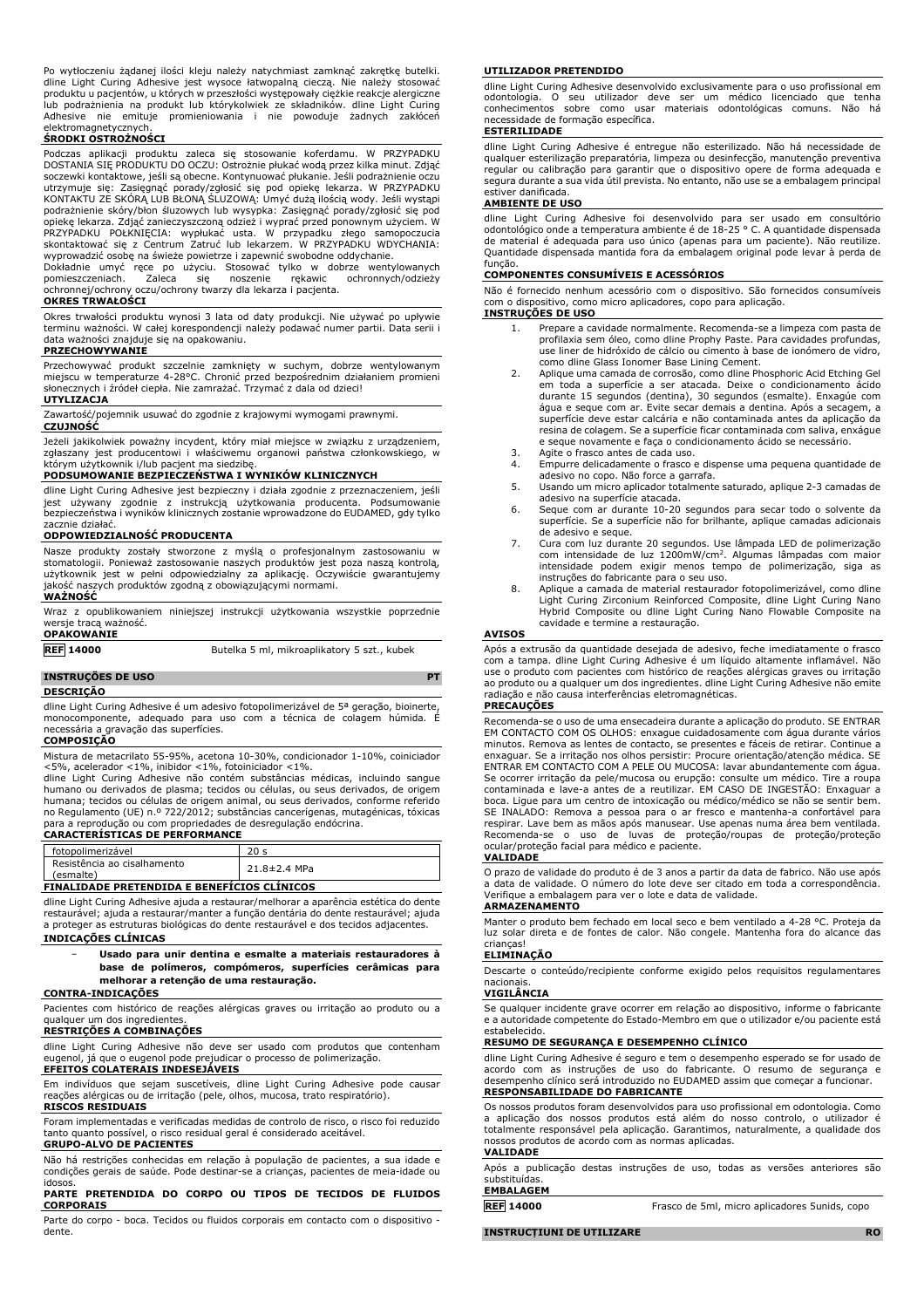Po wytłoczeniu żądanej ilości kleju należy natychmiast zamknąć zakrętkę butelki. dline Light Curing Adhesive jest wysoce łatwopalną cieczą. Nie należy stosować produktu u pacjentów, u których w przeszłości występowały ciężkie reakcje alergiczne lub podrażnienia na produkt lub którykolwiek ze składników. dline Light Curing Adhesive nie emituje promieniowania i nie powoduje żadnych zakłóceń elektromagnetycznych.

**ŚRODKI OSTROŻNOŚCI**

Podczas aplikacji produktu zaleca się stosowanie koferdamu. W PRZYPADKU DOSTANIA SIĘ PRODUKTU DO OCZU: Ostrożnie płukać wodą przez kilka minut. Zdjąć soczewki kontaktowe, jeśli są obecne. Kontynuować płukanie. Jeśli podrażnienie oczu utrzymuje się: Zasięgnąć porady/zgłosić się pod opiekę lekarza. W PRZYPADKU KONTAKTU ZE SKÓRĄ LUB BŁONĄ ŚLUZOWĄ: Umyć dużą ilością wody. Jeśli wystąpi podrażnienie skóry/błon śluzowych lub wysypka: Zasięgnąć porady/zgłosić się pod opiekę lekarza. Zdjąć zanieczyszczoną odzież i wyprać przed ponownym użyciem. W PRZYPADKU POŁKNIĘCIA: wypłukać usta. W przypadku złego samopoczucia skontaktować się z Centrum Zatruć lub lekarzem. W PRZYPADKU WDYCHANIA: wyprowadzić osobę na świeże powietrze i zapewnić swobodne oddychanie.
Dokładnie umyć ręce po użyciu. Stosować tylko w dobrze wentylowanych pomieszczeniach. Zaleca się noszenie rękawic ochronnych/odzieży ochronnej/ochrony oczu/ochrony twarzy dla lekarza i pacjenta.

**OKRES TRWAŁOŚCI**

Okres trwałości produktu wynosi 3 lata od daty produkcji. Nie używać po upływie terminu ważności. W całej korespondencji należy podawać numer partii. Data serii i data ważności znajduje się na opakowaniu.

**PRZECHOWYWANIE**

Przechowywać produkt szczelnie zamknięty w suchym, dobrze wentylowanym miejscu w temperaturze 4-28°C. Chronić przed bezpośrednim działaniem promieni słonecznych i źródeł ciepła. Nie zamrażać. Trzymać z dala od dzieci!

**UTYLIZACJA**

Zawartość/pojemnik usuwać do zgodnie z krajowymi wymogami prawnymi.

**CZUJNOŚĆ**

Jeżeli jakikolwiek poważny incydent, który miał miejsce w związku z urządzeniem, zgłaszany jest producentowi i właściwemu organowi państwa członkowskiego, w którym użytkownik i/lub pacjent ma siedzibę.

**PODSUMOWANIE BEZPIECZEŃSTWA I WYNIKÓW KLINICZNYCH**

dline Light Curing Adhesive jest bezpieczny i działa zgodnie z przeznaczeniem, jeśli jest używany zgodnie z instrukcją użytkowania producenta. Podsumowanie bezpieczeństwa i wyników klinicznych zostanie wprowadzone do EUDAMED, gdy tylko zacznie działać.

**ODPOWIEDZIALNOŚĆ PRODUCENTA**

Nasze produkty zostały stworzone z myślą o profesjonalnym zastosowaniu w stomatologii. Ponieważ zastosowanie naszych produktów jest poza naszą kontrolą, użytkownik jest w pełni odpowiedzialny za aplikację. Oczywiście gwarantujemy jakość naszych produktów zgodną z obowiązującymi normami.

**WAŻNOŚĆ**

Wraz z opublikowaniem niniejszej instrukcji użytkowania wszystkie poprzednie wersje tracą ważność.

**OPAKOWANIE**

**REF 14000** Butelka 5 ml, mikroaplikatory 5 szt., kubek

## INSTRUÇÕES DE USO — PT

**DESCRIÇÃO**

dline Light Curing Adhesive é um adesivo fotopolimerizável de 5ª geração, bioinerte, monocomponente, adequado para uso com a técnica de colagem húmida. É necessária a gravação das superfícies.

**COMPOSIÇÃO**

Mistura de metacrilato 55-95%, acetona 10-30%, condicionador 1-10%, coiniciador <5%, acelerador <1%, inibidor <1%, fotoiniciador <1%.
dline Light Curing Adhesive não contém substâncias médicas, incluindo sangue humano ou derivados de plasma; tecidos ou células, ou seus derivados, de origem humana; tecidos ou células de origem animal, ou seus derivados, conforme referido no Regulamento (UE) n.º 722/2012; substâncias cancerígenas, mutagénicas, tóxicas para a reprodução ou com propriedades de desregulação endócrina.

**CARACTERÍSTICAS DE PERFORMANCE**

| | |
|---|---|
| fotopolimerizável | 20 s |
| Resistência ao cisalhamento (esmalte) | 21.8±2.4 MPa |

**FINALIDADE PRETENDIDA E BENEFÍCIOS CLÍNICOS**

dline Light Curing Adhesive ajuda a restaurar/melhorar a aparência estética do dente restaurável; ajuda a restaurar/manter a função dentária do dente restaurável; ajuda a proteger as estruturas biológicas do dente restaurável e dos tecidos adjacentes.

**INDICAÇÕES CLÍNICAS**

- **Usado para unir dentina e esmalte a materiais restauradores à base de polímeros, compómeros, superfícies cerâmicas para melhorar a retenção de uma restauração.**

**CONTRA-INDICAÇÕES**

Pacientes com histórico de reações alérgicas graves ou irritação ao produto ou a qualquer um dos ingredientes.

**RESTRIÇÕES A COMBINAÇÕES**

dline Light Curing Adhesive não deve ser usado com produtos que contenham eugenol, já que o eugenol pode prejudicar o processo de polimerização.

**EFEITOS COLATERAIS INDESEJÁVEIS**

Em indivíduos que sejam suscetíveis, dline Light Curing Adhesive pode causar reações alérgicas ou de irritação (pele, olhos, mucosa, trato respiratório).

**RISCOS RESIDUAIS**

Foram implementadas e verificadas medidas de controlo de risco, o risco foi reduzido tanto quanto possível, o risco residual geral é considerado aceitável.

**GRUPO-ALVO DE PACIENTES**

Não há restrições conhecidas em relação à população de pacientes, a sua idade e condições gerais de saúde. Pode destinar-se a crianças, pacientes de meia-idade ou idosos.

**PARTE PRETENDIDA DO CORPO OU TIPOS DE TECIDOS DE FLUIDOS CORPORAIS**

Parte do corpo - boca. Tecidos ou fluidos corporais em contacto com o dispositivo - dente.

**UTILIZADOR PRETENDIDO**

dline Light Curing Adhesive desenvolvido exclusivamente para o uso profissional em odontologia. O seu utilizador deve ser um médico licenciado que tenha conhecimentos sobre como usar materiais odontológicas comuns. Não há necessidade de formação específica.

**ESTERILIDADE**

dline Light Curing Adhesive é entregue não esterilizado. Não há necessidade de qualquer esterilização preparatória, limpeza ou desinfecção, manutenção preventiva regular ou calibração para garantir que o dispositivo opere de forma adequada e segura durante a sua vida útil prevista. No entanto, não use se a embalagem principal estiver danificada.

**AMBIENTE DE USO**

dline Light Curing Adhesive foi desenvolvido para ser usado em consultório odontológico onde a temperatura ambiente é de 18-25 ° C. A quantidade dispensada de material é adequada para uso único (apenas para um paciente). Não reutilize. Quantidade dispensada mantida fora da embalagem original pode levar à perda de função.

**COMPONENTES CONSUMÍVEIS E ACESSÓRIOS**

Não é fornecido nenhum acessório com o dispositivo. São fornecidos consumíveis com o dispositivo, como micro aplicadores, copo para aplicação.

**INSTRUÇÕES DE USO**

1. Prepare a cavidade normalmente. Recomenda-se a limpeza com pasta de profilaxia sem óleo, como dline Prophy Paste. Para cavidades profundas, use liner de hidróxido de cálcio ou cimento à base de ionómero de vidro, como dline Glass Ionomer Base Lining Cement.
2. Aplique uma camada de corrosão, como dline Phosphoric Acid Etching Gel em toda a superfície a ser atacada. Deixe o condicionamento ácido durante 15 segundos (dentina), 30 segundos (esmalte). Enxagúe com água e seque com ar. Evite secar demais a dentina. Após a secagem, a superfície deve estar calcária e não contaminada antes da aplicação da resina de colagem. Se a superfície ficar contaminada com saliva, enxágue e seque novamente e faça o condicionamento ácido se necessário.
3. Agite o frasco antes de cada uso.
4. Empurre delicadamente o frasco e dispense uma pequena quantidade de adesivo no copo. Não force a garrafa.
5. Usando um micro aplicador totalmente saturado, aplique 2-3 camadas de adesivo na superfície atacada.
6. Seque com ar durante 10-20 segundos para secar todo o solvente da superfície. Se a superfície não for brilhante, aplique camadas adicionais de adesivo e seque.
7. Cura com luz durante 20 segundos. Use lâmpada LED de polimerização com intensidade de luz 1200mW/cm². Algumas lâmpadas com maior intensidade podem exigir menos tempo de polimerização, siga as instruções do fabricante para o seu uso.
8. Aplique a camada de material restaurador fotopolimerizável, como dline Light Curing Zirconium Reinforced Composite, dline Light Curing Nano Hybrid Composite ou dline Light Curing Nano Flowable Composite na cavidade e termine a restauração.

**AVISOS**

Após a extrusão da quantidade desejada de adesivo, feche imediatamente o frasco com a tampa. dline Light Curing Adhesive é um líquido altamente inflamável. Não use o produto com pacientes com histórico de reações alérgicas graves ou irritação ao produto ou a qualquer um dos ingredientes. dline Light Curing Adhesive não emite radiação e não causa interferências eletromagnéticas.

**PRECAUÇÕES**

Recomenda-se o uso de uma ensecadeira durante a aplicação do produto. SE ENTRAR EM CONTACTO COM OS OLHOS: enxague cuidadosamente com água durante vários minutos. Remova as lentes de contacto, se presentes e fáceis de retirar. Continue a enxaguar. Se a irritação nos olhos persistir: Procure orientação/atenção médica. SE ENTRAR EM CONTACTO COM A PELE OU MUCOSA: lavar abundantemente com água. Se ocorrer irritação da pele/mucosa ou erupção: consulte um médico. Tire a roupa contaminada e lave-a antes de a reutilizar. EM CASO DE INGESTÃO: Enxaguar a boca. Ligue para um centro de intoxicação ou médico/médico se não se sentir bem. SE INALADO: Remova a pessoa para o ar fresco e mantenha-a confortável para respirar. Lave bem as mãos após manusear. Use apenas numa área bem ventilada. Recomenda-se o uso de luvas de proteção/roupas de proteção/proteção ocular/proteção facial para médico e paciente.

**VALIDADE**

O prazo de validade do produto é de 3 anos a partir da data de fabrico. Não use após a data de validade. O número do lote deve ser citado em toda a correspondência. Verifique a embalagem para ver o lote e data de validade.

**ARMAZENAMENTO**

Manter o produto bem fechado em local seco e bem ventilado a 4-28 °C. Proteja da luz solar direta e de fontes de calor. Não congele. Mantenha fora do alcance das crianças!

**ELIMINAÇÃO**

Descarte o conteúdo/recipiente conforme exigido pelos requisitos regulamentares nacionais.

**VIGILÂNCIA**

Se qualquer incidente grave ocorrer em relação ao dispositivo, informe o fabricante e a autoridade competente do Estado-Membro em que o utilizador e/ou paciente está estabelecido.

**RESUMO DE SEGURANÇA E DESEMPENHO CLÍNICO**

dline Light Curing Adhesive é seguro e tem o desempenho esperado se for usado de acordo com as instruções de uso do fabricante. O resumo de segurança e desempenho clínico será introduzido no EUDAMED assim que começar a funcionar.

**RESPONSABILIDADE DO FABRICANTE**

Os nossos produtos foram desenvolvidos para uso profissional em odontologia. Como a aplicação dos nossos produtos está além do nosso controlo, o utilizador é totalmente responsável pela aplicação. Garantimos, naturalmente, a qualidade dos nossos produtos de acordo com as normas aplicadas.

**VALIDADE**

Após a publicação destas instruções de uso, todas as versões anteriores são substituídas.

**EMBALAGEM**

**REF 14000** Frasco de 5ml, micro aplicadores 5unids, copo

## INSTRUCȚIUNI DE UTILIZARE — RO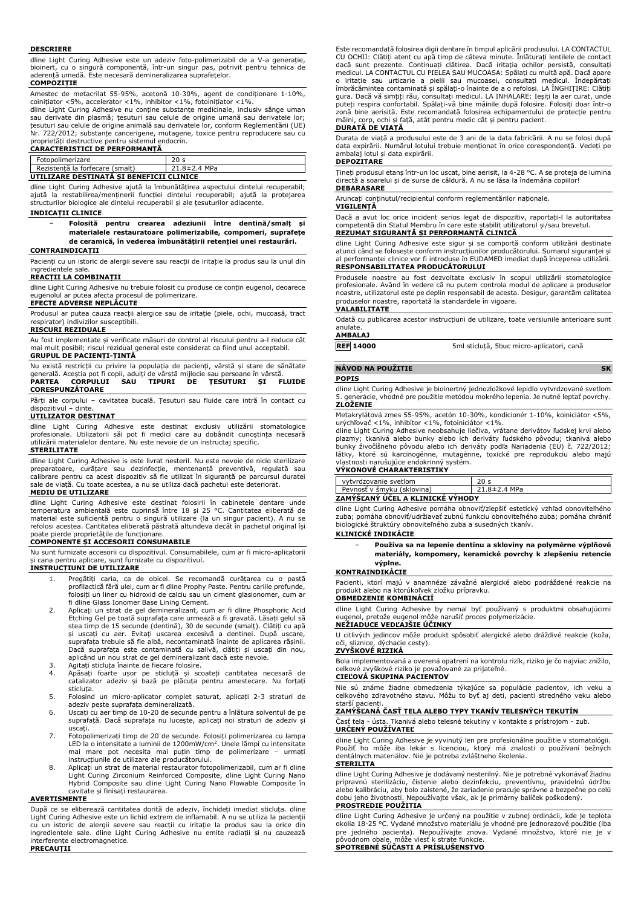**DESCRIERE**

dline Light Curing Adhesive este un adeziv foto-polimerizabil de a V-a generație, bioinert, cu o singură componentă, într-un singur pas, potrivit pentru tehnica de aderență umedă. Este necesară demineralizarea suprafețelor.

**COMPOZIȚIE**

Amestec de metacrilat 55-95%, acetonă 10-30%, agent de condiționare 1-10%, coinițiator <5%, accelerator <1%, inhibitor <1%, fotoinițiator <1%.

dline Light Curing Adhesive nu conține substanțe medicinale, inclusiv sânge uman sau derivate din plasmă; țesuturi sau celule de origine umană sau derivatele lor; țesuturi sau celule de origine animală sau derivatele lor, conform Reglementării (UE) Nr. 722/2012; substanțe cancerigene, mutagene, toxice pentru reproducere sau cu proprietăți destructive pentru sistemul endocrin.

**CARACTERISTICI DE PERFORMANȚĂ**

| Fotopolimerizare | 20 s |
|---|---|
| Rezistență la forfecare (smalț) | 21.8±2.4 MPa |

**UTILIZARE DESTINATĂ ȘI BENEFICII CLINICE**

dline Light Curing Adhesive ajută la îmbunătățirea aspectului dintelui recuperabil; ajută la restabilirea/menținerii funcției dintelui recuperabil; ajută la protejarea structurilor biologice ale dintelui recuperabil și ale țesuturilor adiacente.

**INDICAȚII CLINICE**

- **Folosită pentru crearea adeziunii între dentină/smalț și materialele restauratoare polimerizabile, compomeri, suprafețe de ceramică, în vederea îmbunătățirii retenției unei restaurări.**

**CONTRAINDICAȚII**

Pacienți cu un istoric de alergii severe sau reacții de iritație la produs sau la unul din ingredientele sale.

**REACȚII LA COMBINAȚII**

dline Light Curing Adhesive nu trebuie folosit cu produse ce conțin eugenol, deoarece eugenolul ar putea afecta procesul de polimerizare.

**EFECTE ADVERSE NEPLĂCUTE**

Produsul ar putea cauza reacții alergice sau de iritație (piele, ochi, mucoasă, tract respirator) indivizilor susceptibili.

**RISCURI REZIDUALE**

Au fost implementate și verificate măsuri de control al riscului pentru a-l reduce cât mai mult posibil; riscul rezidual general este considerat ca fiind unul acceptabil.

**GRUPUL DE PACIENȚI-ȚINTĂ**

Nu există restricții cu privire la populația de pacienți, vârstă și stare de sănătate generală. Aceștia pot fi copii, adulți de vârstă mijlocie sau persoane în vârstă.

**PARTEA CORPULUI SAU TIPURI DE ȚESUTURI ȘI FLUIDE CORESPUNZĂTOARE**

Părți ale corpului – cavitatea bucală. Țesuturi sau fluide care intră în contact cu dispozitivul – dinte.

**UTILIZATOR DESTINAT**

dline Light Curing Adhesive este destinat exclusiv utilizării stomatologice profesionale. Utilizatorii săi pot fi medici care au dobândit cunoștința necesară utilizării materialelor dentare. Nu este nevoie de un instructaj specific.

**STERILITATE**

dline Light Curing Adhesive is este livrat nesteril. Nu este nevoie de nicio sterilizare preparatoare, curățare sau dezinfecție, mentenanță preventivă, regulată sau calibrare pentru ca acest dispozitiv să fie utilizat în siguranță pe parcursul duratei sale de viață. Cu toate acestea, a nu se utiliza dacă pachetul este deteriorat.

**MEDIU DE UTILIZARE**

dline Light Curing Adhesive este destinat folosirii în cabinetele dentare unde temperatura ambientală este cuprinsă între 18 și 25 °C. Cantitatea eliberată de material este suficientă pentru o singură utilizare (la un singur pacient). A nu se refolosi acesta. Cantitatea eliberată păstrată altundeva decât în pachetul original își poate pierde proprietățile de funcționare.

**COMPONENTE ȘI ACCESORII CONSUMABILE**

Nu sunt furnizate accesorii cu dispozitivul. Consumabilele, cum ar fi micro-aplicatorii și cana pentru aplicare, sunt furnizate cu dispozitivul.

**INSTRUCȚIUNI DE UTILIZARE**

1. Pregătiți caria, ca de obicei. Se recomandă curățarea cu o pastă profilactică fără ulei, cum ar fi dline Prophy Paste. Pentru cariile profunde, folosiți un liner cu hidroxid de calciu sau un ciment glasionomer, cum ar fi dline Glass Ionomer Base Lining Cement.
2. Aplicați un strat de gel de demineralizant, cum ar fi dline Phosphoric Acid Etching Gel pe toată suprafața care urmează a fi gravată. Lăsați gelul să stea timp de 15 secunde (dentină), 30 de secunde (smalț). Clătiți cu apă și uscați cu aer. Evitați uscarea excesivă a dentinei. După uscare, suprafața trebuie să fie albă, necontaminată înainte de aplicarea rășinii. Dacă suprafața este contaminată cu salivă, clătiți și uscați din nou, aplicând un nou strat de gel demineralizant dacă este nevoie.
3. Agitați sticluța înainte de fiecare folosire.
4. Apăsați foarte ușor pe sticluță și scoateți cantitatea necesară de catalizator adeziv și bază pe plăcuța pentru amestecare. Nu forțați sticluța.
5. Folosind un micro-aplicator complet saturat, aplicați 2-3 straturi de adeziv peste suprafața demineralizată.
6. Uscați cu aer timp de 10-20 de secunde pentru a înlătura solventul de pe suprafață. Dacă suprafața nu lucește, aplicați noi straturi de adeziv și uscați.
7. Fotopolimerizați timp de 20 de secunde. Folosiți polimerizarea cu lampa LED la o intensitate a luminii de 1200mW/cm². Unele lămpi cu intensitate mai mare pot necesita mai puțin timp de polimerizare – urmați instrucțiunile de utilizare ale producătorului.
8. Aplicați un strat de material restaurator fotopolimerizabil, cum ar fi dline Light Curing Zirconium Reinforced Composite, dline Light Curing Nano Hybrid Composite sau dline Light Curing Nano Flowable Composite în cavitate și finisați restaurarea.

**AVERTISMENTE**

După ce se eliberează cantitatea dorită de adeziv, închideți imediat sticluța. dline Light Curing Adhesive este un lichid extrem de inflamabil. A nu se utiliza la pacienții cu un istoric de alergii severe sau reacții cu iritație la produs sau la orice din ingredientele sale. dline Light Curing Adhesive nu emite radiații și nu cauzează interferențe electromagnetice.

**PRECAUȚII**

Este recomandată folosirea digii dentare în timpul aplicării produsului. LA CONTACTUL CU OCHII: Clătiți atent cu apă timp de câteva minute. Înlăturați lentilele de contact dacă sunt prezente. Continuați clătirea. Dacă iritația ochilor persistă, consultați medicul. LA CONTACTUL CU PIELEA SAU MUCOASA: Spălați cu multă apă. Dacă apare o iritație sau urticarie a pielii sau mucoasei, consultați medicul. Îndepărtați îmbrăcămintea contaminată și spălați-o înainte de a o refolosi. LA ÎNGHIȚIRE: Clătiți gura. Dacă vă simțiți rău, consultați medicul. LA INHALARE: Ieșiți la aer curat, unde puteți respira confortabil. Spălați-vă bine mâinile după folosire. Folosiți doar într-o zonă bine aerisită. Este recomandată folosirea echipamentului de protecție pentru mâini, corp, ochi și față, atât pentru medic cât și pentru pacient.

**DURATĂ DE VIAȚĂ**

Durata de viață a produsului este de 3 ani de la data fabricării. A nu se folosi după data expirării. Numărul lotului trebuie menționat în orice corespondență. Vedeți pe ambalaj lotul și data expirării.

**DEPOZITARE**

Țineți produsul etanș într-un loc uscat, bine aerisit, la 4-28 °C. A se proteja de lumina directă a soarelui și de surse de căldură. A nu se lăsa la îndemâna copiilor!

**DEBARASARE**

Aruncați conținutul/recipientul conform reglementărilor naționale.

**VIGILENȚĂ**

Dacă a avut loc orice incident serios legat de dispozitiv, raportați-l la autoritatea competentă din Statul Membru în care este stabilit utilizatorul și/sau brevetul.

**REZUMAT SIGURANȚĂ ȘI PERFORMANȚĂ CLINICĂ**

dline Light Curing Adhesive este sigur și se comportă conform utilizării destinate atunci când se folosește conform instrucțiunilor producătorului. Sumarul siguranței și al performanței clinice vor fi introduse în EUDAMED imediat după începerea utilizării.

**RESPONSABILITATEA PRODUCĂTORULUI**

Produsele noastre au fost dezvoltate exclusiv în scopul utilizării stomatologice profesionale. Având în vedere că nu putem controla modul de aplicare a produselor noastre, utilizatorul este pe deplin responsabil de acesta. Desigur, garantăm calitatea produselor noastre, raportată la standardele în vigoare.

**VALABILITATE**

Odată cu publicarea acestor instrucțiuni de utilizare, toate versiunile anterioare sunt anulate.

**AMBALAJ**

| **REF** 14000 | 5ml sticluță, 5buc micro-aplicatori, cană |
|---|---|

## NÁVOD NA POUŽITIE — SK

**POPIS**

dline Light Curing Adhesive je bioinertný jednozložkové lepidlo vytvrdzované svetlom 5. generácie, vhodné pre použitie metódou mokrého lepenia. Je nutné leptať povrchy.

**ZLOŽENIE**

Metakrylátová zmes 55-95%, acetón 10-30%, kondicionér 1-10%, koiniciátor <5%, urýchľovač <1%, inhibítor <1%, fotoiniciátor <1%.

dline Light Curing Adhesive neobsahuje liečivá, vrátane derivátov ľudskej krvi alebo plazmy; tkanivá alebo bunky alebo ich deriváty ľudského pôvodu; tkanivá alebo bunky živočíšneho pôvodu alebo ich deriváty podľa Nariadenia (EÚ) č. 722/2012; látky, ktoré sú karcinogénne, mutagénne, toxické pre reprodukciu alebo majú vlastnosti narušujúce endokrinný systém.

**VÝKONOVÉ CHARAKTERISTIKY**

| vytvrdzovanie svetlom | 20 s |
|---|---|
| Pevnosť v šmyku (sklovina) | 21.8±2.4 MPa |

**ZAMÝŠĽANÝ ÚČEL A KLINICKÉ VÝHODY**

dline Light Curing Adhesive pomáha obnoviť/zlepšiť estetický vzhľad obnoviteľného zuba; pomáha obnoviť/udržiavať zubnú funkciu obnoviteľného zuba; pomáha chrániť biologické štruktúry obnoviteľného zuba a susedných tkanív.

**KLINICKÉ INDIKÁCIE**

- **Používa sa na lepenie dentínu a skloviny na polymérne výplňové materiály, kompomery, keramické povrchy k zlepšeniu retencie výplne.**

**KONTRAINDIKÁCIE**

Pacienti, ktorí majú v anamnéze závažné alergické alebo podráždené reakcie na produkt alebo na ktorúkoľvek zložku prípravku.

**OBMEDZENIE KOMBINÁCIÍ**

dline Light Curing Adhesive by nemal byť používaný s produktmi obsahujúcimi eugenol, pretože eugenol môže narušiť proces polymerizácie.

**NEŽIADUCE VEDĽAJŠIE ÚČINKY**

U citlivých jedincov môže produkt spôsobiť alergické alebo dráždivé reakcie (koža, oči, sliznice, dýchacie cesty).

**ZVYŠKOVÉ RIZIKÁ**

Bola implementovaná a overená opatrení na kontrolu rizík, riziko je čo najviac znížilo, celkové zvyškové riziko je považované za prijateľné.

**CIEĽOVÁ SKUPINA PACIENTOV**

Nie sú známe žiadne obmedzenia týkajúce sa populácie pacientov, ich veku a celkového zdravotného stavu. Môžu to byť aj deti, pacienti stredného veku alebo starší pacienti.

**ZAMÝŠĽANÁ ČASŤ TELA ALEBO TYPY TKANÍV TELESNÝCH TEKUTÍN**

Časť tela - ústa. Tkanivá alebo telesné tekutiny v kontakte s prístrojom - zub.

**URČENÝ POUŽÍVATEĽ**

dline Light Curing Adhesive je vyvinutý len pre profesionálne použitie v stomatológii. Použiť ho môže iba lekár s licenciou, ktorý má znalosti o používaní bežných dentálnych materiálov. Nie je potreba zvláštneho školenia.

**STERILITA**

dline Light Curing Adhesive je dodávaný nesterilný. Nie je potrebné vykonávať žiadnu prípravnú sterilizáciu, čistenie alebo dezinfekciu, preventívnu, pravidelnú údržbu alebo kalibráciu, aby bolo zaistené, že zariadenie pracuje správne a bezpečne po celú dobu jeho životnosti. Nepoužívajte však, ak je primárny balíček poškodený.

**PROSTREDIE POUŽITIA**

dline Light Curing Adhesive je určený na použitie v zubnej ordinácii, kde je teplota okolia 18-25 °C. Vydané množstvo materiálu je vhodné pre jednorazové použitie (iba pre jedného pacienta). Nepoužívajte znova. Vydané množstvo, ktoré nie je v pôvodnom obale, môže viesť k strate funkcie.

**SPOTREBNÉ SÚČASTI A PRÍSLUŠENSTVO**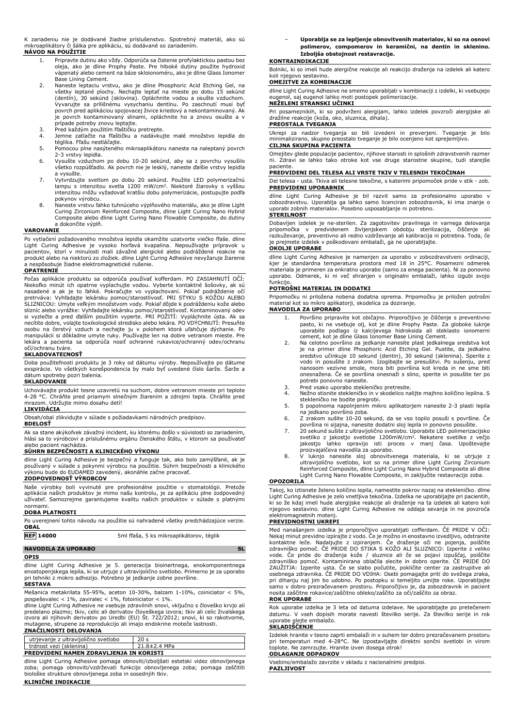K zariadeniu nie je dodávané žiadne príslušenstvo. Spotrebný materiál, ako sú mikroaplikátory či šálka pre aplikáciu, sú dodávané so zariadením.

**NÁVOD NA POUŽITIE**

1. Pripravte dutinu ako vždy. Odporúča sa čistenie profylaktickou pastou bez oleja, ako je dline Prophy Paste. Pre hlboké dutiny použite hydroxid vápenatý alebo cement na báze skloionoméru, ako je dline Glass Ionomer Base Lining Cement.
2. Naneste leptaciu vrstvu, ako je dline Phosphoric Acid Etching Gel, na všetky leptané plochy. Nechajte leptať na mieste po dobu 15 sekúnd (dentín), 30 sekúnd (sklovina). Opláchnite vodou a osušte vzduchom. Vyvarujte sa prílišnému vysychaniu dentínu. Po zaschnutí musí byť povrch pred aplikáciou spojovacej živice kriedový a nekontaminovaný. Ak je povrch kontaminovaný slinami, opláchnite ho a znovu osušte a v prípade potreby znovu leptajte.
3. Pred každým použitím fľaštičku pretrepte.
4. Jemne zatlačte na fľaštičku a nadávkujte malé množstvo lepidla do téglika. Fľašu nestláčajte.
5. Pomocou plne nasýteného mikroaplikátoru naneste na naleptaný povrch 2-3 vrstvy lepidla.
6. Vysušte vzduchom po dobu 10-20 sekúnd, aby sa z povrchu vysušilo všetko rozpúšťadlo. Ak povrch nie je lesklý, naneste ďalšie vrstvy lepidla a vysušte.
7. Vytvrdzujte svetlom po dobu 20 sekúnd. Použite LED polymerizačnú lampu s intenzitou svetla 1200 mW/cm². Niektoré žiarovky s vyššou intenzitou môžu vyžadovať kratšiu dobu polymerizácie, postupujte podľa pokynov výrobcu.
8. Naneste vrstvu ľahko tuhnúceho výplňového materiálu, ako je dline Light Curing Zirconium Reinforced Composite, dline Light Curing Nano Hybrid Composite alebo dline Light Curing Nano Flowable Composite, do dutiny a dokončite výplň.

**VAROVANIE**

Po vytlačení požadovaného množstva lepidla okamžite uzatvorte viečko fľaše. dline Light Curing Adhesive je vysoko horľavá kvapalina. Nepoužívajte prípravok u pacientov, ktorí v minulosti mali závažné alergické alebo podráždené reakcie na produkt alebo na niektorú zo zložiek. dline Light Curing Adhesive nevyžaruje žiarenie a nespôsobuje žiadne elektromagnetické rušenie.

**OPATRENIE**

Počas aplikácie produktu sa odporúča používať kofferdam. PO ZASIAHNUTÍ OČÍ: Niekoľko minút ich opatrne vyplachujte vodou. Vyberte kontaktné šošovky, ak sú nasadené a ak je to ľahké. Pokračujte vo vyplachovaní. Pokiaľ podráždenie očí pretrváva: Vyhľadajte lekársku pomoc/starostlivosť. PRI STYKU S KOŽOU ALEBO SLIZNICOU: Umyte veľkým množstvom vody. Pokiaľ dôjde k podráždeniu kože alebo slizníc alebo vyrážke: Vyhľadajte lekársku pomoc/starostlivosť. Kontaminovaný odev si vyzlečte a pred ďalším použitím vyperte. PRI POŽITÍ: Vypláchnite ústa. Ak sa necítite dobre, volajte toxikologické stredisko alebo lekára. PO VDÝCHNUTÍ: Presuňte osobu na čerstvý vzduch a nechajte ju v polohe ktorá uľahčuje dýchanie. Po manipulácii si dôkladne umyte ruky. Používajte len na dobre vetranom mieste. Pre lekára a pacienta sa odporúča nosiť ochranné rukavice/ochranný odev/ochranu očí/ochranu tváre.

**SKLADOVATEĽNOSŤ**

Doba použiteľnosti produktu je 3 roky od dátumu výroby. Nepoužívajte po dátume exspirácie. Vo všetkých korešpondencia by malo byť uvedené číslo šarže. Šarže a dátum spotreby pozri balenia.

**SKLADOVANIE**

Uchovávajte produkt tesne uzavretú na suchom, dobre vetranom mieste pri teplote 4-28 °C. Chráňte pred priamym slnečným žiarením a zdrojmi tepla. Chráňte pred mrazom. Udržujte mimo dosahu detí!

**LIKVIDÁCIA**

Obsah/obal zlikvidujte v súlade s požiadavkami národných predpisov.

**BDELOSŤ**

Ak sa stane akýkoľvek závažný incident, ku ktorému došlo v súvislosti so zariadením, hlási sa to výrobcovi a príslušnému orgánu členského štátu, v ktorom sa používateľ alebo pacient nachádza.

**SÚHRN BEZPEČNOSTI A KLINICKÉHO VÝKONU**

dline Light Curing Adhesive je bezpečný a funguje tak, ako bolo zamýšľané, ak je používaný v súlade s pokynmi výrobcu na použitie. Súhrn bezpečnosti a klinického výkonu bude do EUDAMED zavedený, akonáhle začne pracovať.

**ZODPOVEDNOSŤ VÝROBCOV**

Naše výrobky boli vyvinuté pre profesionálne použitie v stomatológii. Pretože aplikácia našich produktov je mimo našu kontrolu, je za aplikáciu plne zodpovedný užívateľ. Samozrejme garantujeme kvalitu našich produktov v súlade s platnými normami.

**DOBA PLATNOSTI**

Po uverejnení tohto návodu na použitie sú nahradené všetky predchádzajúce verzie.

**OBAL**

| | |
|---|---|
| **REF 14000** | 5ml fľaša, 5 ks mikroaplikátorov, téglik |

**NAVODILA ZA UPORABO** **SL**

**OPIS**

dline Light Curing Adhesive je 5. generacija bioinertnega, enokomponentnega enostopenjskega lepila, ki se utrjuje z ultravijoličnim svetlobo. Primerno je za uporabo pri tehniki z mokro adhezijo. Potrebno je jedkanje zobne površine.

**SESTAVA**

Mešanica metakrilata 55-95%, aceton 10-30%, balzam 1-10%, coiniciator < 5%, pospeševalec < 1%, zaviralec < 1%, fotoiniciator < 1%.
dline Light Curing Adhesive ne vsebuje zdravilnih snovi, vključno s človeško krvjo ali predelano plazmo; tkiv, celic ali derivatov človeškega izvora; tkiv ali celic živalskega izvora ali njihovih derivatov po Uredbi (EU) Št. 722/2012; snovi, ki so rakotvorne, mutagene, strupene za reprodukcijo ali imajo endokrine moteče lastnosti.

**ZNAČILNOSTI DELOVANJA**

| | |
|---|---|
| utrjevanje z ultravijoličnim svetlobo | 20 s |
| trdnost vezi (sklenina) | 21.8±2.4 MPa |

**PREDVIDENI NAMEN ZDRAVLJENJA IN KORISTI**

dline Light Curing Adhesive pomaga obnoviti/izboljšati estetski videz obnovljenega zoba; pomaga obnoviti/vzdrževati funkcijo obnovljenega zoba; pomaga zaščititi biološke strukture obnovljenega zoba in sosednjih tkiv.

**KLINIČNE INDIKACIJE**

- **Uporablja se za lepljenje obnovitvenih materialov, ki so na osnovi polimerov, compomerov in keramični, na dentin in sklenino. Izboljša obstojnost restavracije.**

**KONTRAINDIKACIJE**

Bolniki, ki so imeli hude alergične reakcije ali reakcijo draženja na izdelek ali katero koli njegovo sestavino.

**OMEJITVE ZA KOMBINACIJE**

dline Light Curing Adhesive ne smemo uporabljati v kombinaciji z izdelki, ki vsebujejo eugenol, saj eugenol lahko moti postopek polimerizacije.

**NEŽELENI STRANSKI UČINKI**

Pri posameznikih, ki so podvrženi alergijam, lahko izdelek povzroči alergijske ali dražilne reakcije (koža, oko, sluznica, dihala).

**PREOSTALA TVEGANJA**

Ukrepi za nadzor tveganja so bili izvedeni in preverjeni. Tveganje je bilo minimalizirano, skupno preostalo tveganje je bilo ocenjeno kot sprejemljivo.

**CILJNA SKUPINA PACIENTA**

Omejitev glede populacije pacientov, njihove starosti in splošnih zdravstvenih razmer ni. Zdravi se lahko tako otroke kot vse druge starostne skupine, tudi starejše paciente.

**PREDVIDENI DEL TELESA ALI VRSTE TKIV V TELESNIH TEKOČINAH**

Del telesa - usta. Tkiva ali telesne tekočine, s katerimi pripomoček pride v stik - zob.

**PREDVIDENI UPORABNIK**

dline Light Curing Adhesive je bil razvit samo za profesionalno uporabo v zobozdravstvu. Uporablja ga lahko samo licenciran zobozdravnik, ki ima znanje o uporabi zobnih materialov. Posebno usposabljanje ni potrebno.

**STERILNOST**

Dobavljen izdelek je ne-sterilen. Za zagotovitev pravilnega in varnega delovanja pripomočka v predvidenem življenjskem obdobju sterilizacija, čiščenje ali razkuževanje, preventivno ali redno vzdrževanje ali kalibracija ni potrebna. Toda, če je prejmete izdelek v poškodovani embalaži, ga ne uporabljajte.

**OKOLJE UPORABE**

dline Light Curing Adhesive je namenjen za uporabo v zobozdravstveni ordinaciji, kjer je standardna temperatura prostora med 18 in 25°C. Posamezni odmerek materiala je primeren za enkratno uporabo (samo za enega pacienta). Ni za ponovno uporabo. Odmerek, ki ni več shranjen v originalni embalaži, lahko izgubi svojo funkcijo.

**POTROŠNI MATERIAL IN DODATKI**

Pripomočku ni priložena nobena dodatna oprema. Pripomočku je priložen potrošni material kot so mikro aplikatorji, skodelica za doziranje.

**NAVODILA ZA UPORABO**

1. Površino pripravite kot običajno. Priporočljivo je čiščenje s preventivno pasto, ki ne vsebuje olj, kot je dline Prophy Paste. Za globoke luknje uporabite podlago iz kalcijevega hidroksida ali steklasto ionomerni cement, kot je dline Glass Ionomer Base Lining Cement.
2. Na celotno površino za jedkanje nanesite plast jedkalnega sredstva kot je na primer dline Phosphoric Acid Etching Gel. Pustite, da jedkalno sredstvo učinkuje 10 sekund (dentin), 30 sekund (sklenina). Sperite z vodo in posušite z zrakom. Izogibajte se presušitvi. Po sušenju, pred nanosom vezivne smole, mora biti površina kot kreda in ne sme biti onesnažena. Če se površina onesnaži s slino, sperite in posušite ter po potrebi ponovno nanesite.
3. Pred vsako uporabo stekleničko pretresite.
4. Nežno stisnite stekleničko in v skodelico nalijte majhno količino lepilna. S stekleničko ne bodite pregrobi.
5. S popolnoma napolnjenim mikro aplikatorjem nanesite 2-3 plasti lepila na jedkano površino zoba.
6. Z zrakom sušite 10-20 sekund, da se vso topilo posuši s površine. Če površina ni sijajna, nanesite dodatni sloj lepila in ponovno posušite.
7. 20 sekund sušite z ultravijoličnim svetlobo. Uporabite LED polimerizacijsko svetilko z jakostjo svetlobe 1200mW/cm². Nekatere svetilke z večjo jakostjo lahko opravijo isti proces v manj časa. Upoštevajte proizvajalčeva navodila za uporabo.
8. V luknjo nanesite sloj obnovitvenega materiala, ki se utrjuje z ultravijoličnim svetlobo, kot so na primer dline Light Curing Zirconium Reinforced Composite, dline Light Curing Nano Hybrid Composite ali dline Light Curing Nano Flowable Composite, in zaključite restavracijo zoba.

**OPOZORILA**

Takoj, ko iztisnete želeno količino lepila, namestite pokrov nazaj na stekleničko. dline Light Curing Adhesive je zelo vnetljiva tekočina. Izdelka ne uporabljajte pri pacientih, ki so že kdaj imeli hude alergijske reakcije ali draženje na ta izdelek ali katero koli njegovo sestavino. dline Light Curing Adhesive ne oddaja sevanja in ne povzroča elektromagnetnih motenj.

**PREVIDNOSTNI UKREPI**

Med nanašanjem izdelka je priporočljivo uporabljati cofferdam. ČE PRIDE V OČI: Nekaj minut previdno izpirajte z vodo. Če je možno in enostavno izvedljivo, odstranite kontaktne leče. Nadaljujte z izpiranjem. Če draženje oči ne pojenja, poiščite zdravniško pomoč. ČE PRIDE DO STIKA S KOŽO ALI SLUZNICO: Izperite z veliko vode. Če pride do draženja kože / sluznice ali če se pojavi izpuščaj, poiščite zdravniško pomoč. Kontaminirana oblačila slecite in dobro operite. ČE PRIDE DO ZAUŽITJA: Izperite usta. Če se slabo počutite, pokličite center za zastrupitve ali osebnega zdravnika. ČE PRIDE DO VDIHA: Osebi pomagajte priti do svežega zraka, pri dihanju naj jim bo udobno. Po postopku si temeljito umijte roke. Uporabljajte samo v dobro prezračevanem prostoru. Priporočljivo je, da zobozdravnik in pacient nosita zaščitne rokavice/zaščitno obleko/zaščito za oči/zaščito za obraz.

**ROK UPORABE**

Rok uporabe izdelka je 3 leta od datuma izdelave. Ne uporabljajte po pretečenem datumu. V vseh dopisih morate navesti številko serije. Za številko serije in rok uporabe glejte embalažo.

**SKLADIŠČENJE**

Izdelek hranite v tesno zaprti embalaži in v suhem ter dobro prezračevanem prostoru pri temperaturi med 4-28°C. Ne izpostavljajte direktni sončni svetlobi in virom toplote. Ne zamrzujte. Hranite izven dosega otrok!

**ODLAGANJE ODPADKOV**

Vsebino/embalažo zavrzite v skladu z nacionalnimi predpisi.

**PAZLJIVOST**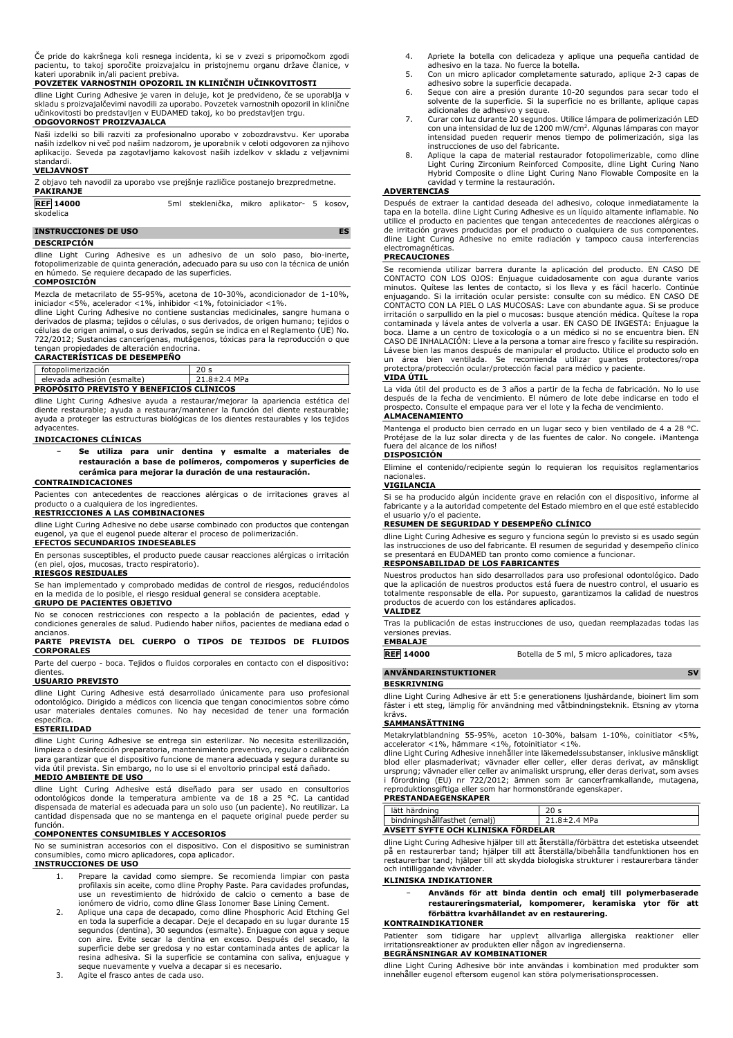Če pride do kakršnega koli resnega incidenta, ki se v zvezi s pripomočkom zgodi pacientu, to takoj sporočite proizvajalcu in pristojnemu organu države članice, v kateri uporabnik in/ali pacient prebiva.

**POVZETEK VARNOSTNIH OPOZORIL IN KLINIČNIH UČINKOVITOSTI**

dline Light Curing Adhesive je varen in deluje, kot je predvideno, če se uporablja v skladu s proizvajalčevimi navodili za uporabo. Povzetek varnostnih opozoril in klinične učinkovitosti bo predstavljen v EUDAMED takoj, ko bo predstavljen trgu.

**ODGOVORNOST PROIZVAJALCA**

Naši izdelki so bili razviti za profesionalno uporabo v zobozdravstvu. Ker uporaba naših izdelkov ni več pod našim nadzorom, je uporabnik v celoti odgovoren za njihovo aplikacijo. Seveda pa zagotavljamo kakovost naših izdelkov v skladu z veljavnimi standardi.

**VELJAVNOST**

Z objavo teh navodil za uporabo vse prejšnje različice postanejo brezpredmetne.

**PAKIRANJE**

**REF 14000** 5ml steklenička, mikro aplikator- 5 kosov, skodelica

## INSTRUCCIONES DE USO ES

**DESCRIPCIÓN**

dline Light Curing Adhesive es un adhesivo de un solo paso, bio-inerte, fotopolimerizable de quinta generación, adecuado para su uso con la técnica de unión en húmedo. Se requiere decapado de las superficies.

**COMPOSICIÓN**

Mezcla de metacrilato de 55-95%, acetona de 10-30%, acondicionador de 1-10%, iniciador <5%, acelerador <1%, inhibidor <1%, fotoiniciador <1%.

dline Light Curing Adhesive no contiene sustancias medicinales, sangre humana o derivados de plasma; tejidos o células, o sus derivados, de origen humano; tejidos o células de origen animal, o sus derivados, según se indica en el Reglamento (UE) No. 722/2012; Sustancias cancerígenas, mutágenos, tóxicas para la reproducción o que tengan propiedades de alteración endocrina.

**CARACTERÍSTICAS DE DESEMPEÑO**

| | |
|---|---|
| fotopolimerización | 20 s |
| elevada adhesión (esmalte) | 21.8±2.4 MPa |

**PROPÓSITO PREVISTO Y BENEFICIOS CLÍNICOS**

dline Light Curing Adhesive ayuda a restaurar/mejorar la apariencia estética del diente restaurable; ayuda a restaurar/mantener la función del diente restaurable; ayuda a proteger las estructuras biológicas de los dientes restaurables y los tejidos adyacentes.

**INDICACIONES CLÍNICAS**

- **Se utiliza para unir dentina y esmalte a materiales de restauración a base de polímeros, compomeros y superficies de cerámica para mejorar la duración de una restauración.**

**CONTRAINDICACIONES**

Pacientes con antecedentes de reacciones alérgicas o de irritaciones graves al producto o a cualquiera de los ingredientes.

**RESTRICCIONES A LAS COMBINACIONES**

dline Light Curing Adhesive no debe usarse combinado con productos que contengan eugenol, ya que el eugenol puede alterar el proceso de polimerización.

**EFECTOS SECUNDARIOS INDESEABLES**

En personas susceptibles, el producto puede causar reacciones alérgicas o irritación (en piel, ojos, mucosas, tracto respiratorio).

**RIESGOS RESIDUALES**

Se han implementado y comprobado medidas de control de riesgos, reduciéndolos en la medida de lo posible, el riesgo residual general se considera aceptable.

**GRUPO DE PACIENTES OBJETIVO**

No se conocen restricciones con respecto a la población de pacientes, edad y condiciones generales de salud. Pudiendo haber niños, pacientes de mediana edad o ancianos.

**PARTE PREVISTA DEL CUERPO O TIPOS DE TEJIDOS DE FLUIDOS CORPORALES**

Parte del cuerpo - boca. Tejidos o fluidos corporales en contacto con el dispositivo: dientes.

**USUARIO PREVISTO**

dline Light Curing Adhesive está desarrollado únicamente para uso profesional odontológico. Dirigido a médicos con licencia que tengan conocimientos sobre cómo usar materiales dentales comunes. No hay necesidad de tener una formación específica.

**ESTERILIDAD**

dline Light Curing Adhesive se entrega sin esterilizar. No necesita esterilización, limpieza o desinfección preparatoria, mantenimiento preventivo, regular o calibración para garantizar que el dispositivo funcione de manera adecuada y segura durante su vida útil prevista. Sin embargo, no lo use si el envoltorio principal está dañado.

**MEDIO AMBIENTE DE USO**

dline Light Curing Adhesive está diseñado para ser usado en consultorios odontológicos donde la temperatura ambiente va de 18 a 25 °C. La cantidad dispensada de material es adecuada para un solo uso (un paciente). No reutilizar. La cantidad dispensada que no se mantenga en el paquete original puede perder su función.

**COMPONENTES CONSUMIBLES Y ACCESORIOS**

No se suministran accesorios con el dispositivo. Con el dispositivo se suministran consumibles, como micro aplicadores, copa aplicador.

**INSTRUCCIONES DE USO**

1. Prepare la cavidad como siempre. Se recomienda limpiar con pasta profilaxis sin aceite, como dline Prophy Paste. Para cavidades profundas, use un revestimiento de hidróxido de calcio o cemento a base de ionómero de vidrio, como dline Glass Ionomer Base Lining Cement.
2. Aplique una capa de decapado, como dline Phosphoric Acid Etching Gel en toda la superficie a decapar. Deje el decapado en su lugar durante 15 segundos (dentina), 30 segundos (esmalte). Enjuague con agua y seque con aire. Evite secar la dentina en exceso. Después del secado, la superficie debe ser gredosa y no estar contaminada antes de aplicar la resina adhesiva. Si la superficie se contamina con saliva, enjuague y seque nuevamente y vuelva a decapar si es necesario.
3. Agite el frasco antes de cada uso.
4. Apriete la botella con delicadeza y aplique una pequeña cantidad de adhesivo en la taza. No fuerce la botella.
5. Con un micro aplicador completamente saturado, aplique 2-3 capas de adhesivo sobre la superficie decapada.
6. Seque con aire a presión durante 10-20 segundos para secar todo el solvente de la superficie. Si la superficie no es brillante, aplique capas adicionales de adhesivo y seque.
7. Curar con luz durante 20 segundos. Utilice lámpara de polimerización LED con una intensidad de luz de 1200 mW/cm$^2$. Algunas lámparas con mayor intensidad pueden requerir menos tiempo de polimerización, siga las instrucciones de uso del fabricante.
8. Aplique la capa de material restaurador fotopolimerizable, como dline Light Curing Zirconium Reinforced Composite, dline Light Curing Nano Hybrid Composite o dline Light Curing Nano Flowable Composite en la cavidad y termine la restauración.

**ADVERTENCIAS**

Después de extraer la cantidad deseada del adhesivo, coloque inmediatamente la tapa en la botella. dline Light Curing Adhesive es un líquido altamente inflamable. No utilice el producto en pacientes que tengan antecedentes de reacciones alérgicas o de irritación graves producidas por el producto o cualquiera de sus componentes. dline Light Curing Adhesive no emite radiación y tampoco causa interferencias electromagnéticas.

**PRECAUCIONES**

Se recomienda utilizar barrera durante la aplicación del producto. EN CASO DE CONTACTO CON LOS OJOS: Enjuague cuidadosamente con agua durante varios minutos. Quítese las lentes de contacto, si los lleva y es fácil hacerlo. Continúe enjuagando. Si la irritación ocular persiste: consulte con su médico. EN CASO DE CONTACTO CON LA PIEL O LAS MUCOSAS: Lave con abundante agua. Si se produce irritación o sarpullido en la piel o mucosas: busque atención médica. Quítese la ropa contaminada y lávela antes de volverla a usar. EN CASO DE INGESTA: Enjuague la boca. Llame a un centro de toxicología o a un médico si no se encuentra bien. EN CASO DE INHALACIÓN: Lleve a la persona a tomar aire fresco y facilite su respiración. Lávese bien las manos después de manipular el producto. Utilice el producto solo en un área bien ventilada. Se recomienda utilizar guantes protectores/ropa protectora/protección ocular/protección facial para médico y paciente.

**VIDA ÚTIL**

La vida útil del producto es de 3 años a partir de la fecha de fabricación. No lo use después de la fecha de vencimiento. El número de lote debe indicarse en todo el prospecto. Consulte el empaque para ver el lote y la fecha de vencimiento.

**ALMACENAMIENTO**

Mantenga el producto bien cerrado en un lugar seco y bien ventilado de 4 a 28 °C. Protéjase de la luz solar directa y de las fuentes de calor. No congele. ¡Mantenga fuera del alcance de los niños!

**DISPOSICIÓN**

Elimine el contenido/recipiente según lo requieran los requisitos reglamentarios nacionales.

**VIGILANCIA**

Si se ha producido algún incidente grave en relación con el dispositivo, informe al fabricante y a la autoridad competente del Estado miembro en el que esté establecido el usuario y/o el paciente.

**RESUMEN DE SEGURIDAD Y DESEMPEÑO CLÍNICO**

dline Light Curing Adhesive es seguro y funciona según lo previsto si es usado según las instrucciones de uso del fabricante. El resumen de seguridad y desempeño clínico se presentará en EUDAMED tan pronto como comience a funcionar.

**RESPONSABILIDAD DE LOS FABRICANTES**

Nuestros productos han sido desarrollados para uso profesional odontológico. Dado que la aplicación de nuestros productos está fuera de nuestro control, el usuario es totalmente responsable de ella. Por supuesto, garantizamos la calidad de nuestros productos de acuerdo con los estándares aplicados.

**VALIDEZ**

Tras la publicación de estas instrucciones de uso, quedan reemplazadas todas las versiones previas.

**EMBALAJE**

**REF 14000** Botella de 5 ml, 5 micro aplicadores, taza

## ANVÄNDARINSTUKTIONER SV

**BESKRIVNING**

dline Light Curing Adhesive är ett 5:e generationens ljushärdande, bioinert lim som fäster i ett steg, lämplig för användning med våtbindningsteknik. Etsning av ytorna krävs.

**SAMMANSÄTTNING**

Metakrylatblandning 55-95%, aceton 10-30%, balsam 1-10%, coinitiator <5%, accelerator <1%, hämmare <1%, fotoinitiator <1%.

dline Light Curing Adhesive innehåller inte läkemedelssubstanser, inklusive mänskligt blod eller plasmaderivat; vävnader eller celler, eller deras derivat, av mänskligt ursprung; vävnader eller celler av animaliskt ursprung, eller deras derivat, som avses i förordning (EU) nr 722/2012; ämnen som är cancerframkallande, mutagena, reproduktionsgiftiga eller som har hormonstörande egenskaper.

**PRESTANDAEGENSKAPER**

| | |
|---|---|
| lätt härdning | 20 s |
| bindningshållfasthet (emalj) | 21.8±2.4 MPa |

**AVSETT SYFTE OCH KLINISKA FÖRDELAR**

dline Light Curing Adhesive hjälper till att återställa/förbättra det estetiska utseendet på en restaurerbar tand; hjälper till att återställa/bibehålla tandfunktionen hos en restaurerbar tand; hjälper till att skydda biologiska strukturer i restaurerbara tänder och intilliggande vävnader.

**KLINISKA INDIKATIONER**

- **Används för att binda dentin och emalj till polymerbaserade restaureringsmaterial, kompomerer, keramiska ytor för att förbättra kvarhållandet av en restaurering.**

**KONTRAINDIKATIONER**

Patienter som tidigare har upplevt allvarliga allergiska reaktioner eller irritationsreaktioner av produkten eller någon av ingredienserna.

**BEGRÄNSNINGAR AV KOMBINATIONER**

dline Light Curing Adhesive bör inte användas i kombination med produkter som innehåller eugenol eftersom eugenol kan störa polymerisationsprocessen.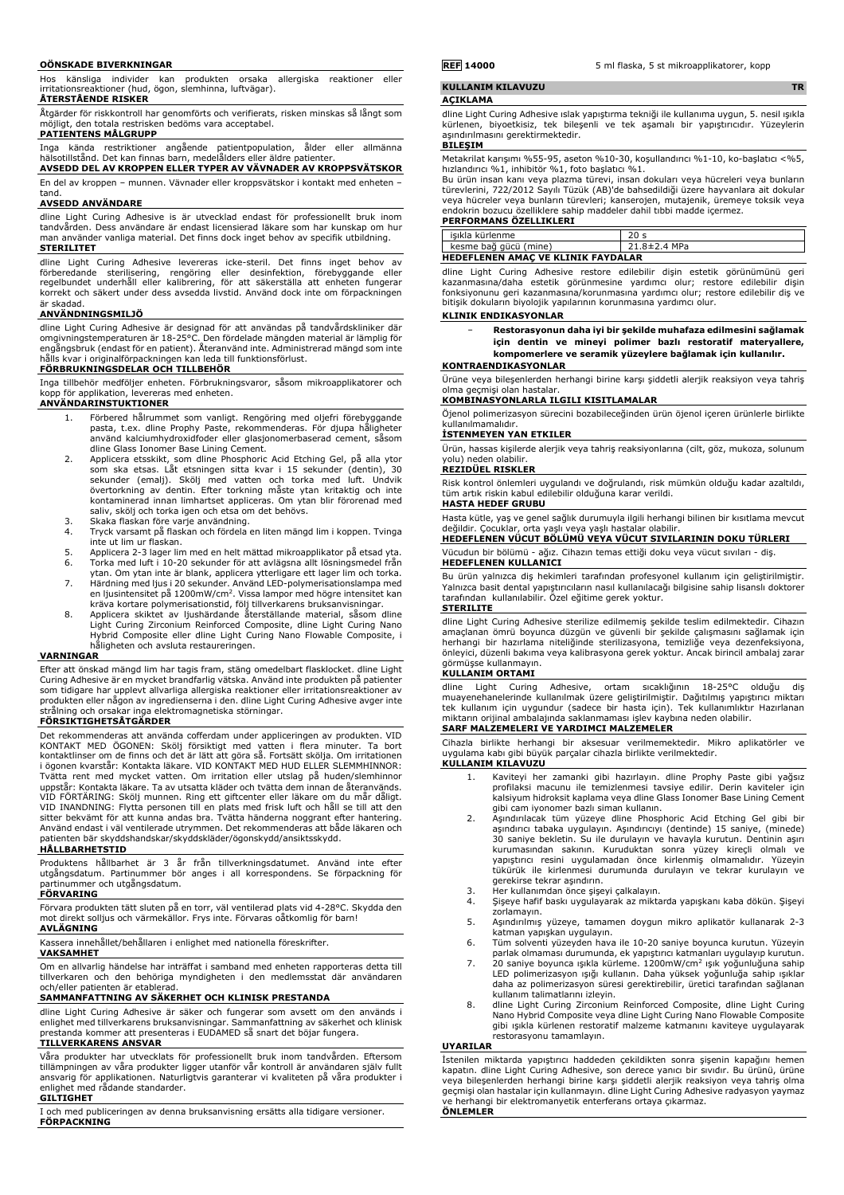**OÖNSKADE BIVERKNINGAR**

Hos känsliga individer kan produkten orsaka allergiska reaktioner eller irritationsreaktioner (hud, ögon, slemhinna, luftvägar).

**ÅTERSTÅENDE RISKER**

Åtgärder för riskkontroll har genomförts och verifierats, risken minskas så långt som möjligt, den totala restrisken bedöms vara acceptabel.

**PATIENTENS MÅLGRUPP**

Inga kända restriktioner angående patientpopulation, ålder eller allmänna hälsotillstånd. Det kan finnas barn, medelålders eller äldre patienter.

**AVSEDD DEL AV KROPPEN ELLER TYPER AV VÄVNADER AV KROPPSVÄTSKOR**

En del av kroppen – munnen. Vävnader eller kroppsvätskor i kontakt med enheten – tand.

**AVSEDD ANVÄNDARE**

dline Light Curing Adhesive is är utvecklad endast för professionellt bruk inom tandvården. Dess användare är endast licensierad läkare som har kunskap om hur man använder vanliga material. Det finns dock inget behov av specifik utbildning.

**STERILITET**

dline Light Curing Adhesive levereras icke-steril. Det finns inget behov av förberedande sterilisering, rengöring eller desinfektion, förebyggande eller regelbundet underhåll eller kalibrering, för att säkerställa att enheten fungerar korrekt och säkert under dess avsedda livstid. Använd dock inte om förpackningen är skadad.

**ANVÄNDNINGSMILJÖ**

dline Light Curing Adhesive är designad för att användas på tandvårdskliniker där omgivningstemperaturen är 18-25°C. Den fördelade mängden material är lämplig för engångsbruk (endast för en patient). Återanvänd inte. Administrerad mängd som inte hålls kvar i originalförpackningen kan leda till funktionsförlust.

**FÖRBRUKNINGSDELAR OCH TILLBEHÖR**

Inga tillbehör medföljer enheten. Förbrukningsvaror, såsom mikroapplikatorer och kopp för applikation, levereras med enheten.

**ANVÄNDARINSTUKTIONER**

1. Förbered hålrummet som vanligt. Rengöring med oljefri förebyggande pasta, t.ex. dline Prophy Paste, rekommenderas. För djupa håligheter använd kalciumhydroxidfoder eller glasjonomerbaserad cement, såsom dline Glass Ionomer Base Lining Cement.
2. Applicera etsskikt, som dline Phosphoric Acid Etching Gel, på alla ytor som ska etsas. Låt etsningen sitta kvar i 15 sekunder (dentin), 30 sekunder (emalj). Skölj med vatten och torka med luft. Undvik övertorkning av dentin. Efter torkning måste ytan kritaktig och inte kontaminerad innan limhartset appliceras. Om ytan blir förorenad med saliv, skölj och torka igen och etsa om det behövs.
3. Skaka flaskan före varje användning.
4. Tryck varsamt på flaskan och fördela en liten mängd lim i koppen. Tvinga inte ut lim ur flaskan.
5. Applicera 2-3 lager lim med en helt mättad mikroapplikator på etsad yta.
6. Torka med luft i 10-20 sekunder för att avlägsna allt lösningsmedel från ytan. Om ytan inte är blank, applicera ytterligare ett lager lim och torka.
7. Härdning med ljus i 20 sekunder. Använd LED-polymerisationslampa med en ljusintensitet på 1200mW/cm$^2$. Vissa lampor med högre intensitet kan kräva kortare polymerisationstid, följ tillverkarens bruksanvisningar.
8. Applicera skiktet av ljushärdande återställande material, såsom dline Light Curing Zirconium Reinforced Composite, dline Light Curing Nano Hybrid Composite eller dline Light Curing Nano Flowable Composite, i håligheten och avsluta restaureringen.

**VARNINGAR**

Efter att önskad mängd lim har tagits fram, stäng omedelbart flasklocket. dline Light Curing Adhesive är en mycket brandfarlig vätska. Använd inte produkten på patienter som tidigare har upplevt allvarliga allergiska reaktioner eller irritationsreaktioner av produkten eller någon av ingredienserna i den. dline Light Curing Adhesive avger inte strålning och orsakar inga elektromagnetiska störningar.

**FÖRSIKTIGHETSÅTGÄRDER**

Det rekommenderas att använda cofferdam under appliceringen av produkten. VID KONTAKT MED ÖGONEN: Skölj försiktigt med vatten i flera minuter. Ta bort kontaktlinser om de finns och det är lätt att göra så. Fortsätt skölja. Om irritationen i ögonen kvarstår: Kontakta läkare. VID KONTAKT MED HUD ELLER SLEMHINNOR: Tvätta rent med mycket vatten. Om irritation eller utslag på huden/slemhinnor uppstår: Kontakta läkare. Ta av utsatta kläder och tvätta dem innan de återanvänds. VID FÖRTÄRING: Skölj munnen. Ring ett giftcenter eller läkare om du mår dåligt. VID INANDNING: Flytta personen till en plats med frisk luft och håll se till att den sitter bekvämt för att kunna andas bra. Tvätta händerna noggrant efter hantering. Använd endast i väl ventilerade utrymmen. Det rekommenderas att både läkaren och patienten bär skyddshandskar/skyddskläder/ögonskydd/ansiktsskydd.

**HÅLLBARHETSTID**

Produktens hållbarhet är 3 år från tillverkningsdatumet. Använd inte efter utgångsdatum. Partinummer bör anges i all korrespondens. Se förpackning för partinummer och utgångsdatum.

**FÖRVARING**

Förvara produkten tätt sluten på en torr, väl ventilerad plats vid 4-28°C. Skydda den mot direkt solljus och värmekällor. Frys inte. Förvaras oåtkomlig för barn!

**AVLÄGNING**

Kassera innehållet/behållaren i enlighet med nationella föreskrifter.

**VAKSAMHET**

Om en allvarlig händelse har inträffat i samband med enheten rapporteras detta till tillverkaren och den behöriga myndigheten i den medlemsstat där användaren och/eller patienten är etablerad.

**SAMMANFATTNING AV SÄKERHET OCH KLINISK PRESTANDA**

dline Light Curing Adhesive är säker och fungerar som avsett om den används i enlighet med tillverkarens bruksanvisningar. Sammanfattning av säkerhet och klinisk prestanda kommer att presenteras i EUDAMED så snart det böjar fungera.

**TILLVERKARENS ANSVAR**

Våra produkter har utvecklats för professionellt bruk inom tandvården. Eftersom tillämpningen av våra produkter ligger utanför vår kontroll är användaren själv fullt ansvarig för applikationen. Naturligtvis garanterar vi kvaliteten på våra produkter i enlighet med rådande standarder.

**GILTIGHET**

I och med publiceringen av denna bruksanvisning ersätts alla tidigare versioner.

**FÖRPACKNING**

**REF 14000** 5 ml flaska, 5 st mikroapplikatorer, kopp

## KULLANIM KILAVUZU — TR

**AÇIKLAMA**

dline Light Curing Adhesive ıslak yapıştırma tekniği ile kullanıma uygun, 5. nesil ışıkla kürlenen, biyoetkisiz, tek bileşenli ve tek aşamalı bir yapıştırıcıdır. Yüzeylerin aşındırılmasını gerektirmektedir.

**BILEŞIM**

Metakrilat karışımı %55-95, aseton %10-30, koşullandırıcı %1-10, ko-başlatıcı <%5, hızlandırıcı %1, inhibitör %1, foto başlatıcı %1.

Bu ürün insan kanı veya plazma türevi, insan dokuları veya hücreleri veya bunların türevlerini, 722/2012 Sayılı Tüzük (AB)'de bahsedildiği üzere hayvanlara ait dokular veya hücreler veya bunların türevleri; kanserojen, mutajenik, üreme veya toksik veya endokrin bozucu özelliklere sahip maddeler dahil tıbbi madde içermez.

**PERFORMANS ÖZELLIKLERI**

| | |
|---|---|
| ışıkla kürlenme | 20 s |
| kesme bağ gücü (mine) | 21.8±2.4 MPa |

**HEDEFLENEN AMAÇ VE KLINIK FAYDALAR**

dline Light Curing Adhesive restore edilebilir dişin estetik görünümünü geri kazanmasına/daha estetik görünmesine yardımcı olur; restore edilebilir dişin fonksiyonunu geri kazanmasına/korunmasına yardımcı olur; restore edilebilir diş ve bitişik dokuların biyolojik yapılarının korunmasına yardımcı olur.

**KLINIK ENDIKASYONLAR**

- **Restorasyonun daha iyi bir şekilde muhafaza edilmesini sağlamak için dentin ve mineyi polimer bazlı restoratif materyallere, kompomerlere ve seramik yüzeylere bağlamak için kullanılır.**

**KONTRAENDIKASYONLAR**

Ürüne veya bileşenlerden herhangi birine karşı şiddetli alerjik reaksiyon veya tahriş olma geçmişi olan hastalar.

**KOMBINASYONLARLA ILGILI KISITLAMALAR**

Öjenol polimerizasyon sürecini bozabileceğinden ürün öjenol içeren ürünlerle birlikte kullanılmamalıdır.

**İSTENMEYEN YAN ETKILER**

Ürün, hassas kişilerde alerjik veya tahriş reaksiyonlarına (cilt, göz, mukoza, solunum yolu) neden olabilir.

**REZIDÜEL RISKLER**

Risk kontrol önlemleri uygulandı ve doğrulandı, risk mümkün olduğu kadar azaltıldı, tüm artık riskin kabul edilebilir olduğuna karar verildi.

**HASTA HEDEF GRUBU**

Hasta kütle, yaş ve genel sağlık durumuyla ilgili herhangi bilinen bir kısıtlama mevcut değildir. Çocuklar, orta yaşlı veya yaşlı hastalar olabilir.

**HEDEFLENEN VÜCUT BÖLÜMÜ VEYA VÜCUT SIVILARININ DOKU TÜRLERI**

Vücudun bir bölümü - ağız. Cihazın temas ettiği doku veya vücut sıvıları - diş.

**HEDEFLENEN KULLANICI**

Bu ürün yalnızca diş hekimleri tarafından profesyonel kullanım için geliştirilmiştir. Yalnızca basit dental yapıştırıcıların nasıl kullanılacağı bilgisine sahip lisanslı doktorer tarafından kullanılabilir. Özel eğitime gerek yoktur.

**STERILITE**

dline Light Curing Adhesive sterilize edilmemiş şekilde teslim edilmektedir. Cihazın amaçlanan ömrü boyunca düzgün ve güvenli bir şekilde çalışmasını sağlamak için herhangi bir hazırlama niteliğinde sterilizasyona, temizliğe veya dezenfeksiyona, önleyici, düzenli bakıma veya kalibrasyona gerek yoktur. Ancak birincil ambalaj zarar görmüşse kullanmayın.

**KULLANIM ORTAMI**

dline Light Curing Adhesive, ortam sıcaklığının 18-25°C olduğu diş muayenehanelerinde kullanılmak üzere geliştirilmiştir. Dağıtılmış yapıştırıcı miktarı tek kullanım için uygundur (sadece bir hasta için). Tek kullanımlıktır Hazırlanan miktarın orijinal ambalajında saklanmaması işlev kaybına neden olabilir.

**SARF MALZEMELERI VE YARDIMCI MALZEMELER**

Cihazla birlikte herhangi bir aksesuar verilmemektedir. Mikro aplikatörler ve uygulama kabı gibi büyük parçalar cihazla birlikte verilmektedir.

**KULLANIM KILAVUZU**

1. Kaviteyi her zamanki gibi hazırlayın. dline Prophy Paste gibi yağsız profilaksi macunu ile temizlenmesi tavsiye edilir. Derin kaviteler için kalsiyum hidroksit kaplama veya dline Glass Ionomer Base Lining Cement gibi cam iyonomer bazlı siman kullanın.
2. Aşındırılacak tüm yüzeye dline Phosphoric Acid Etching Gel gibi bir aşındırıcı tabaka uygulayın. Aşındırıcıyı (dentinde) 15 saniye, (minede) 30 saniye bekletin. Su ile durulayın ve havayla kurutun. Dentinin aşırı kurumasından sakının. Kuruduktan sonra yüzey kireçli olmalı ve yapıştırıcı resini uygulamadan önce kirlenmiş olmamalıdır. Yüzeyin tükürük ile kirlenmesi durumunda durulayın ve tekrar kurulayın ve gerekirse tekrar aşındırın.
3. Her kullanımdan önce şişeyi çalkalayın.
4. Şişeye hafif baskı uygulayarak az miktarda yapışkanı kaba dökün. Şişeyi zorlamayın.
5. Aşındırılmış yüzeye, tamamen doygun mikro aplikatör kullanarak 2-3 katman yapışkan uygulayın.
6. Tüm solventi yüzeyden hava ile 10-20 saniye boyunca kurutun. Yüzeyin parlak olmaması durumunda, ek yapıştırıcı katmanları uygulayıp kurutun.
7. 20 saniye boyunca ışıkla kürleyin. 1200mW/cm$^2$ ışık yoğunluğuna sahip LED polimerizasyon ışığı kullanın. Daha yüksek yoğunluğa sahip ışıklar daha az polimerizasyon süresi gerektirebilir, üretici tarafından sağlanan kullanım talimatlarını izleyin.
8. dline Light Curing Zirconium Reinforced Composite, dline Light Curing Nano Hybrid Composite veya dline Light Curing Nano Flowable Composite gibi ışıkla kürlenen restoratif malzeme katmanını kaviteye uygulayarak restorasyonu tamamlayın.

**UYARILAR**

İstenilen miktarda yapıştırıcı haddeden çekildikten sonra şişenin kapağını hemen kapatın. dline Light Curing Adhesive, son derece yanıcı bir sıvıdır. Bu ürünü, ürüne veya bileşenlerden herhangi birine karşı şiddetli alerjik reaksiyon veya tahriş olma geçmişi olan hastalar için kullanmayın. dline Light Curing Adhesive radyasyon yaymaz ve herhangi bir elektromanyetik enterferans ortaya çıkarmaz.

**ÖNLEMLER**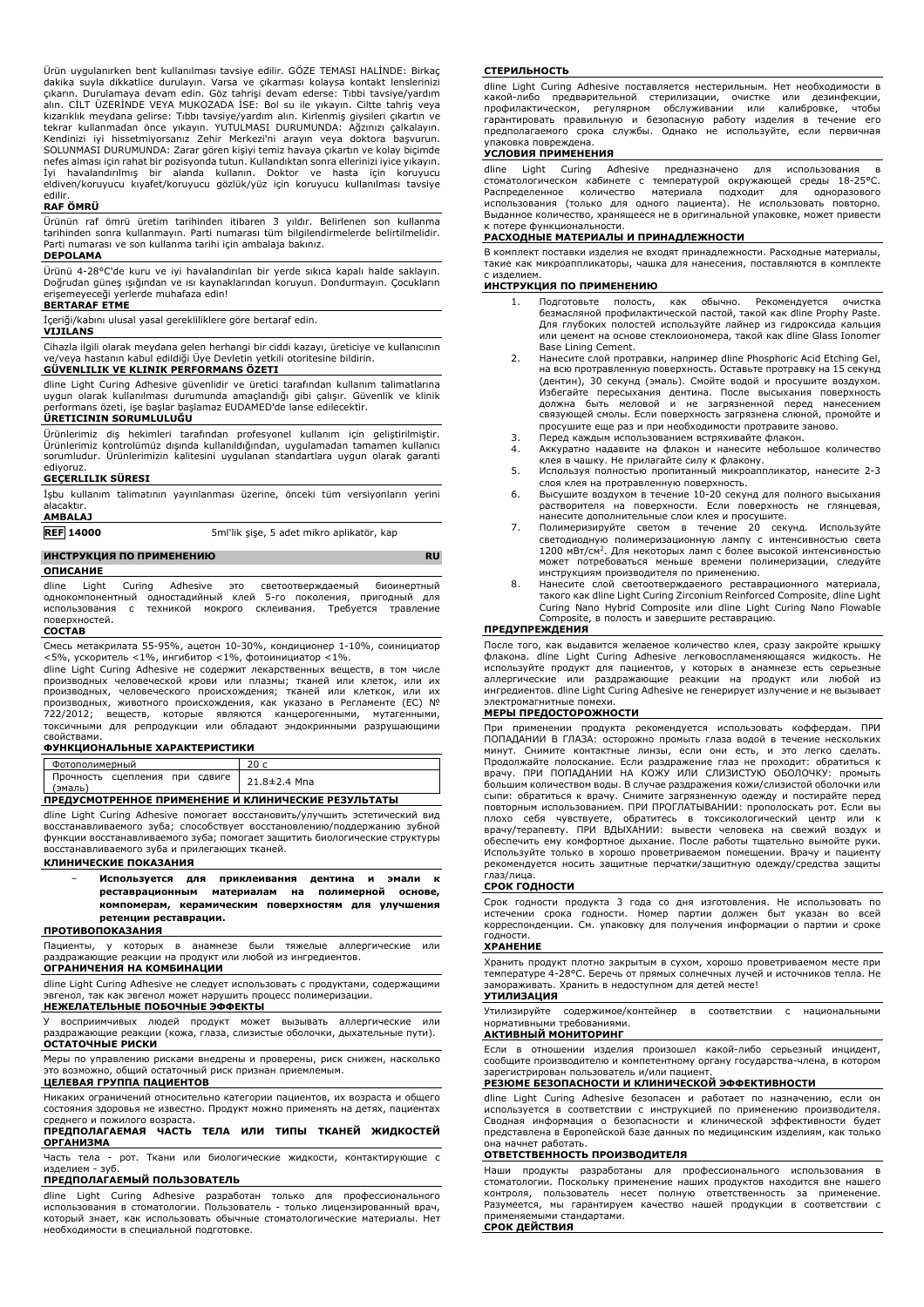Ürün uygulanırken bent kullanılması tavsiye edilir. GÖZE TEMASI HALİNDE: Birkaç dakika suyla dikkatlice durulayın. Varsa ve çıkarması kolaysa kontakt lenslerinizi çıkarın. Durulamaya devam edin. Göz tahrişi devam ederse: Tıbbi tavsiye/yardım alın. CİLT ÜZERİNDE VEYA MUKOZADA İSE: Bol su ile yıkayın. Ciltte tahriş veya kızarıklık meydana gelirse: Tıbbı tavsiye/yardım alın. Kirlenmiş giysileri çıkartın ve tekrar kullanmadan önce yıkayın. YUTULMASI DURUMUNDA: Ağzınızı çalkalayın. Kendinizi iyi hissetmiyorsanız Zehir Merkezi'ni arayın veya doktora başvurun. SOLUNMASI DURUMUNDA: Zarar gören kişiyi temiz havaya çıkartın ve kolay biçimde nefes alması için rahat bir pozisyonda tutun. Kullandıktan sonra ellerinizi iyice yıkayın. İyi havalandırılmış bir alanda kullanın. Doktor ve hasta için koruyucu eldiven/koruyucu kıyafet/koruyucu gözlük/yüz için koruyucu kullanılması tavsiye edilir.

**RAF ÖMRÜ**

Ürünün raf ömrü üretim tarihinden itibaren 3 yıldır. Belirlenen son kullanma tarihinden sonra kullanmayın. Parti numarası tüm bilgilendirmelerde belirtilmelidir. Parti numarası ve son kullanma tarihi için ambalaja bakınız.

**DEPOLAMA**

Ürünü 4-28°C'de kuru ve iyi havalandırılan bir yerde sıkıca kapalı halde saklayın. Doğrudan güneş ışığından ve ısı kaynaklarından koruyun. Dondurmayın. Çocukların erişemeyeceği yerlerde muhafaza edin!

**BERTARAF ETME**

İçeriği/kabını ulusal yasal gerekliliklere göre bertaraf edin.

**VIJILANS**

Cihazla ilgili olarak meydana gelen herhangi bir ciddi kazayı, üreticiye ve kullanıcının ve/veya hastanın kabul edildiği Üye Devletin yetkili otoritesine bildirin.

**GÜVENLILIK VE KLINIK PERFORMANS ÖZETI**

dline Light Curing Adhesive güvenlidir ve üretici tarafından kullanım talimatlarına uygun olarak kullanılması durumunda amaçlandığı gibi çalışır. Güvenlik ve klinik performans özeti, işe başlar başlamaz EUDAMED'de lanse edilecektir.

**ÜRETICININ SORUMLULUĞU**

Ürünlerimiz diş hekimleri tarafından profesyonel kullanım için geliştirilmiştir. Ürünlerimiz kontrolümüz dışında kullanıldığından, uygulamadan tamamen kullanıcı sorumludur. Ürünlerimizin kalitesini uygulanan standartlara uygun olarak garanti ediyoruz.

**GEÇERLILIK SÜRESI**

İşbu kullanım talimatının yayınlanması üzerine, önceki tüm versiyonların yerini alacaktır.

**AMBALAJ**

**REF 14000** 5ml'lik şişe, 5 adet mikro aplikatör, kap

## ИНСТРУКЦИЯ ПО ПРИМЕНЕНИЮ RU

**ОПИСАНИЕ**

dline Light Curing Adhesive это светоотверждаемый биоинертный однокомпонентный одностадийный клей 5-го поколения, пригодный для использования с техникой мокрого склеивания. Требуется травление поверхностей.

**СОСТАВ**

Смесь метакрилата 55-95%, ацетон 10-30%, кондиционер 1-10%, соинициатор <5%, ускоритель <1%, ингибитор <1%, фотоинициатор <1%.

dline Light Curing Adhesive не содержит лекарственных веществ, в том числе производных человеческой крови или плазмы; тканей или клеток, или их производных, человеческого происхождения; тканей или клеток, или их производных, животного происхождения, как указано в Регламенте (ЕС) № 722/2012; веществ, которые являются канцерогенными, мутагенными, токсичными для репродукции или обладают эндокринными разрушающими свойствами.

**ФУНКЦИОНАЛЬНЫЕ ХАРАКТЕРИСТИКИ**

| | |
|---|---|
| Фотополимерный | 20 с |
| Прочность сцепления при сдвиге (эмаль) | 21.8±2.4 Мпа |

**ПРЕДУСМОТРЕННОЕ ПРИМЕНЕНИЕ И КЛИНИЧЕСКИЕ РЕЗУЛЬТАТЫ**

dline Light Curing Adhesive помогает восстановить/улучшить эстетический вид восстанавливаемого зуба; способствует восстановлению/поддержанию зубной функции восстанавливаемого зуба; помогает защитить биологические структуры восстанавливаемого зуба и прилегающих тканей.

**КЛИНИЧЕСКИЕ ПОКАЗАНИЯ**

- **Используется для приклеивания дентина и эмали к реставрационным материалам на полимерной основе, компомерам, керамическим поверхностям для улучшения ретенции реставрации.**

**ПРОТИВОПОКАЗАНИЯ**

Пациенты, у которых в анамнезе были тяжелые аллергические или раздражающие реакции на продукт или любой из ингредиентов.

**ОГРАНИЧЕНИЯ НА КОМБИНАЦИИ**

dline Light Curing Adhesive не следует использовать с продуктами, содержащими эвгенол, так как эвгенол может нарушить процесс полимеризации.

**НЕЖЕЛАТЕЛЬНЫЕ ПОБОЧНЫЕ ЭФФЕКТЫ**

У восприимчивых людей продукт может вызывать аллергические или раздражающие реакции (кожа, глаза, слизистые оболочки, дыхательные пути).

**ОСТАТОЧНЫЕ РИСКИ**

Меры по управлению рисками внедрены и проверены, риск снижен, насколько это возможно, общий остаточный риск признан приемлемым.

**ЦЕЛЕВАЯ ГРУППА ПАЦИЕНТОВ**

Никаких ограничений относительно категории пациентов, их возраста и общего состояния здоровья не известно. Продукт можно применять на детях, пациентах среднего и пожилого возраста.

**ПРЕДПОЛАГАЕМАЯ ЧАСТЬ ТЕЛА ИЛИ ТИПЫ ТКАНЕЙ ЖИДКОСТЕЙ ОРГАНИЗМА**

Часть тела - рот. Ткани или биологические жидкости, контактирующие с изделием - зуб.

**ПРЕДПОЛАГАЕМЫЙ ПОЛЬЗОВАТЕЛЬ**

dline Light Curing Adhesive разработан только для профессионального использования в стоматологии. Пользователь - только лицензированный врач, который знает, как использовать обычные стоматологические материалы. Нет необходимости в специальной подготовке.

**СТЕРИЛЬНОСТЬ**

dline Light Curing Adhesive поставляется нестерильным. Нет необходимости в какой-либо предварительной стерилизации, очистке или дезинфекции, профилактическом, регулярном обслуживании или калибровке, чтобы гарантировать правильную и безопасную работу изделия в течение его предполагаемого срока службы. Однако не используйте, если первичная упаковка повреждена.

**УСЛОВИЯ ПРИМЕНЕНИЯ**

dline Light Curing Adhesive предназначено для использования в стоматологическом кабинете с температурой окружающей среды 18-25°C. Распределенное количество материала подходит для одноразового использования (только для одного пациента). Не использовать повторно. Выданное количество, хранящееся не в оригинальной упаковке, может привести к потере функциональности.

**РАСХОДНЫЕ МАТЕРИАЛЫ И ПРИНАДЛЕЖНОСТИ**

В комплект поставки изделия не входят принадлежности. Расходные материалы, такие как микроаппликаторы, чашка для нанесения, поставляются в комплекте с изделием.

**ИНСТРУКЦИЯ ПО ПРИМЕНЕНИЮ**

1. Подготовьте полость, как обычно. Рекомендуется очистка безмасляной профилактической пастой, такой как dline Prophy Paste. Для глубоких полостей используйте лайнер из гидроксида кальция или цемент на основе стеклоиономера, такой как dline Glass Ionomer Base Lining Cement.
2. Нанесите слой протравки, например dline Phosphoric Acid Etching Gel, на всю протравленную поверхность. Оставьте протравку на 15 секунд (дентин), 30 секунд (эмаль). Смойте водой и просушите воздухом. Избегайте пересыхания дентина. После высыхания поверхность должна быть меловой и не загрязненной перед нанесением связующей смолы. Если поверхность загрязнена слюной, промойте и просушите еще раз и при необходимости протравите заново.
3. Перед каждым использованием встряхивайте флакон.
4. Аккуратно надавите на флакон и нанесите небольшое количество клея в чашку. Не прилагайте силу к флакону.
5. Используя полностью пропитанный микроаппликатор, нанесите 2-3 слоя клея на протравленную поверхность.
6. Высушите воздухом в течение 10-20 секунд для полного высыхания растворителя на поверхности. Если поверхность не глянцевая, нанесите дополнительные слои клея и просушите.
7. Полимеризируйте светом в течение 20 секунд. Используйте светодиодную полимеризационную лампу с интенсивностью света 1200 мВт/см². Для некоторых ламп с более высокой интенсивностью может потребоваться меньше времени полимеризации, следуйте инструкциям производителя по применению.
8. Нанесите слой светоотверждаемого реставрационного материала, такого как dline Light Curing Zirconium Reinforced Composite, dline Light Curing Nano Hybrid Composite или dline Light Curing Nano Flowable Composite, в полость и завершите реставрацию.

**ПРЕДУПРЕЖДЕНИЯ**

После того, как выдавится желаемое количество клея, сразу закройте крышку флакона. dline Light Curing Adhesive легковоспламеняющаяся жидкость. Не используйте продукт для пациентов, у которых в анамнезе есть серьезные аллергические или раздражающие реакции на продукт или любой из ингредиентов. dline Light Curing Adhesive не генерирует излучение и не вызывает электромагнитные помехи.

**МЕРЫ ПРЕДОСТОРОЖНОСТИ**

При применении продукта рекомендуется использовать коффердам. ПРИ ПОПАДАНИИ В ГЛАЗА: осторожно промыть глаза водой в течение нескольких минут. Снимите контактные линзы, если они есть, и это легко сделать. Продолжайте полоскание. Если раздражение глаз не проходит: обратиться к врачу. ПРИ ПОПАДАНИИ НА КОЖУ ИЛИ СЛИЗИСТУЮ ОБОЛОЧКУ: промыть большим количеством воды. В случае раздражения кожи/слизистой оболочки или сыпи: обратиться к врачу. Снимите загрязненную одежду и постирайте перед повторным использованием. ПРИ ПРОГЛАТЫВАНИИ: прополоскать рот. Если вы плохо себя чувствуете, обратитесь в токсикологический центр или к врачу/терапевту. ПРИ ВДЫХАНИИ: вывести человека на свежий воздух и обеспечить ему комфортное дыхание. После работы тщательно вымойте руки. Используйте только в хорошо проветриваемом помещении. Врачу и пациенту рекомендуется носить защитные перчатки/защитную одежду/средства защиты глаз/лица.

**СРОК ГОДНОСТИ**

Срок годности продукта 3 года со дня изготовления. Не использовать по истечении срока годности. Номер партии должен быт указан во всей корреспонденции. См. упаковку для получения информации о партии и сроке годности.

**ХРАНЕНИЕ**

Хранить продукт плотно закрытым в сухом, хорошо проветриваемом месте при температуре 4-28°C. Беречь от прямых солнечных лучей и источников тепла. Не замораживать. Хранить в недоступном для детей месте!

**УТИЛИЗАЦИЯ**

Утилизируйте содержимое/контейнер в соответствии с национальными нормативными требованиями.

**АКТИВНЫЙ МОНИТОРИНГ**

Если в отношении изделия произошел какой-либо серьезный инцидент, сообщите производителю и компетентному органу государства-члена, в котором зарегистрирован пользователь и/или пациент.

**РЕЗЮМЕ БЕЗОПАСНОСТИ И КЛИНИЧЕСКОЙ ЭФФЕКТИВНОСТИ**

dline Light Curing Adhesive безопасен и работает по назначению, если он используется в соответствии с инструкцией по применению производителя. Сводная информация о безопасности и клинической эффективности будет представлена в Европейской базе данных по медицинским изделиям, как только она начнет работать.

**ОТВЕТСТВЕННОСТЬ ПРОИЗВОДИТЕЛЯ**

Наши продукты разработаны для профессионального использования в стоматологии. Поскольку применение наших продуктов находится вне нашего контроля, пользователь несет полную ответственность за применение. Разумеется, мы гарантируем качество нашей продукции в соответствии с применяемыми стандартами.

**СРОК ДЕЙСТВИЯ**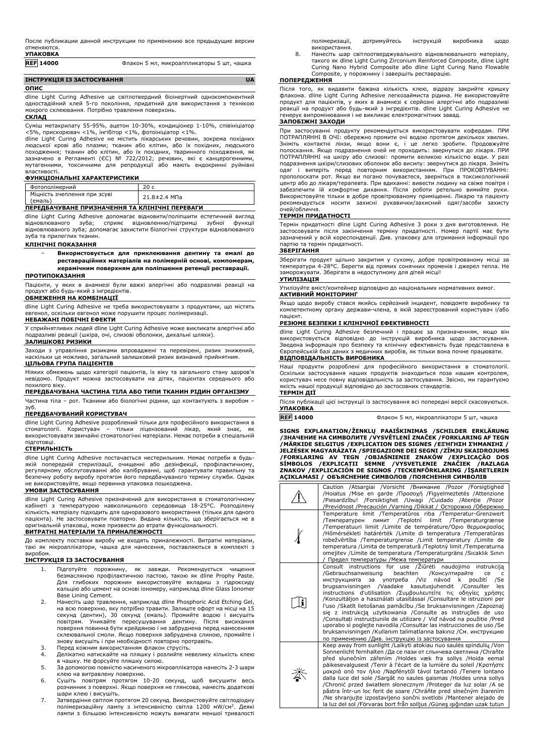После публикации данной инструкции по применению все предыдущие версии отменяются.

**УПАКОВКА**

| | |
|---|---|
| **REF 14000** | Флакон 5 мл, микроаппликаторы 5 шт, чашка |

## ІНСТРУКЦІЯ ІЗ ЗАСТОСУВАННЯ UA

**ОПИС**

dline Light Curing Adhesive це світлотвердний біоінертний однокомпонентний одностадійний клей 5-го покоління, придатний для використання з технікою мокрого склеювання. Потрібно травлення поверхонь.

**СКЛАД**

Суміш метакрилату 55-95%, ацетон 10-30%, кондиціонер 1-10%, співініціатор <5%, прискорювач <1%, інгібітор <1%, фотоініціатор <1%.

dline Light Curing Adhesive не містить лікарських речовин, зокрема похідних людської крові або плазми; тканин або клітин, або їх похідних, людського походження; тканин або клітин, або їх похідних, тваринного походження, як зазначено в Регламенті (ЄС) № 722/2012; речовин, які є канцерогенними, мутагенними, токсичними для репродукції або мають ендокринні руйнівні властивості.

**ФУНКЦІОНАЛЬНІ ХАРАКТЕРИСТИКИ**

| | |
|---|---|
| Фотополімерний | 20 с |
| Міцність зчеплення при зсуві (емаль) | 21.8±2.4 МПа |

**ПЕРЕДБАЧУВАНЕ ПРИЗНАЧЕННЯ ТА КЛІНІЧНІ ПЕРЕВАГИ**

dline Light Curing Adhesive допомагає відновити/поліпшити естетичний вигляд відновлюваного зуба; сприяє відновленню/підтримці зубної функції відновлюваного зуба; допомагає захистити біологічні структури відновлюваного зуба та прилеглих тканин.

**КЛІНІЧНІ ПОКАЗАННЯ**

- **Використовується для приклеювання дентину та емалі до реставраційних матеріалів на полімерній основі, компомерам, керамічним поверхням для поліпшення ретенції реставрації.**

**ПРОТИПОКАЗАННЯ**

Пацієнти, у яких в анамнезі були важкі алергічні або подразливі реакції на продукт або будь-який з інгредієнтів.

**ОБМЕЖЕННЯ НА КОМБІНАЦІЇ**

dline Light Curing Adhesive не треба використовувати з продуктами, що містять евгенол, оскільки евгенол може порушити процес полімеризації.

**НЕБАЖАНІ ПОБІЧНІ ЕФЕКТИ**

У сприйнятливих людей dline Light Curing Adhesive може викликати алергічні або подразливі реакції (шкіра, очі, слизові оболонки, дихальні шляхи).

**ЗАЛИШКОВІ РИЗИКИ**

Заходи з управління ризиками впроваджені та перевірені, ризик знижений, наскільки це можливо, загальний залишковий ризик визнаний прийнятним.

**ЦІЛЬОВА ГРУПА ПАЦІЄНТІВ**

Ніяких обмежень щодо категорії пацієнтів, їх віку та загального стану здоров'я невідомо. Продукт можна застосовувати на дітях, пацієнтах середнього або похилого віку.

**ПЕРЕДБАЧУВАНА ЧАСТИНА ТІЛА АБО ТИПИ ТКАНИН РІДИН ОРГАНІЗМУ**

Частина тіла – рот. Тканини або біологічні рідини, що контактують з виробом – зуб.

**ПЕРЕДБАЧУВАНИЙ КОРИСТУВАЧ**

dline Light Curing Adhesive розроблений тільки для професійного використання в стоматології. Користувач – тільки ліцензований лікар, який знає, як використовувати звичайні стоматологічні матеріали. Немає потреби в спеціальній підготовці.

**СТЕРИЛЬНІСТЬ**

dline Light Curing Adhesive постачається нестерильним. Немає потреби в будь-якій попередній стерилізації, очищенні або дезінфекції, профілактичному, регулярному обслуговуванні або калібруванні, щоб гарантувати правильну та безпечну роботу виробу протягом його передбачуваного терміну служби. Однак не використовуйте, якщо первинна упаковка пошкоджена.

**УМОВИ ЗАСТОСУВАННЯ**

dline Light Curing Adhesive призначений для використання в стоматологічному кабінеті з температурою навколишнього середовища 18-25°C. Розподілену кількість матеріалу підходить для одноразового використання (тільки для одного пацієнта). Не застосовувати повторно. Видана кількість, що зберігається не в оригінальній упаковці, може призвести до втрати функціональності.

**ВИТРАТНІ МАТЕРІАЛИ ТА ПРИНАЛЕЖНОСТІ**

До комплекту поставки виробу не входять приналежності. Витратні матеріали, такі як мікроаплікатори, чашка для нанесення, поставляються в комплекті з виробом.

**ІНСТРУКЦІЯ ІЗ ЗАСТОСУВАННЯ**

1. Підготуйте порожнину, як завжди. Рекомендується чищення безмасляною профілактичною пастою, такою як dline Prophy Paste. Для глибоких порожнин використовуйте вкладиш з гідроксиду кальцію або цемент на основі іономеру, наприклад dline Glass Ionomer Base Lining Cement.
2. Нанесіть шар травлення, наприклад dline Phosphoric Acid Etching Gel, на всю поверхню, яку потрібно травити. Залиште офорт на місці на 15 секунд (дентин), 30 секунд (емаль). Промийте водою і висушіть повітрям. Уникайте пересушування дентину. Після висихання поверхня повинна бути крейдяною і не забрудненою перед нанесенням склеювальної смоли. Якщо поверхня забруднена слиною, промийте і знову висушіть і при необхідності повторно протравіть.
3. Перед кожним використанням флакон струсіть.
4. Делікатно натискайте на пляшку і розлийте невелику кількість клею в чашку. Не форсуйте пляшку силою.
5. За допомогою повністю насиченого мікроаплікатора нанесіть 2-3 шари клею на витравлену поверхню.
6. Сушіть повітрям протягом 10-20 секунд, щоб висушити весь розчинник з поверхні. Якщо поверхня не глянсова, нанесіть додаткові шари клею і висушіть.
7. Затвердіння світлом протягом 20 секунд. Використовуйте світлодіодну полімеризаційну лампу з інтенсивністю світла 1200 мВ/см². Деякі лампи з більшою інтенсивністю можуть вимагати меншої тривалості полімеризації, дотримуйтесь інструкцій виробника щодо використання.
8. Нанесіть шар світлотверджувального відновлювального матеріалу, такого як dline Light Curing Zirconium Reinforced Composite, dline Light Curing Nano Hybrid Composite або dline Light Curing Nano Flowable Composite, у порожнину і завершіть реставрацію.

**ПОПЕРЕДЖЕННЯ**

Після того, як видавити бажана кількість клею, відразу закрийте кришку флакона. dline Light Curing Adhesive легкозаймиста рідина. Не використовуйте продукт для пацієнтів, у яких в анамнезі є серйозні алергічні або подразливі реакції на продукт або будь-який з інгредієнтів. dline Light Curing Adhesive не генерує випромінювання і не викликає електромагнітних завад.

**ЗАПОБІЖНІ ЗАХОДИ**

При застосуванні продукту рекомендується використовувати кофердам. ПРИ ПОТРАПЛЯННІ В ОЧІ: обережно промити очі водою протягом декількох хвилин. Зніміть контактні лінзи, якщо вони є, і це легко зробити. Продовжуйте полоскання. Якщо подразнення очей не проходить: звернутися до лікаря. ПРИ ПОТРАПЛЯННІ на шкіру або слизові: промити великою кількістю води. У разі подразнення шкіри/слизових оболонок або висипу: звернутися до лікаря. Зніміть одяг і виперіть перед повторним використанням. При ПРОКОВТУВАННІ: прополоскати рот. Якщо ви погано почуваєтеся, зверніться в токсикологічний центр або до лікаря/терапевта. При вдиханні: вивести людину на свіже повітря і забезпечити їй комфортне дихання. Після роботи ретельно вимийте руки. Використовуйте тільки в добре провітрюваному приміщенні. Лікарю та пацієнту рекомендується носити захисні рукавички/захисний одяг/засоби захисту очей/обличчя.

**ТЕРМІН ПРИДАТНОСТІ**

Термін придатності dline Light Curing Adhesive 3 роки з дня виготовлення. Не застосовувати після закінчення терміну придатності. Номер партії має бути зазначений у всій кореспонденції. Див. упаковку для отримання інформації про партію та термін придатності.

**ЗБЕРІГАННЯ**

Зберігати продукт щільно закритим у сухому, добре провітрюваному місці за температури 4-28°C. Берегти від прямих сонячних променів і джерел тепла. Не заморожувати. Зберігати в недоступному для дітей місці!

**УТИЛІЗАЦІЯ**

Утилізуйте вміст/контейнер відповідно до національних нормативних вимог.

**АКТИВНИЙ МОНІТОРИНГ**

Якщо щодо виробу стався якийсь серйозний інцидент, повідомте виробнику та компетентному органу держави-члена, в якій зареєстрований користувач і/або пацієнт.

**РЕЗЮМЕ БЕЗПЕКИ І КЛІНІЧНОЇ ЕФЕКТИВНОСТІ**

dline Light Curing Adhesive безпечний і працює за призначенням, якщо він використовується відповідно до інструкцій виробника щодо застосування. Зведена інформація про безпеку та клінічну ефективність буде представлена в Європейській базі даних з медичних виробів, як тільки вона почне працювати.

**ВІДПОВІДАЛЬНІСТЬ ВИРОБНИКА**

Наші продукти розроблені для професійного використання в стоматології. Оскільки застосування наших продуктів знаходиться поза нашим контролем, користувач несе повну відповідальність за застосування. Звісно, ми гарантуємо якість нашої продукції відповідно до застосовних стандартів.

**ТЕРМІН ДІЇ**

Після публікації цієї інструкції із застосування всі попередні версії скасовуються.

**УПАКОВКА**

| | |
|---|---|
| **REF 14000** | Флакон 5 мл, мікроаплікатори 5 шт, чашка |

**SIGNS EXPLANATION/ŽENKLŲ PAAIŠKINIMAS /ЗНАЧЕНИЕ НА СИМВОЛИТЕ /VYSVĚTLENÍ ZNAČEK /SCHILDER ERKLÄRUNG /FORKLARING AF TEGN /MÄRKIDE SELGITUS /EXPLICATION DES SIGNES /ΕΞΗΓΗΣΗ ΣΗΜΑΝΣΗΣ / JELZÉSEK MAGYARÁZATA /SPIEGAZIONE DEI SEGNI /ZĪMJU SKAIDROJUMS /FORKLARING AV TEGN /OBJAŚNIENIE ZNAKÓW /EXPLICAÇÃO DOS SÍMBOLOS /EXPLICAȚII SEMNE /VYSVETLENIE ZNAČIEK /RAZLAGA ZNAKOV /EXPLICACIÓN DE SIGNOS /TECKENFÖRKLARING /İŞARETLERIN AÇIKLAMASI / ОБЪЯСНЕНИЕ СИМВОЛОВ /ПОЯСНЕННЯ СИМВОЛІВ**

| | |
|---|---|
| ⚠ | Caution /Atsargiai /Vorsicht /Внимание /Pozor /Forsigtighed /Hoiatus /Mise en garde /Προσοχή /Figyelmeztetés /Attenzione /Piesardzību! /Forsiktighet /Uwagi /Cuidado /Atenție /Pozor /Previdnost /Precaución /Varning /Dikkat / Осторожно /Обережно |
| 🌡 | Temperature limit /Temperatūros riba /Temperatur-Grenzwert /Температурен лимит /Teplotní limit /Temperaturgrænse /Temperatuuri limiit /Limite de température/Όριο θερμοκρασίας /Hőmérsékleti határérték /Limite di temperatura /Temperatūras robežvērtība /Temperaturgrense /Limit temperatury /Limite de temperatura /Limita de temperatură /Teplotný limit /Temperaturna omejitev /Límite de temperatura /Temperaturgräns /Sıcaklık Sınırı / Предел температуры /Межа температури |
| 📖 | Consult instructions for use /Žiūrėti naudojimo instrukciją /Gebrauchsanweisung beachten /Консултирайте се с инструкцията за употреба /Viz návod k použití /Se brugsanvisningen /Vaadake kasutusjuhendit /Consulter les instructions d'utilisation /Συμβουλευτείτε τις οδηγίες χρήσης /Konzultáljon a használati utasítással /Consultare le istruzioni per l'uso /Skatīt lietošanas pamācību /Se bruksanvisningen /Zapoznaj się z instrukcją użytkowania /Consulte as instruções de uso /Consultați instrucțiunile de utilizare / Viď návod na použitie /Pred uporabo si poglejte navodila /Consultar las instrucciones de uso /Se bruksanvisningen /Kullanım talimatlarına bakınız /См. инструкцию по применению /Див. інструкцію із застосування |
| ☀ | Keep away from sunlight /Laikyti atokiau nuo saulės spindulių /Von Sonnenlicht fernhalten /Да се пази от слънчева светлина /Chraňte před slunečním zářením /Holdes væk fra sollys /Hoida eemal päikesevalgusest /Tenir à l'écart de la lumière du soleil /Κρατήστε μακριά από τον ήλιο /Napfénytől távol tartandó /Tenere lontano dalla luce del sole /Sargāt no saules gaismas /Holdes unna sollys /Chronić przed światłem słonecznym /Proteger da luz solar /A se păstra într-un loc ferit de soare /Chrániť pred slnečným žiarením /Ne shranjujte izpostavljeno sončni svetlobi /Mantener alejado de la luz del sol /Förvaras bort från solljus /Güneş ışığından uzak tutun |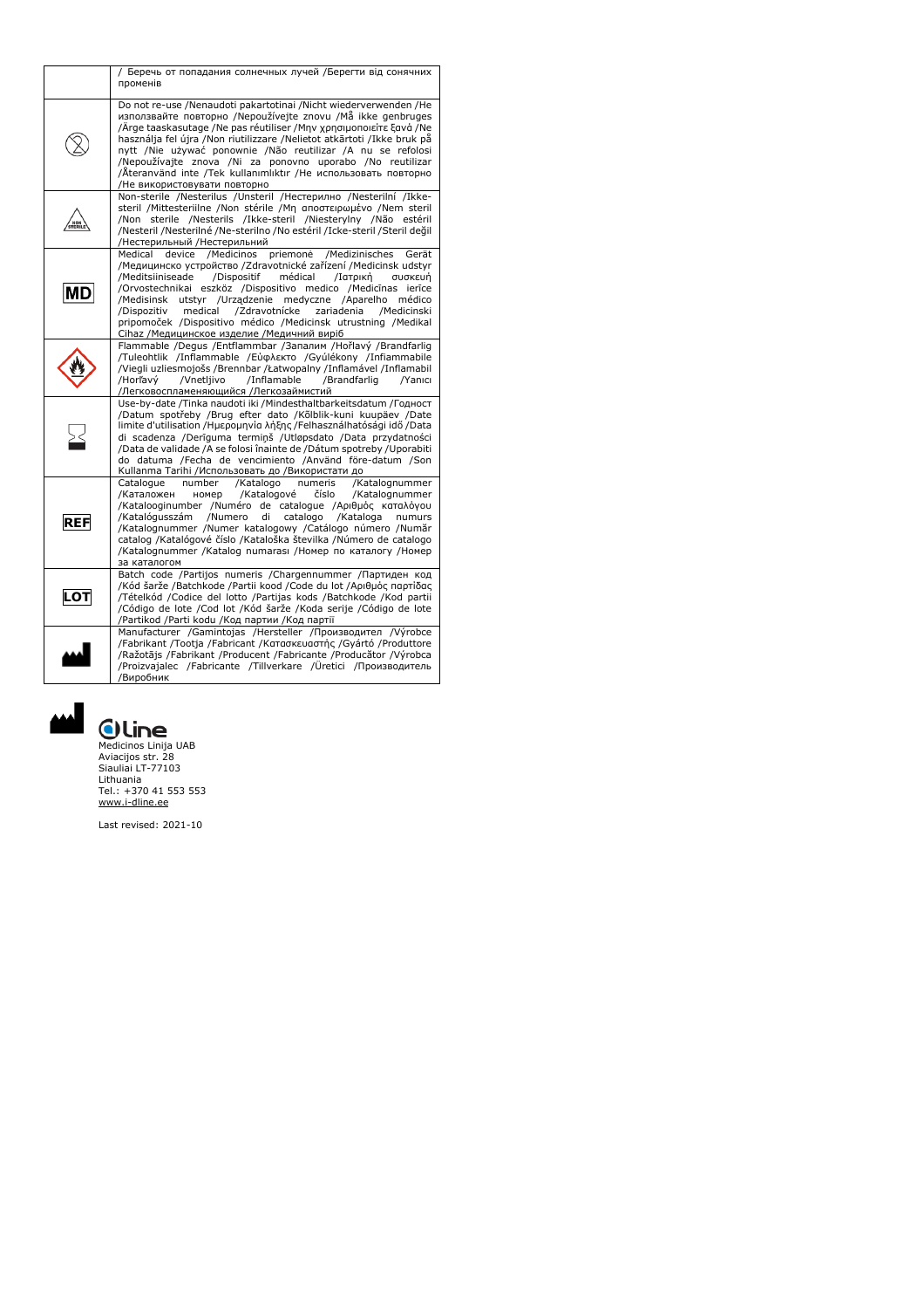| | |
|---|---|
| | / Беречь от попадания солнечных лучей /Берегти від сонячних променів |
| | Do not re-use /Nenaudoti pakartotinai /Nicht wiederverwenden /Не използвайте повторно /Nepoužívejte znovu /Må ikke genbruges /Ärge taaskasutage /Ne pas réutiliser /Μην χρησιμοποιείτε ξανά /Ne használja fel újra /Non riutilizzare /Nelietot atkārtoti /Ikke bruk på nytt /Nie używać ponownie /Não reutilizar /A nu se refolosi /Nepoužívajte znova /Ni za ponovno uporabo /No reutilizar /Återanvänd inte /Tek kullanımlıktır /Не использовать повторно /Не використовувати повторно |
| | Non-sterile /Nesterilus /Unsteril /Нестерилно /Nesterilní /Ikke-steril /Mittesteriilne /Non stérile /Μη αποστειρωμένο /Nem steril /Non sterile /Nesterils /Ikke-steril /Niesterylny /Não estéril /Nesteril /Nesterilné /Ne-sterilno /No estéril /Icke-steril /Steril değil /Нестерильный /Нестерильний |
| MD | Medical device /Medicinos priemonė /Medizinisches Gerät /Медицинско устройство /Zdravotnické zařízení /Medicinsk udstyr /Meditsiiniseade /Dispositif médical /Ιατρική συσκευή /Orvostechnikai eszköz /Dispositivo medico /Medicīnas ierīce /Medisinsk utstyr /Urządzenie medyczne /Aparelho médico /Dispozitiv medical /Zdravotnícke zariadenia /Medicinski pripomoček /Dispositivo médico /Medicinsk utrustning /Medikal Cihaz /Медицинское изделие /Медичний виріб |
| | Flammable /Degus /Entflammbar /Запалим /Hořlavý /Brandfarlig /Tuleohtlik /Inflammable /Εύφλεκτο /Gyúlékony /Infiammabile /Viegli uzliesmojošs /Brennbar /Łatwopalny /Inflamável /Inflamabil /Horľavý /Vnetljivo /Inflamable /Brandfarlig /Yanıcı /Легковоспламеняющийся /Легкозаймистий |
| | Use-by-date /Tinka naudoti iki /Mindesthaltbarkeitsdatum /Годност /Datum spotřeby /Brug efter dato /Kõlblik-kuni kuupäev /Date limite d'utilisation /Ημερομηνία λήξης /Felhasználhatósági idő /Data di scadenza /Derīguma termiņš /Utløpsdato /Data przydatności /Data de validade /A se folosi înainte de /Dátum spotreby /Uporabiti do datuma /Fecha de vencimiento /Använd före-datum /Son Kullanma Tarihi /Использовать до /Використати до |
| REF | Catalogue number /Katalogo numeris /Katalognummer /Каталожен номер /Katalogové číslo /Katalognummer /Katalooginumber /Numéro de catalogue /Αριθμός καταλόγου /Katalógusszám /Numero di catalogo /Kataloga numurs /Katalognummer /Numer katalogowy /Catálogo número /Număr catalog /Katalógové číslo /Kataloška številka /Número de catalogo /Katalognummer /Katalog numarası /Номер по каталогу /Номер за каталогом |
| LOT | Batch code /Partijos numeris /Chargennummer /Партиден код /Kód šarže /Batchkode /Partii kood /Code du lot /Αριθμός παρτίδας /Tételkód /Codice del lotto /Partijas kods /Batchkode /Kod partii /Código de lote /Cod lot /Kód šarže /Koda serije /Código de lote /Partikod /Parti kodu /Код партии /Код партії |
| | Manufacturer /Gamintojas /Hersteller /Производител /Výrobce /Fabrikant /Tootja /Fabricant /Κατασκευαστής /Gyártó /Produttore /Ražotājs /Fabrikant /Producent /Fabricante /Producător /Výrobca /Proizvajalec /Fabricante /Tillverkare /Üretici /Производитель /Виробник |

Line

Medicinos Linija UAB
Aviacijos str. 28
Siauliai LT-77103
Lithuania
Tel.: +370 41 553 553
www.i-dline.ee

Last revised: 2021-10